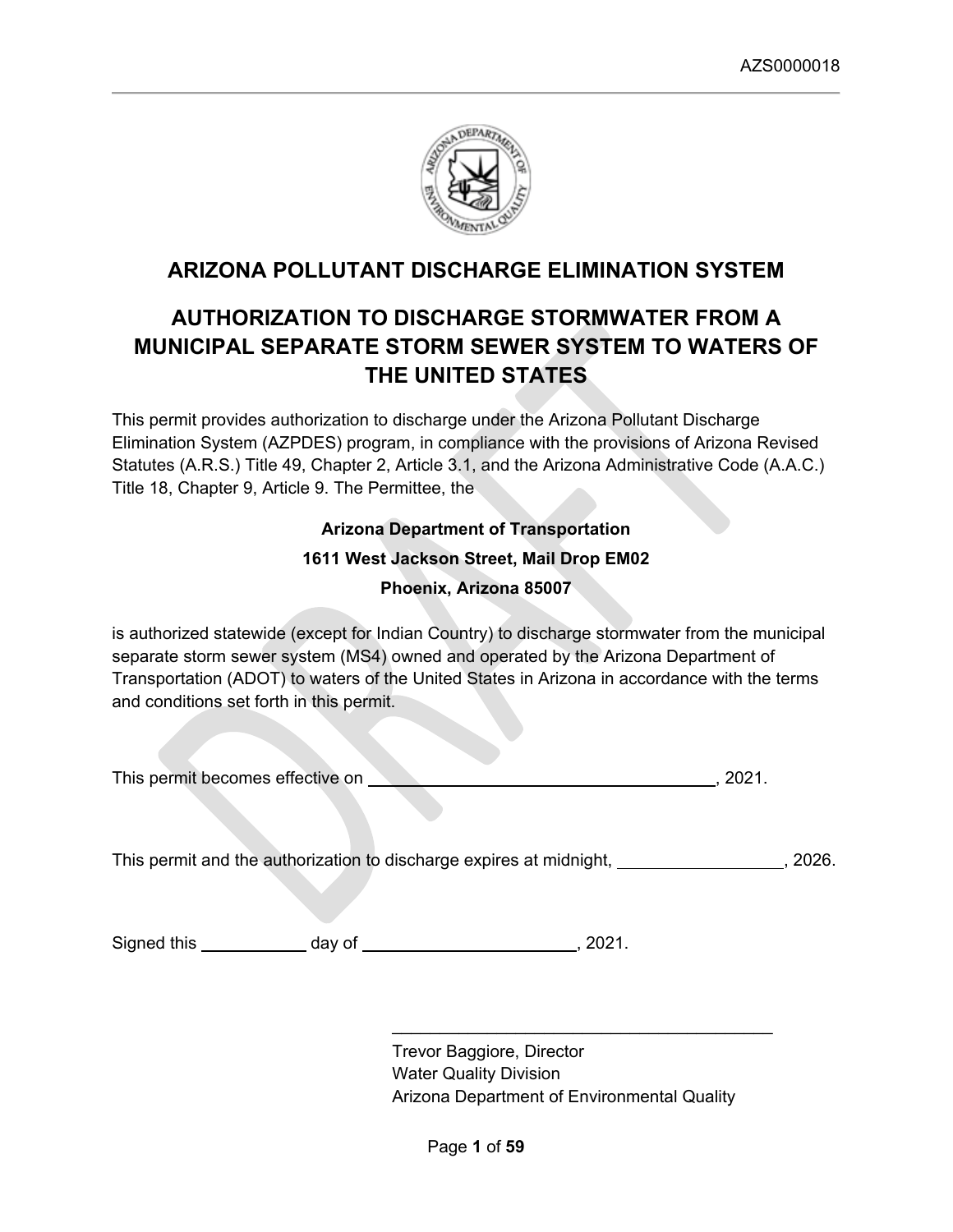AZS0000018

# ARIZONA POLLUTANT DISCHARGE ELIMINATION SYSTEM

## AUTHORIZATION TO DISCHARGE STORMWATER FROM A MUNICIPAL SEPARATE STORM SEWER SYSTEM TO WATERS OF THE UNITED STATES

This permit provides authorization to discharge under the Arizona Pollutant Discharge Elimination System (AZPDES) program, in compliance with the provisions of Arizona Revised Statutes (A.R.S.) Title 49, Chapter 2, Article 3.1, and the Arizona Administrative Code (A.A.C.) Title 18, Chapter 9, Article 9. The Permittee, the

**Arizona Department of Transportation**

**1611 West Jackson Street, Mail Drop EM02**

**Phoenix, Arizona 85007**

is authorized statewide (except for Indian Country) to discharge stormwater from the municipal separate storm sewer system (MS4) owned and operated by the Arizona Department of Transportation (ADOT) to waters of the United States in Arizona in accordance with the terms and conditions set forth in this permit.

This permit becomes effective on ______________________________, 2021.

This permit and the authorization to discharge expires at midnight, ______________, 2026.

Signed this __________ day of ____________________, 2021.

\_\_\_\_\_\_\_\_\_\_\_\_\_\_\_\_\_\_\_\_\_\_\_\_\_\_\_\_\_\_\_\_\_\_\_\_

Trevor Baggiore, Director
Water Quality Division
Arizona Department of Environmental Quality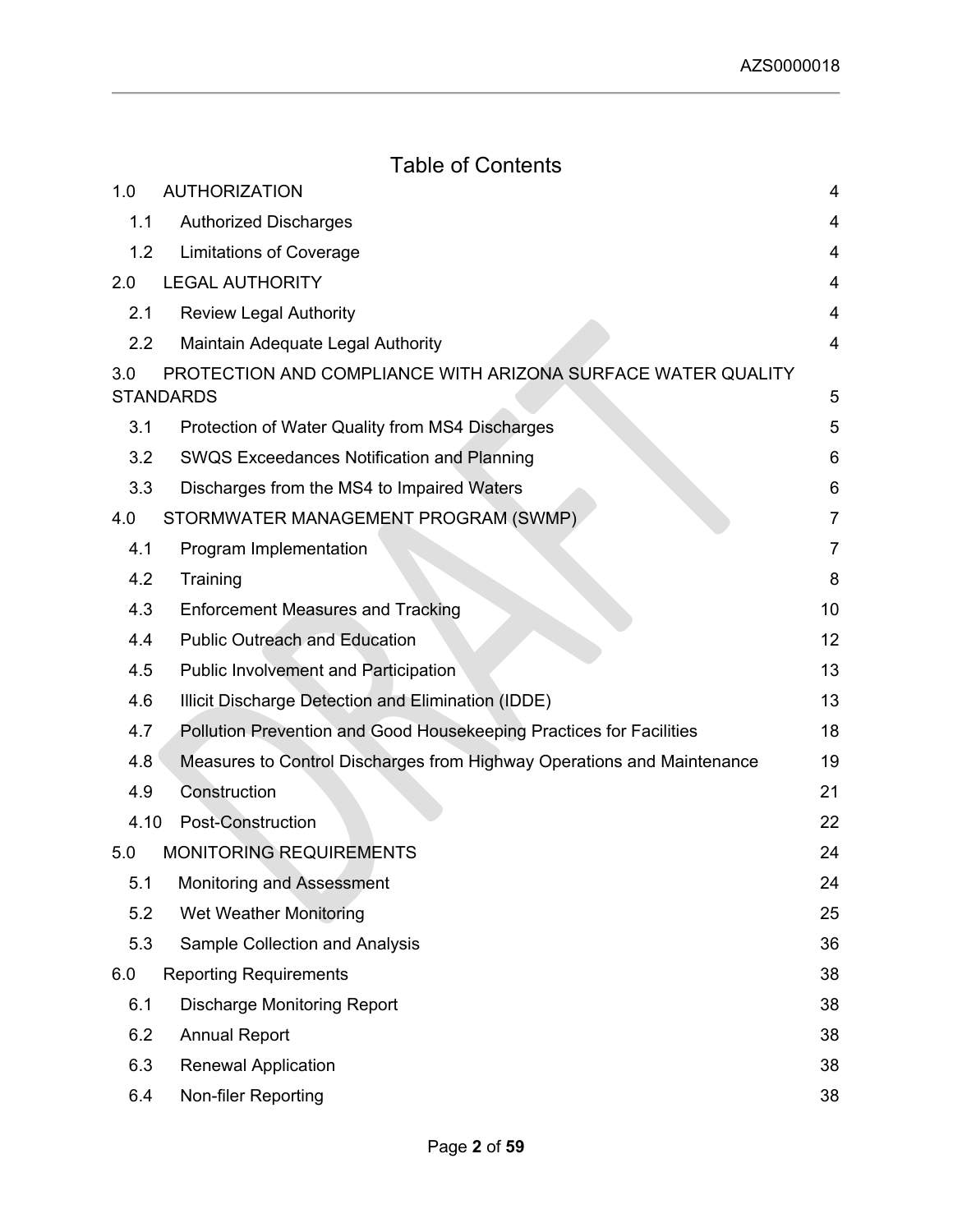# Table of Contents

| | | |
|---|---|---|
| 1.0 | AUTHORIZATION | 4 |
| 1.1 | Authorized Discharges | 4 |
| 1.2 | Limitations of Coverage | 4 |
| 2.0 | LEGAL AUTHORITY | 4 |
| 2.1 | Review Legal Authority | 4 |
| 2.2 | Maintain Adequate Legal Authority | 4 |
| 3.0 | PROTECTION AND COMPLIANCE WITH ARIZONA SURFACE WATER QUALITY STANDARDS | 5 |
| 3.1 | Protection of Water Quality from MS4 Discharges | 5 |
| 3.2 | SWQS Exceedances Notification and Planning | 6 |
| 3.3 | Discharges from the MS4 to Impaired Waters | 6 |
| 4.0 | STORMWATER MANAGEMENT PROGRAM (SWMP) | 7 |
| 4.1 | Program Implementation | 7 |
| 4.2 | Training | 8 |
| 4.3 | Enforcement Measures and Tracking | 10 |
| 4.4 | Public Outreach and Education | 12 |
| 4.5 | Public Involvement and Participation | 13 |
| 4.6 | Illicit Discharge Detection and Elimination (IDDE) | 13 |
| 4.7 | Pollution Prevention and Good Housekeeping Practices for Facilities | 18 |
| 4.8 | Measures to Control Discharges from Highway Operations and Maintenance | 19 |
| 4.9 | Construction | 21 |
| 4.10 | Post-Construction | 22 |
| 5.0 | MONITORING REQUIREMENTS | 24 |
| 5.1 | Monitoring and Assessment | 24 |
| 5.2 | Wet Weather Monitoring | 25 |
| 5.3 | Sample Collection and Analysis | 36 |
| 6.0 | Reporting Requirements | 38 |
| 6.1 | Discharge Monitoring Report | 38 |
| 6.2 | Annual Report | 38 |
| 6.3 | Renewal Application | 38 |
| 6.4 | Non-filer Reporting | 38 |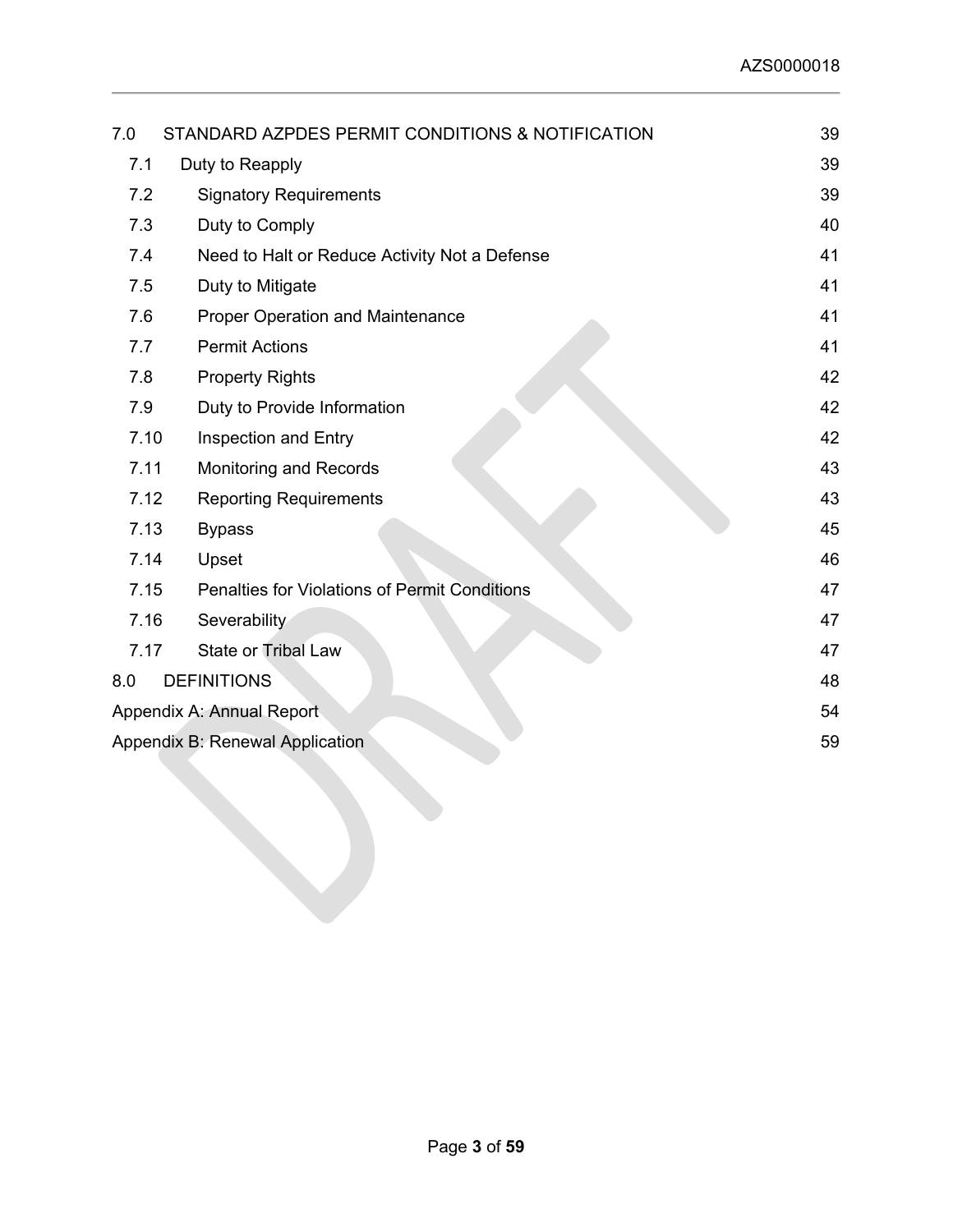| | | |
|---|---|---|
| 7.0 | STANDARD AZPDES PERMIT CONDITIONS & NOTIFICATION | 39 |
| 7.1 | Duty to Reapply | 39 |
| 7.2 | Signatory Requirements | 39 |
| 7.3 | Duty to Comply | 40 |
| 7.4 | Need to Halt or Reduce Activity Not a Defense | 41 |
| 7.5 | Duty to Mitigate | 41 |
| 7.6 | Proper Operation and Maintenance | 41 |
| 7.7 | Permit Actions | 41 |
| 7.8 | Property Rights | 42 |
| 7.9 | Duty to Provide Information | 42 |
| 7.10 | Inspection and Entry | 42 |
| 7.11 | Monitoring and Records | 43 |
| 7.12 | Reporting Requirements | 43 |
| 7.13 | Bypass | 45 |
| 7.14 | Upset | 46 |
| 7.15 | Penalties for Violations of Permit Conditions | 47 |
| 7.16 | Severability | 47 |
| 7.17 | State or Tribal Law | 47 |
| 8.0 | DEFINITIONS | 48 |
| Appendix A: Annual Report | | 54 |
| Appendix B: Renewal Application | | 59 |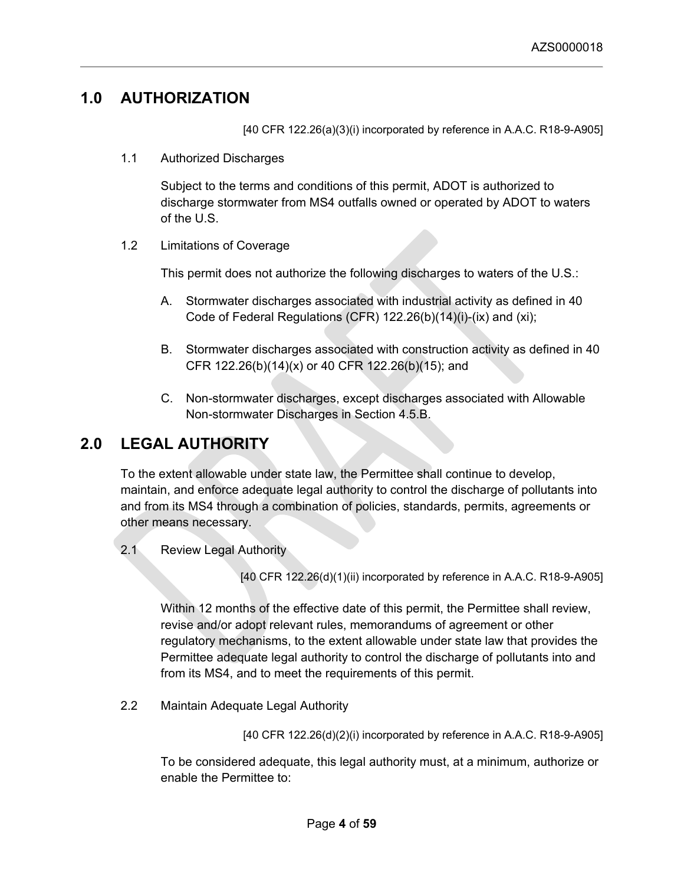## 1.0 AUTHORIZATION

[40 CFR 122.26(a)(3)(i) incorporated by reference in A.A.C. R18-9-A905]

### 1.1 Authorized Discharges

Subject to the terms and conditions of this permit, ADOT is authorized to discharge stormwater from MS4 outfalls owned or operated by ADOT to waters of the U.S.

### 1.2 Limitations of Coverage

This permit does not authorize the following discharges to waters of the U.S.:

A. Stormwater discharges associated with industrial activity as defined in 40 Code of Federal Regulations (CFR) 122.26(b)(14)(i)-(ix) and (xi);

B. Stormwater discharges associated with construction activity as defined in 40 CFR 122.26(b)(14)(x) or 40 CFR 122.26(b)(15); and

C. Non-stormwater discharges, except discharges associated with Allowable Non-stormwater Discharges in Section 4.5.B.

## 2.0 LEGAL AUTHORITY

To the extent allowable under state law, the Permittee shall continue to develop, maintain, and enforce adequate legal authority to control the discharge of pollutants into and from its MS4 through a combination of policies, standards, permits, agreements or other means necessary.

### 2.1 Review Legal Authority

[40 CFR 122.26(d)(1)(ii) incorporated by reference in A.A.C. R18-9-A905]

Within 12 months of the effective date of this permit, the Permittee shall review, revise and/or adopt relevant rules, memorandums of agreement or other regulatory mechanisms, to the extent allowable under state law that provides the Permittee adequate legal authority to control the discharge of pollutants into and from its MS4, and to meet the requirements of this permit.

### 2.2 Maintain Adequate Legal Authority

[40 CFR 122.26(d)(2)(i) incorporated by reference in A.A.C. R18-9-A905]

To be considered adequate, this legal authority must, at a minimum, authorize or enable the Permittee to: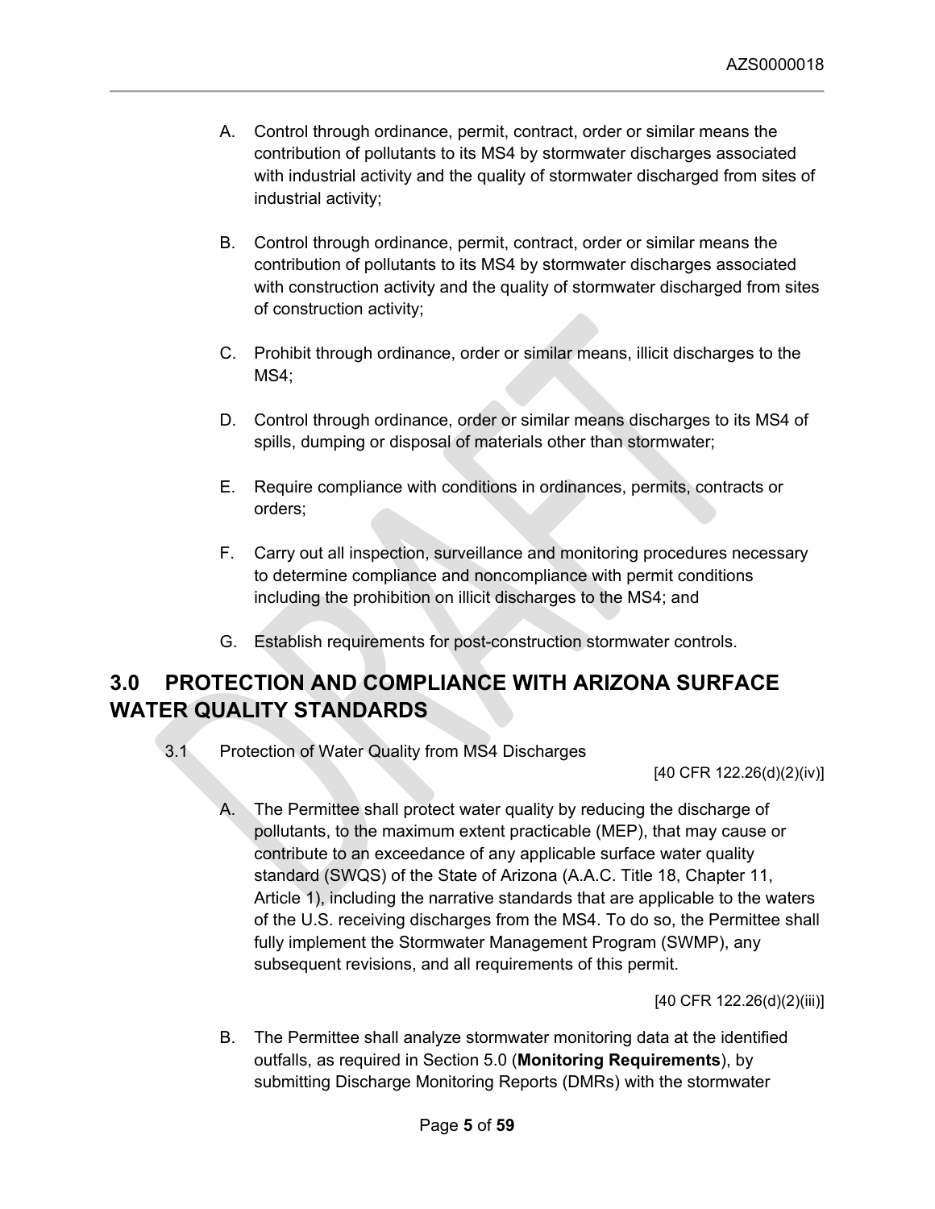A. Control through ordinance, permit, contract, order or similar means the contribution of pollutants to its MS4 by stormwater discharges associated with industrial activity and the quality of stormwater discharged from sites of industrial activity;

B. Control through ordinance, permit, contract, order or similar means the contribution of pollutants to its MS4 by stormwater discharges associated with construction activity and the quality of stormwater discharged from sites of construction activity;

C. Prohibit through ordinance, order or similar means, illicit discharges to the MS4;

D. Control through ordinance, order or similar means discharges to its MS4 of spills, dumping or disposal of materials other than stormwater;

E. Require compliance with conditions in ordinances, permits, contracts or orders;

F. Carry out all inspection, surveillance and monitoring procedures necessary to determine compliance and noncompliance with permit conditions including the prohibition on illicit discharges to the MS4; and

G. Establish requirements for post-construction stormwater controls.

# 3.0 PROTECTION AND COMPLIANCE WITH ARIZONA SURFACE WATER QUALITY STANDARDS

3.1 Protection of Water Quality from MS4 Discharges

[40 CFR 122.26(d)(2)(iv)]

A. The Permittee shall protect water quality by reducing the discharge of pollutants, to the maximum extent practicable (MEP), that may cause or contribute to an exceedance of any applicable surface water quality standard (SWQS) of the State of Arizona (A.A.C. Title 18, Chapter 11, Article 1), including the narrative standards that are applicable to the waters of the U.S. receiving discharges from the MS4. To do so, the Permittee shall fully implement the Stormwater Management Program (SWMP), any subsequent revisions, and all requirements of this permit.

[40 CFR 122.26(d)(2)(iii)]

B. The Permittee shall analyze stormwater monitoring data at the identified outfalls, as required in Section 5.0 (**Monitoring Requirements**), by submitting Discharge Monitoring Reports (DMRs) with the stormwater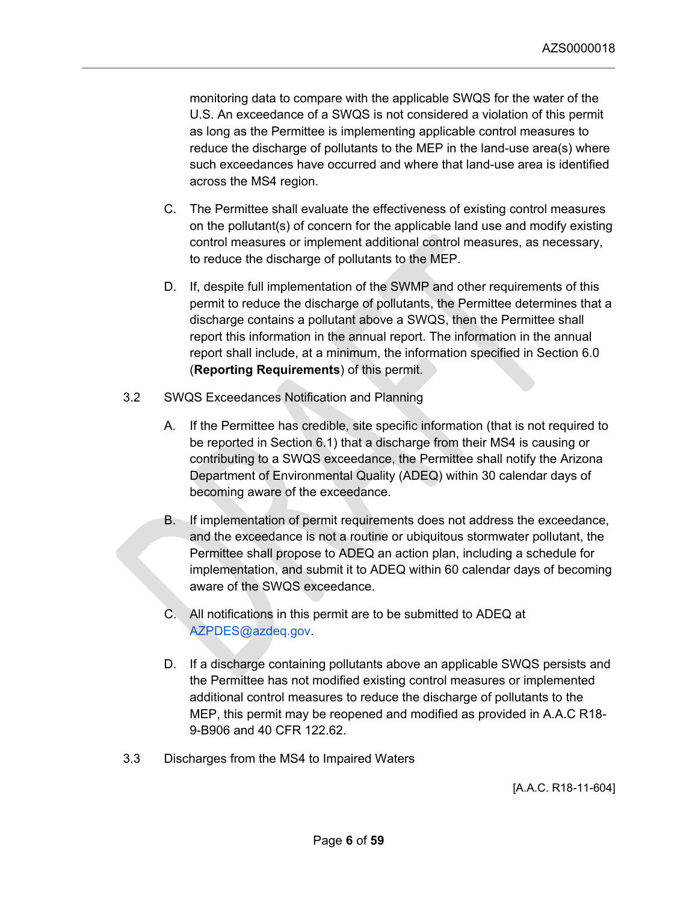monitoring data to compare with the applicable SWQS for the water of the U.S. An exceedance of a SWQS is not considered a violation of this permit as long as the Permittee is implementing applicable control measures to reduce the discharge of pollutants to the MEP in the land-use area(s) where such exceedances have occurred and where that land-use area is identified across the MS4 region.

C. The Permittee shall evaluate the effectiveness of existing control measures on the pollutant(s) of concern for the applicable land use and modify existing control measures or implement additional control measures, as necessary, to reduce the discharge of pollutants to the MEP.

D. If, despite full implementation of the SWMP and other requirements of this permit to reduce the discharge of pollutants, the Permittee determines that a discharge contains a pollutant above a SWQS, then the Permittee shall report this information in the annual report. The information in the annual report shall include, at a minimum, the information specified in Section 6.0 (**Reporting Requirements**) of this permit.

3.2 SWQS Exceedances Notification and Planning

A. If the Permittee has credible, site specific information (that is not required to be reported in Section 6.1) that a discharge from their MS4 is causing or contributing to a SWQS exceedance, the Permittee shall notify the Arizona Department of Environmental Quality (ADEQ) within 30 calendar days of becoming aware of the exceedance.

B. If implementation of permit requirements does not address the exceedance, and the exceedance is not a routine or ubiquitous stormwater pollutant, the Permittee shall propose to ADEQ an action plan, including a schedule for implementation, and submit it to ADEQ within 60 calendar days of becoming aware of the SWQS exceedance.

C. All notifications in this permit are to be submitted to ADEQ at AZPDES@azdeq.gov.

D. If a discharge containing pollutants above an applicable SWQS persists and the Permittee has not modified existing control measures or implemented additional control measures to reduce the discharge of pollutants to the MEP, this permit may be reopened and modified as provided in A.A.C R18-9-B906 and 40 CFR 122.62.

3.3 Discharges from the MS4 to Impaired Waters

[A.A.C. R18-11-604]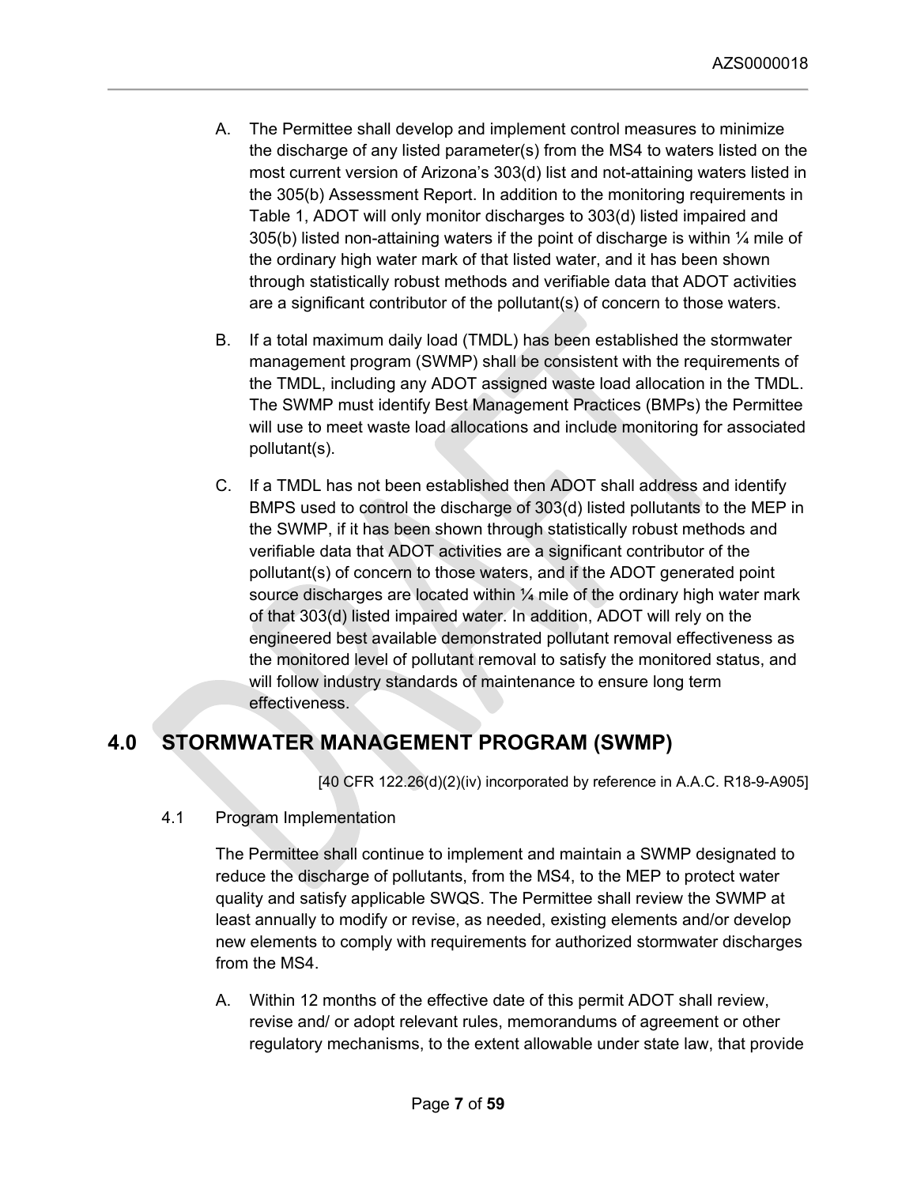A. The Permittee shall develop and implement control measures to minimize the discharge of any listed parameter(s) from the MS4 to waters listed on the most current version of Arizona's 303(d) list and not-attaining waters listed in the 305(b) Assessment Report. In addition to the monitoring requirements in Table 1, ADOT will only monitor discharges to 303(d) listed impaired and 305(b) listed non-attaining waters if the point of discharge is within ¼ mile of the ordinary high water mark of that listed water, and it has been shown through statistically robust methods and verifiable data that ADOT activities are a significant contributor of the pollutant(s) of concern to those waters.

B. If a total maximum daily load (TMDL) has been established the stormwater management program (SWMP) shall be consistent with the requirements of the TMDL, including any ADOT assigned waste load allocation in the TMDL. The SWMP must identify Best Management Practices (BMPs) the Permittee will use to meet waste load allocations and include monitoring for associated pollutant(s).

C. If a TMDL has not been established then ADOT shall address and identify BMPS used to control the discharge of 303(d) listed pollutants to the MEP in the SWMP, if it has been shown through statistically robust methods and verifiable data that ADOT activities are a significant contributor of the pollutant(s) of concern to those waters, and if the ADOT generated point source discharges are located within ¼ mile of the ordinary high water mark of that 303(d) listed impaired water. In addition, ADOT will rely on the engineered best available demonstrated pollutant removal effectiveness as the monitored level of pollutant removal to satisfy the monitored status, and will follow industry standards of maintenance to ensure long term effectiveness.

# 4.0 STORMWATER MANAGEMENT PROGRAM (SWMP)

[40 CFR 122.26(d)(2)(iv) incorporated by reference in A.A.C. R18-9-A905]

## 4.1 Program Implementation

The Permittee shall continue to implement and maintain a SWMP designated to reduce the discharge of pollutants, from the MS4, to the MEP to protect water quality and satisfy applicable SWQS. The Permittee shall review the SWMP at least annually to modify or revise, as needed, existing elements and/or develop new elements to comply with requirements for authorized stormwater discharges from the MS4.

A. Within 12 months of the effective date of this permit ADOT shall review, revise and/ or adopt relevant rules, memorandums of agreement or other regulatory mechanisms, to the extent allowable under state law, that provide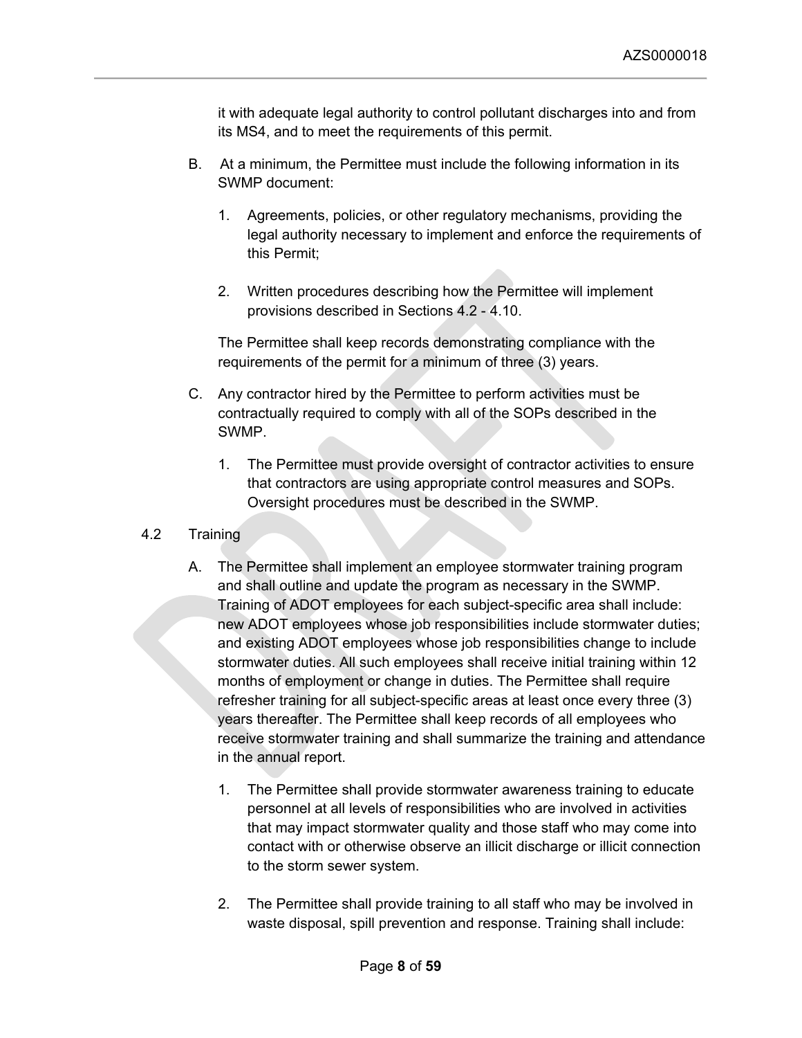it with adequate legal authority to control pollutant discharges into and from its MS4, and to meet the requirements of this permit.

B. At a minimum, the Permittee must include the following information in its SWMP document:

1. Agreements, policies, or other regulatory mechanisms, providing the legal authority necessary to implement and enforce the requirements of this Permit;

2. Written procedures describing how the Permittee will implement provisions described in Sections 4.2 - 4.10.

The Permittee shall keep records demonstrating compliance with the requirements of the permit for a minimum of three (3) years.

C. Any contractor hired by the Permittee to perform activities must be contractually required to comply with all of the SOPs described in the SWMP.

1. The Permittee must provide oversight of contractor activities to ensure that contractors are using appropriate control measures and SOPs. Oversight procedures must be described in the SWMP.

## 4.2 Training

A. The Permittee shall implement an employee stormwater training program and shall outline and update the program as necessary in the SWMP. Training of ADOT employees for each subject-specific area shall include: new ADOT employees whose job responsibilities include stormwater duties; and existing ADOT employees whose job responsibilities change to include stormwater duties. All such employees shall receive initial training within 12 months of employment or change in duties. The Permittee shall require refresher training for all subject-specific areas at least once every three (3) years thereafter. The Permittee shall keep records of all employees who receive stormwater training and shall summarize the training and attendance in the annual report.

1. The Permittee shall provide stormwater awareness training to educate personnel at all levels of responsibilities who are involved in activities that may impact stormwater quality and those staff who may come into contact with or otherwise observe an illicit discharge or illicit connection to the storm sewer system.

2. The Permittee shall provide training to all staff who may be involved in waste disposal, spill prevention and response. Training shall include: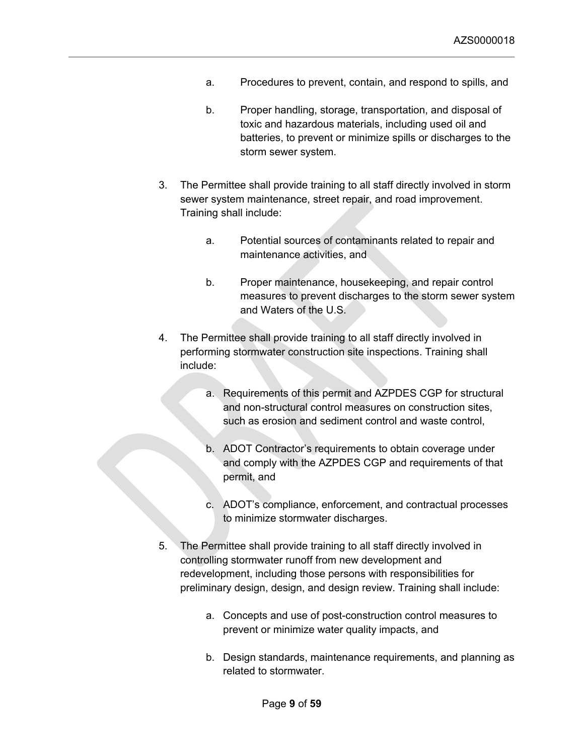a. Procedures to prevent, contain, and respond to spills, and

   b. Proper handling, storage, transportation, and disposal of toxic and hazardous materials, including used oil and batteries, to prevent or minimize spills or discharges to the storm sewer system.

3. The Permittee shall provide training to all staff directly involved in storm sewer system maintenance, street repair, and road improvement. Training shall include:

   a. Potential sources of contaminants related to repair and maintenance activities, and

   b. Proper maintenance, housekeeping, and repair control measures to prevent discharges to the storm sewer system and Waters of the U.S.

4. The Permittee shall provide training to all staff directly involved in performing stormwater construction site inspections. Training shall include:

   a. Requirements of this permit and AZPDES CGP for structural and non-structural control measures on construction sites, such as erosion and sediment control and waste control,

   b. ADOT Contractor's requirements to obtain coverage under and comply with the AZPDES CGP and requirements of that permit, and

   c. ADOT's compliance, enforcement, and contractual processes to minimize stormwater discharges.

5. The Permittee shall provide training to all staff directly involved in controlling stormwater runoff from new development and redevelopment, including those persons with responsibilities for preliminary design, design, and design review. Training shall include:

   a. Concepts and use of post-construction control measures to prevent or minimize water quality impacts, and

   b. Design standards, maintenance requirements, and planning as related to stormwater.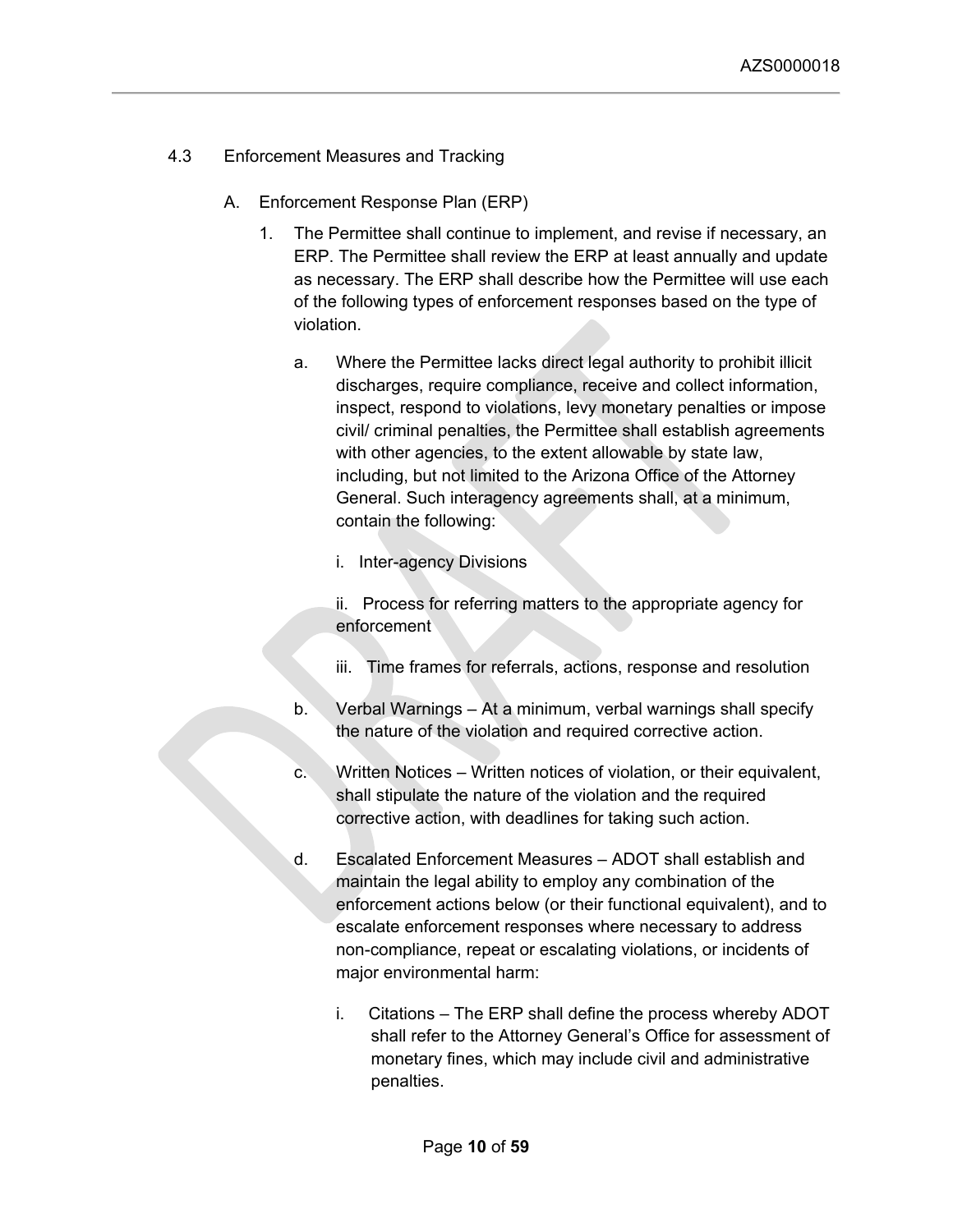## 4.3 Enforcement Measures and Tracking

A. Enforcement Response Plan (ERP)

1. The Permittee shall continue to implement, and revise if necessary, an ERP. The Permittee shall review the ERP at least annually and update as necessary. The ERP shall describe how the Permittee will use each of the following types of enforcement responses based on the type of violation.

   a. Where the Permittee lacks direct legal authority to prohibit illicit discharges, require compliance, receive and collect information, inspect, respond to violations, levy monetary penalties or impose civil/ criminal penalties, the Permittee shall establish agreements with other agencies, to the extent allowable by state law, including, but not limited to the Arizona Office of the Attorney General. Such interagency agreements shall, at a minimum, contain the following:

      i. Inter-agency Divisions

      ii. Process for referring matters to the appropriate agency for enforcement

      iii. Time frames for referrals, actions, response and resolution

   b. Verbal Warnings – At a minimum, verbal warnings shall specify the nature of the violation and required corrective action.

   c. Written Notices – Written notices of violation, or their equivalent, shall stipulate the nature of the violation and the required corrective action, with deadlines for taking such action.

   d. Escalated Enforcement Measures – ADOT shall establish and maintain the legal ability to employ any combination of the enforcement actions below (or their functional equivalent), and to escalate enforcement responses where necessary to address non-compliance, repeat or escalating violations, or incidents of major environmental harm:

      i. Citations – The ERP shall define the process whereby ADOT shall refer to the Attorney General's Office for assessment of monetary fines, which may include civil and administrative penalties.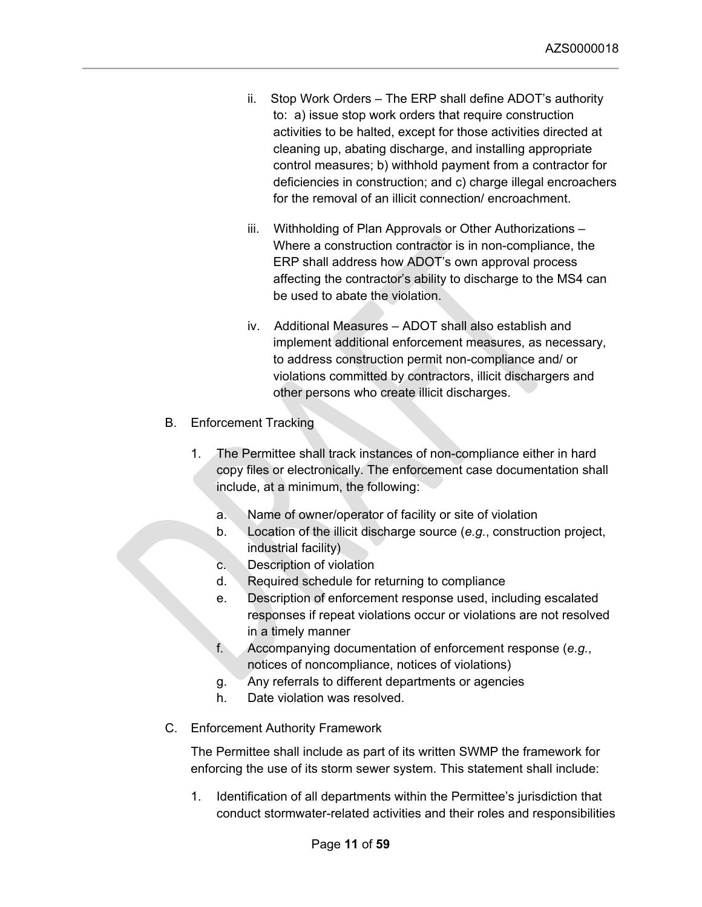ii. Stop Work Orders – The ERP shall define ADOT's authority to: a) issue stop work orders that require construction activities to be halted, except for those activities directed at cleaning up, abating discharge, and installing appropriate control measures; b) withhold payment from a contractor for deficiencies in construction; and c) charge illegal encroachers for the removal of an illicit connection/ encroachment.

iii. Withholding of Plan Approvals or Other Authorizations – Where a construction contractor is in non-compliance, the ERP shall address how ADOT's own approval process affecting the contractor's ability to discharge to the MS4 can be used to abate the violation.

iv. Additional Measures – ADOT shall also establish and implement additional enforcement measures, as necessary, to address construction permit non-compliance and/ or violations committed by contractors, illicit dischargers and other persons who create illicit discharges.

B. Enforcement Tracking

1. The Permittee shall track instances of non-compliance either in hard copy files or electronically. The enforcement case documentation shall include, at a minimum, the following:

   a. Name of owner/operator of facility or site of violation
   b. Location of the illicit discharge source (*e.g.*, construction project, industrial facility)
   c. Description of violation
   d. Required schedule for returning to compliance
   e. Description of enforcement response used, including escalated responses if repeat violations occur or violations are not resolved in a timely manner
   f. Accompanying documentation of enforcement response (*e.g.*, notices of noncompliance, notices of violations)
   g. Any referrals to different departments or agencies
   h. Date violation was resolved.

C. Enforcement Authority Framework

The Permittee shall include as part of its written SWMP the framework for enforcing the use of its storm sewer system. This statement shall include:

1. Identification of all departments within the Permittee's jurisdiction that conduct stormwater-related activities and their roles and responsibilities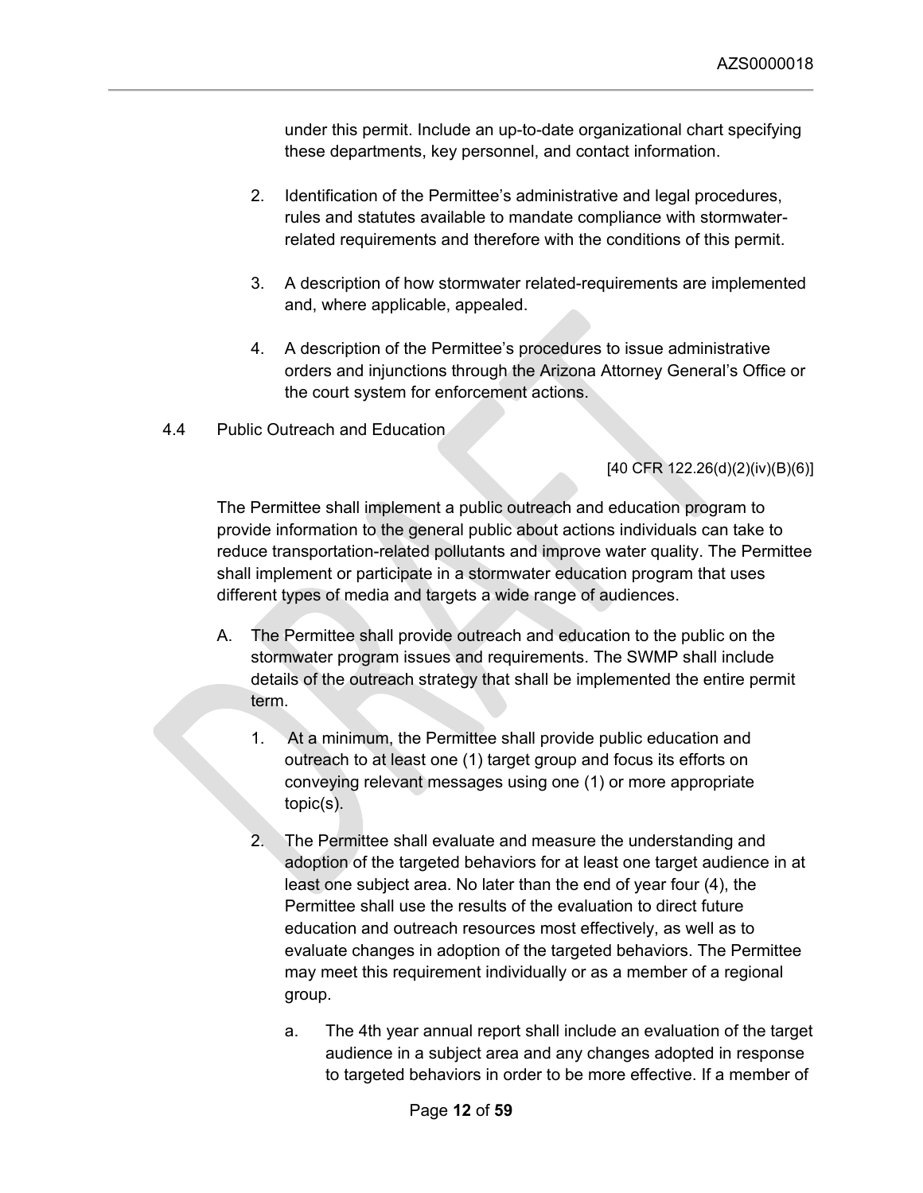under this permit. Include an up-to-date organizational chart specifying these departments, key personnel, and contact information.

2. Identification of the Permittee's administrative and legal procedures, rules and statutes available to mandate compliance with stormwater-related requirements and therefore with the conditions of this permit.

3. A description of how stormwater related-requirements are implemented and, where applicable, appealed.

4. A description of the Permittee's procedures to issue administrative orders and injunctions through the Arizona Attorney General's Office or the court system for enforcement actions.

## 4.4 Public Outreach and Education

[40 CFR 122.26(d)(2)(iv)(B)(6)]

The Permittee shall implement a public outreach and education program to provide information to the general public about actions individuals can take to reduce transportation-related pollutants and improve water quality. The Permittee shall implement or participate in a stormwater education program that uses different types of media and targets a wide range of audiences.

A. The Permittee shall provide outreach and education to the public on the stormwater program issues and requirements. The SWMP shall include details of the outreach strategy that shall be implemented the entire permit term.

   1. At a minimum, the Permittee shall provide public education and outreach to at least one (1) target group and focus its efforts on conveying relevant messages using one (1) or more appropriate topic(s).

   2. The Permittee shall evaluate and measure the understanding and adoption of the targeted behaviors for at least one target audience in at least one subject area. No later than the end of year four (4), the Permittee shall use the results of the evaluation to direct future education and outreach resources most effectively, as well as to evaluate changes in adoption of the targeted behaviors. The Permittee may meet this requirement individually or as a member of a regional group.

      a. The 4th year annual report shall include an evaluation of the target audience in a subject area and any changes adopted in response to targeted behaviors in order to be more effective. If a member of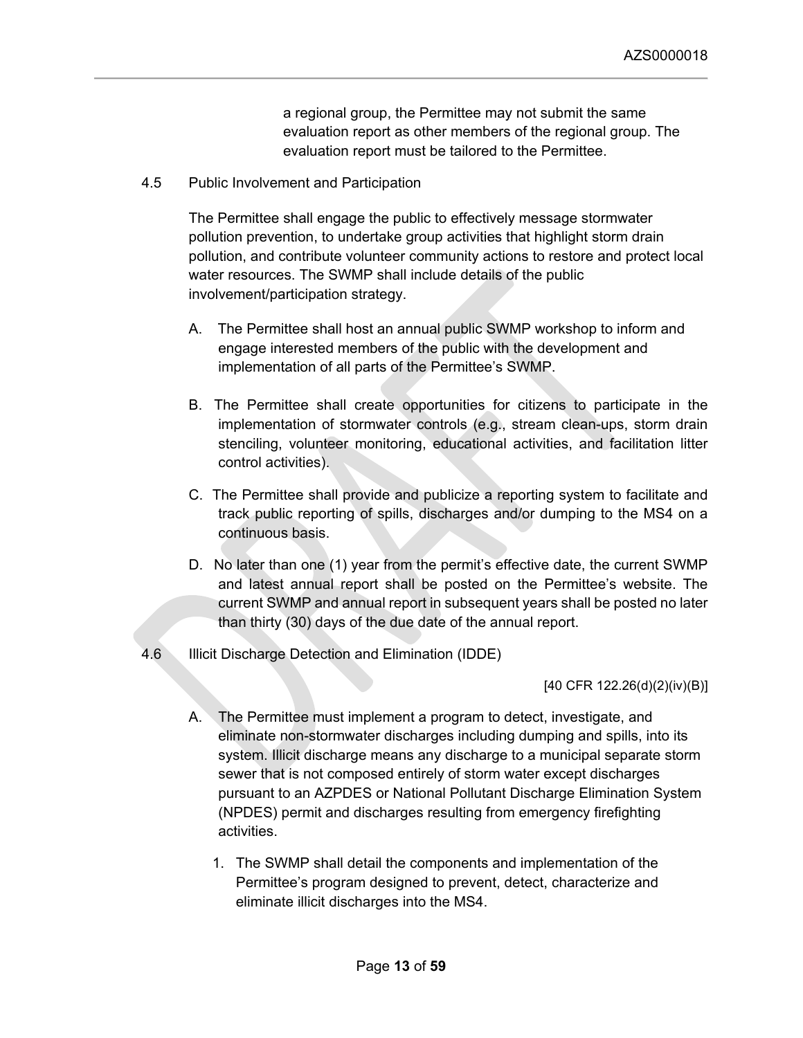a regional group, the Permittee may not submit the same evaluation report as other members of the regional group. The evaluation report must be tailored to the Permittee.

### 4.5 Public Involvement and Participation

The Permittee shall engage the public to effectively message stormwater pollution prevention, to undertake group activities that highlight storm drain pollution, and contribute volunteer community actions to restore and protect local water resources. The SWMP shall include details of the public involvement/participation strategy.

A. The Permittee shall host an annual public SWMP workshop to inform and engage interested members of the public with the development and implementation of all parts of the Permittee's SWMP.

B. The Permittee shall create opportunities for citizens to participate in the implementation of stormwater controls (e.g., stream clean-ups, storm drain stenciling, volunteer monitoring, educational activities, and facilitation litter control activities).

C. The Permittee shall provide and publicize a reporting system to facilitate and track public reporting of spills, discharges and/or dumping to the MS4 on a continuous basis.

D. No later than one (1) year from the permit's effective date, the current SWMP and latest annual report shall be posted on the Permittee's website. The current SWMP and annual report in subsequent years shall be posted no later than thirty (30) days of the due date of the annual report.

### 4.6 Illicit Discharge Detection and Elimination (IDDE)

[40 CFR 122.26(d)(2)(iv)(B)]

A. The Permittee must implement a program to detect, investigate, and eliminate non-stormwater discharges including dumping and spills, into its system. Illicit discharge means any discharge to a municipal separate storm sewer that is not composed entirely of storm water except discharges pursuant to an AZPDES or National Pollutant Discharge Elimination System (NPDES) permit and discharges resulting from emergency firefighting activities.

   1. The SWMP shall detail the components and implementation of the Permittee's program designed to prevent, detect, characterize and eliminate illicit discharges into the MS4.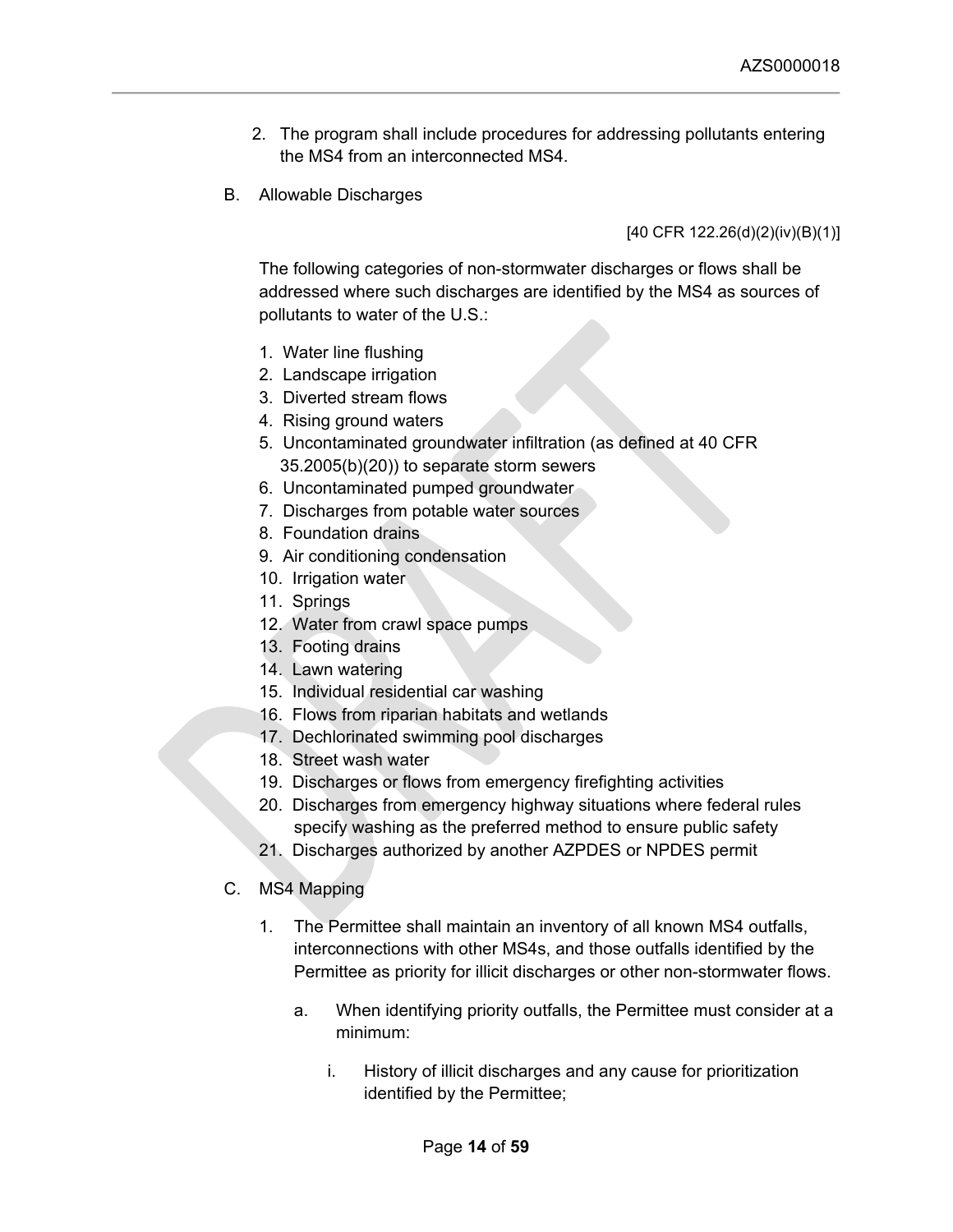2. The program shall include procedures for addressing pollutants entering the MS4 from an interconnected MS4.

B. Allowable Discharges

[40 CFR 122.26(d)(2)(iv)(B)(1)]

The following categories of non-stormwater discharges or flows shall be addressed where such discharges are identified by the MS4 as sources of pollutants to water of the U.S.:

1. Water line flushing
2. Landscape irrigation
3. Diverted stream flows
4. Rising ground waters
5. Uncontaminated groundwater infiltration (as defined at 40 CFR 35.2005(b)(20)) to separate storm sewers
6. Uncontaminated pumped groundwater
7. Discharges from potable water sources
8. Foundation drains
9. Air conditioning condensation
10. Irrigation water
11. Springs
12. Water from crawl space pumps
13. Footing drains
14. Lawn watering
15. Individual residential car washing
16. Flows from riparian habitats and wetlands
17. Dechlorinated swimming pool discharges
18. Street wash water
19. Discharges or flows from emergency firefighting activities
20. Discharges from emergency highway situations where federal rules specify washing as the preferred method to ensure public safety
21. Discharges authorized by another AZPDES or NPDES permit

C. MS4 Mapping

1. The Permittee shall maintain an inventory of all known MS4 outfalls, interconnections with other MS4s, and those outfalls identified by the Permittee as priority for illicit discharges or other non-stormwater flows.

   a. When identifying priority outfalls, the Permittee must consider at a minimum:

      i. History of illicit discharges and any cause for prioritization identified by the Permittee;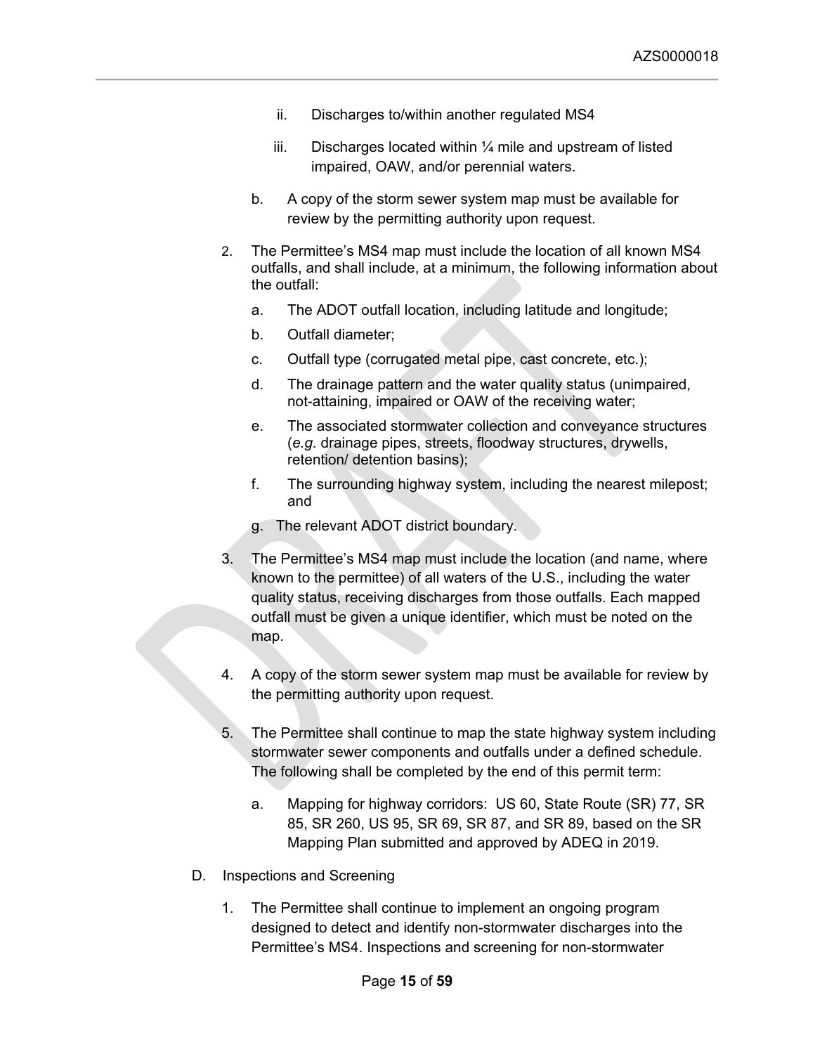ii. Discharges to/within another regulated MS4

   iii. Discharges located within ¼ mile and upstream of listed impaired, OAW, and/or perennial waters.

   b. A copy of the storm sewer system map must be available for review by the permitting authority upon request.

2. The Permittee's MS4 map must include the location of all known MS4 outfalls, and shall include, at a minimum, the following information about the outfall:

   a. The ADOT outfall location, including latitude and longitude;

   b. Outfall diameter;

   c. Outfall type (corrugated metal pipe, cast concrete, etc.);

   d. The drainage pattern and the water quality status (unimpaired, not-attaining, impaired or OAW of the receiving water;

   e. The associated stormwater collection and conveyance structures (*e.g.* drainage pipes, streets, floodway structures, drywells, retention/ detention basins);

   f. The surrounding highway system, including the nearest milepost; and

   g. The relevant ADOT district boundary.

3. The Permittee's MS4 map must include the location (and name, where known to the permittee) of all waters of the U.S., including the water quality status, receiving discharges from those outfalls. Each mapped outfall must be given a unique identifier, which must be noted on the map.

4. A copy of the storm sewer system map must be available for review by the permitting authority upon request.

5. The Permittee shall continue to map the state highway system including stormwater sewer components and outfalls under a defined schedule. The following shall be completed by the end of this permit term:

   a. Mapping for highway corridors: US 60, State Route (SR) 77, SR 85, SR 260, US 95, SR 69, SR 87, and SR 89, based on the SR Mapping Plan submitted and approved by ADEQ in 2019.

D. Inspections and Screening

1. The Permittee shall continue to implement an ongoing program designed to detect and identify non-stormwater discharges into the Permittee's MS4. Inspections and screening for non-stormwater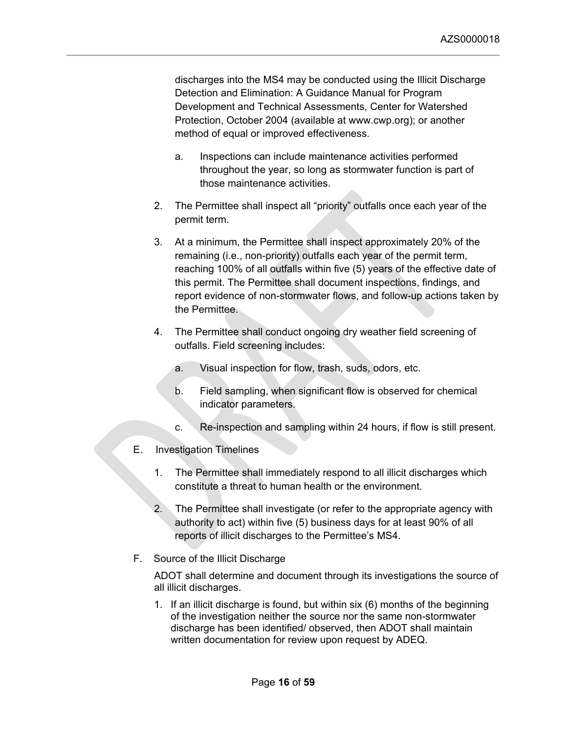discharges into the MS4 may be conducted using the Illicit Discharge Detection and Elimination: A Guidance Manual for Program Development and Technical Assessments, Center for Watershed Protection, October 2004 (available at www.cwp.org); or another method of equal or improved effectiveness.

   a. Inspections can include maintenance activities performed throughout the year, so long as stormwater function is part of those maintenance activities.

2. The Permittee shall inspect all “priority” outfalls once each year of the permit term.

3. At a minimum, the Permittee shall inspect approximately 20% of the remaining (i.e., non-priority) outfalls each year of the permit term, reaching 100% of all outfalls within five (5) years of the effective date of this permit. The Permittee shall document inspections, findings, and report evidence of non-stormwater flows, and follow-up actions taken by the Permittee.

4. The Permittee shall conduct ongoing dry weather field screening of outfalls. Field screening includes:

   a. Visual inspection for flow, trash, suds, odors, etc.

   b. Field sampling, when significant flow is observed for chemical indicator parameters.

   c. Re-inspection and sampling within 24 hours, if flow is still present.

E. Investigation Timelines

1. The Permittee shall immediately respond to all illicit discharges which constitute a threat to human health or the environment.

2. The Permittee shall investigate (or refer to the appropriate agency with authority to act) within five (5) business days for at least 90% of all reports of illicit discharges to the Permittee’s MS4.

F. Source of the Illicit Discharge

ADOT shall determine and document through its investigations the source of all illicit discharges.

1. If an illicit discharge is found, but within six (6) months of the beginning of the investigation neither the source nor the same non-stormwater discharge has been identified/ observed, then ADOT shall maintain written documentation for review upon request by ADEQ.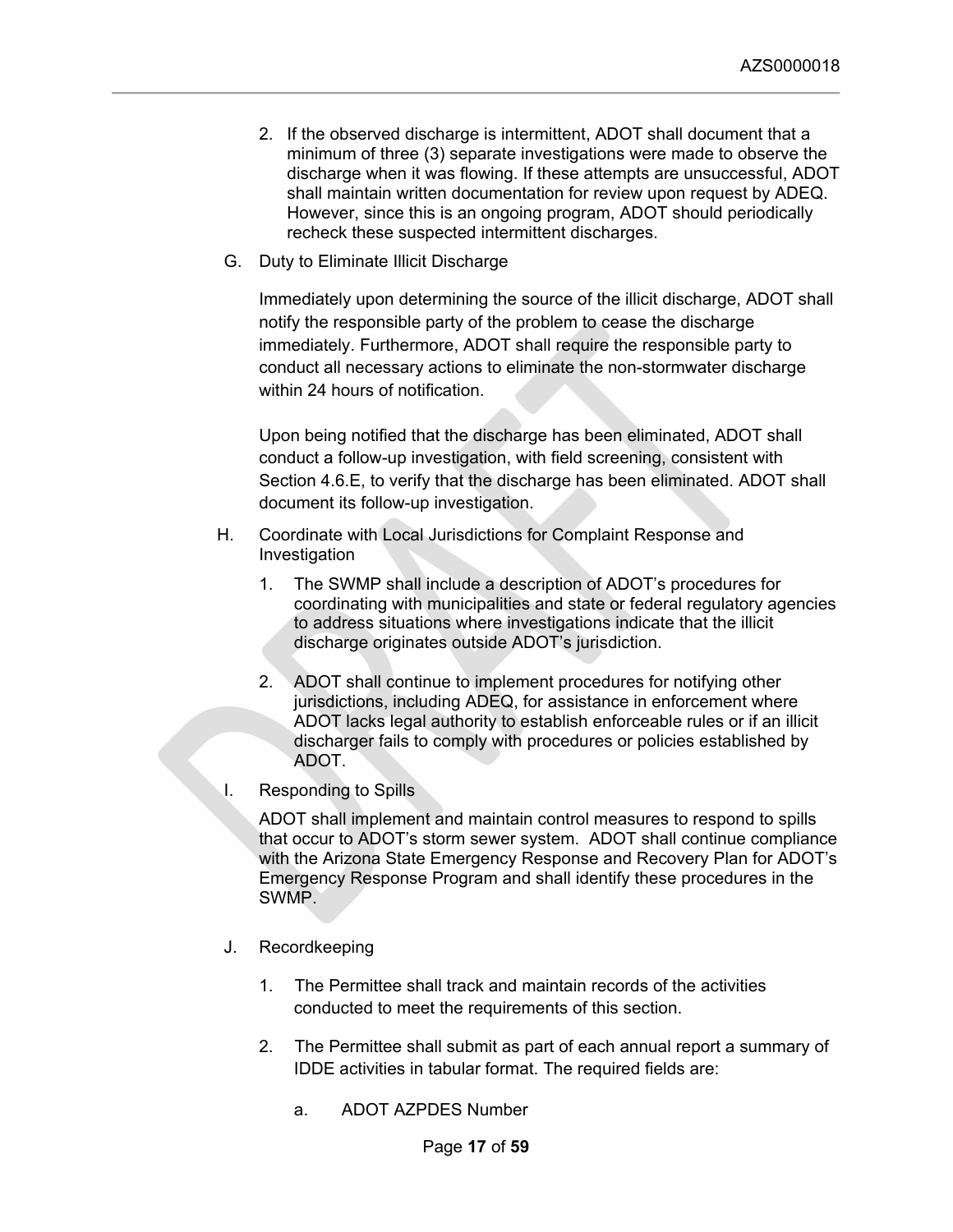2. If the observed discharge is intermittent, ADOT shall document that a minimum of three (3) separate investigations were made to observe the discharge when it was flowing. If these attempts are unsuccessful, ADOT shall maintain written documentation for review upon request by ADEQ. However, since this is an ongoing program, ADOT should periodically recheck these suspected intermittent discharges.

G. Duty to Eliminate Illicit Discharge

Immediately upon determining the source of the illicit discharge, ADOT shall notify the responsible party of the problem to cease the discharge immediately. Furthermore, ADOT shall require the responsible party to conduct all necessary actions to eliminate the non-stormwater discharge within 24 hours of notification.

Upon being notified that the discharge has been eliminated, ADOT shall conduct a follow-up investigation, with field screening, consistent with Section 4.6.E, to verify that the discharge has been eliminated. ADOT shall document its follow-up investigation.

H. Coordinate with Local Jurisdictions for Complaint Response and Investigation

1. The SWMP shall include a description of ADOT's procedures for coordinating with municipalities and state or federal regulatory agencies to address situations where investigations indicate that the illicit discharge originates outside ADOT's jurisdiction.

2. ADOT shall continue to implement procedures for notifying other jurisdictions, including ADEQ, for assistance in enforcement where ADOT lacks legal authority to establish enforceable rules or if an illicit discharger fails to comply with procedures or policies established by ADOT.

I. Responding to Spills

ADOT shall implement and maintain control measures to respond to spills that occur to ADOT's storm sewer system. ADOT shall continue compliance with the Arizona State Emergency Response and Recovery Plan for ADOT's Emergency Response Program and shall identify these procedures in the SWMP.

J. Recordkeeping

1. The Permittee shall track and maintain records of the activities conducted to meet the requirements of this section.

2. The Permittee shall submit as part of each annual report a summary of IDDE activities in tabular format. The required fields are:

   a. ADOT AZPDES Number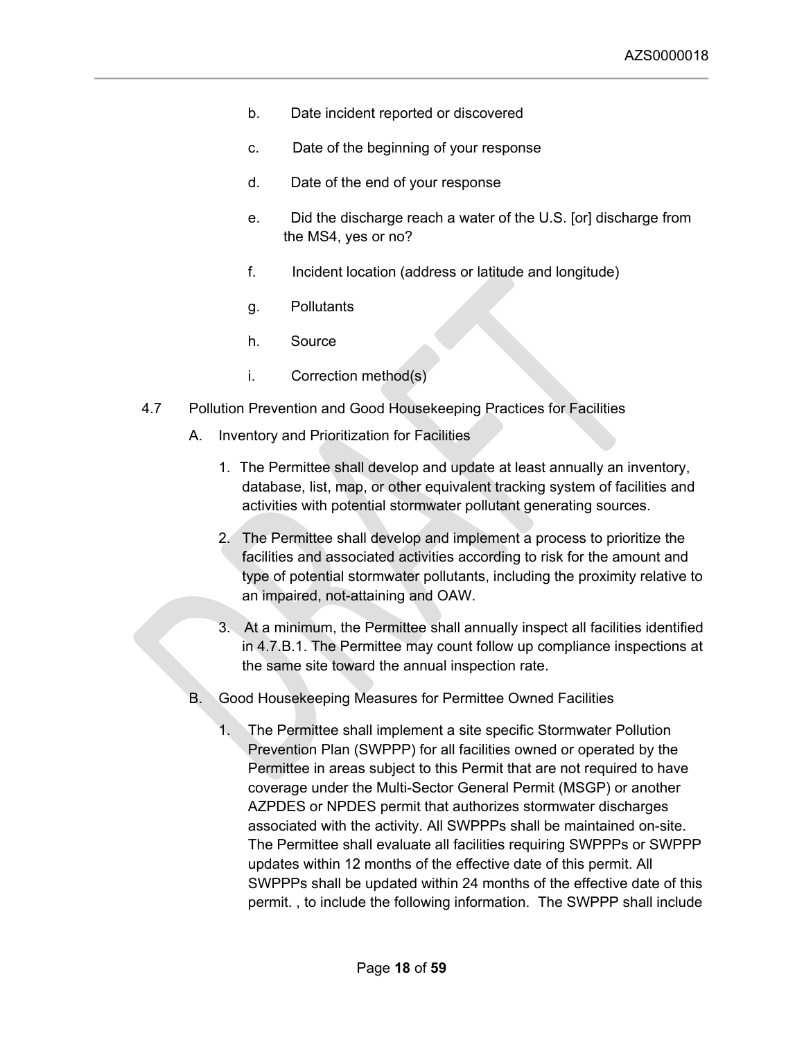b. Date incident reported or discovered

c. Date of the beginning of your response

d. Date of the end of your response

e. Did the discharge reach a water of the U.S. [or] discharge from the MS4, yes or no?

f. Incident location (address or latitude and longitude)

g. Pollutants

h. Source

i. Correction method(s)

4.7 Pollution Prevention and Good Housekeeping Practices for Facilities

A. Inventory and Prioritization for Facilities

1. The Permittee shall develop and update at least annually an inventory, database, list, map, or other equivalent tracking system of facilities and activities with potential stormwater pollutant generating sources.

2. The Permittee shall develop and implement a process to prioritize the facilities and associated activities according to risk for the amount and type of potential stormwater pollutants, including the proximity relative to an impaired, not-attaining and OAW.

3. At a minimum, the Permittee shall annually inspect all facilities identified in 4.7.B.1. The Permittee may count follow up compliance inspections at the same site toward the annual inspection rate.

B. Good Housekeeping Measures for Permittee Owned Facilities

1. The Permittee shall implement a site specific Stormwater Pollution Prevention Plan (SWPPP) for all facilities owned or operated by the Permittee in areas subject to this Permit that are not required to have coverage under the Multi-Sector General Permit (MSGP) or another AZPDES or NPDES permit that authorizes stormwater discharges associated with the activity. All SWPPPs shall be maintained on-site. The Permittee shall evaluate all facilities requiring SWPPPs or SWPPP updates within 12 months of the effective date of this permit. All SWPPPs shall be updated within 24 months of the effective date of this permit. , to include the following information. The SWPPP shall include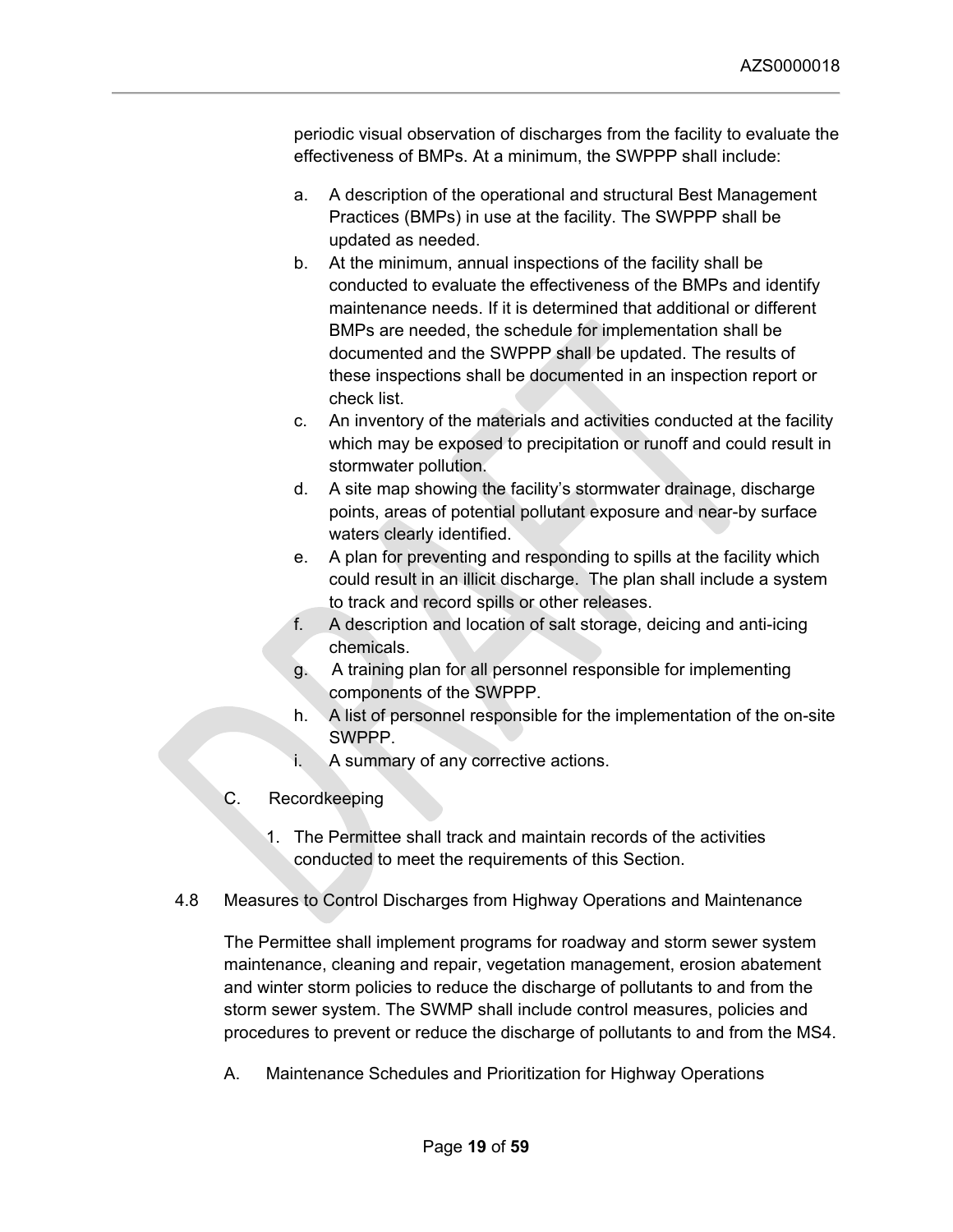periodic visual observation of discharges from the facility to evaluate the effectiveness of BMPs. At a minimum, the SWPPP shall include:

a. A description of the operational and structural Best Management Practices (BMPs) in use at the facility. The SWPPP shall be updated as needed.
b. At the minimum, annual inspections of the facility shall be conducted to evaluate the effectiveness of the BMPs and identify maintenance needs. If it is determined that additional or different BMPs are needed, the schedule for implementation shall be documented and the SWPPP shall be updated. The results of these inspections shall be documented in an inspection report or check list.
c. An inventory of the materials and activities conducted at the facility which may be exposed to precipitation or runoff and could result in stormwater pollution.
d. A site map showing the facility's stormwater drainage, discharge points, areas of potential pollutant exposure and near-by surface waters clearly identified.
e. A plan for preventing and responding to spills at the facility which could result in an illicit discharge. The plan shall include a system to track and record spills or other releases.
f. A description and location of salt storage, deicing and anti-icing chemicals.
g. A training plan for all personnel responsible for implementing components of the SWPPP.
h. A list of personnel responsible for the implementation of the on-site SWPPP.
i. A summary of any corrective actions.

C. Recordkeeping

1. The Permittee shall track and maintain records of the activities conducted to meet the requirements of this Section.

## 4.8 Measures to Control Discharges from Highway Operations and Maintenance

The Permittee shall implement programs for roadway and storm sewer system maintenance, cleaning and repair, vegetation management, erosion abatement and winter storm policies to reduce the discharge of pollutants to and from the storm sewer system. The SWMP shall include control measures, policies and procedures to prevent or reduce the discharge of pollutants to and from the MS4.

A. Maintenance Schedules and Prioritization for Highway Operations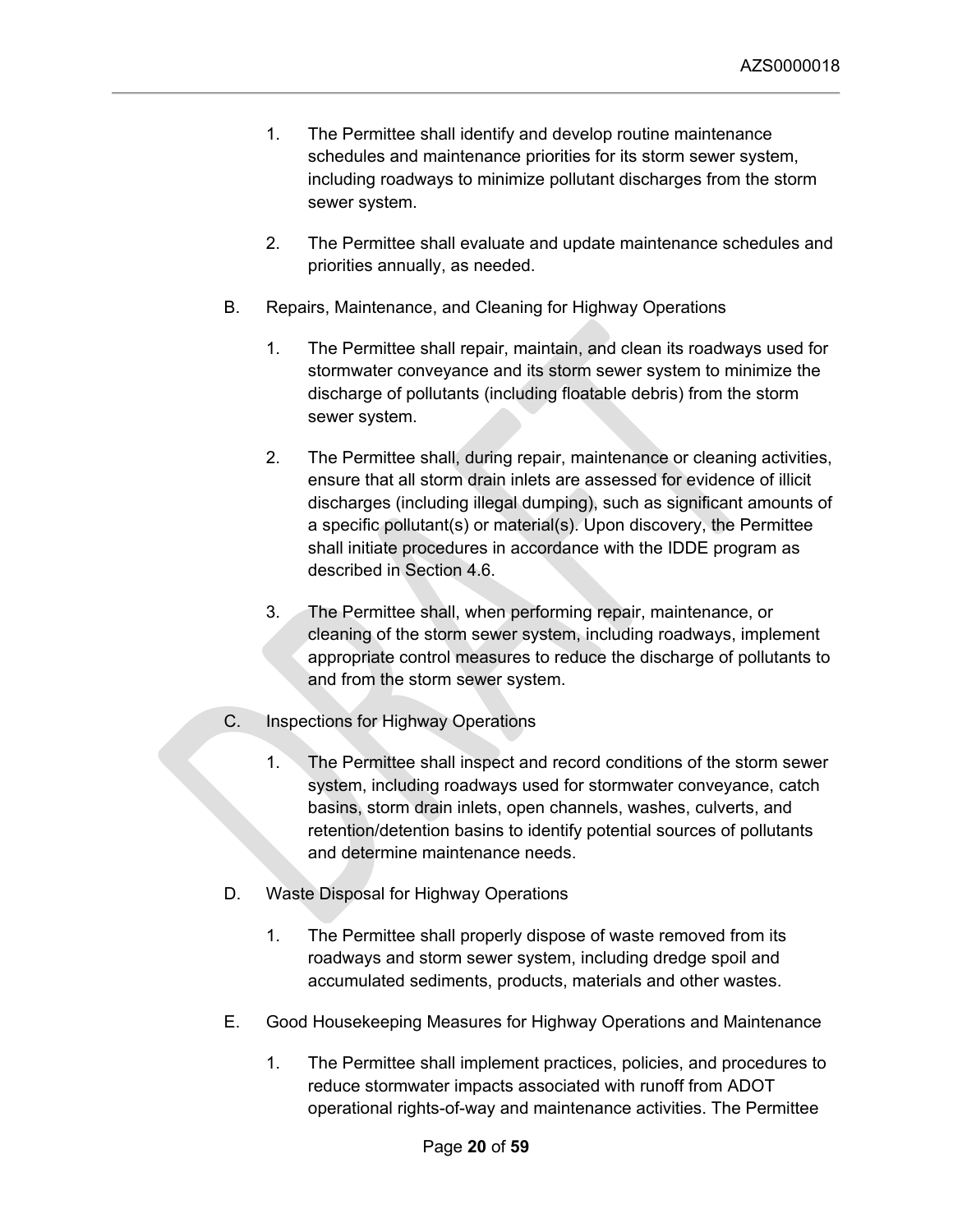1. The Permittee shall identify and develop routine maintenance schedules and maintenance priorities for its storm sewer system, including roadways to minimize pollutant discharges from the storm sewer system.

2. The Permittee shall evaluate and update maintenance schedules and priorities annually, as needed.

B. Repairs, Maintenance, and Cleaning for Highway Operations

1. The Permittee shall repair, maintain, and clean its roadways used for stormwater conveyance and its storm sewer system to minimize the discharge of pollutants (including floatable debris) from the storm sewer system.

2. The Permittee shall, during repair, maintenance or cleaning activities, ensure that all storm drain inlets are assessed for evidence of illicit discharges (including illegal dumping), such as significant amounts of a specific pollutant(s) or material(s). Upon discovery, the Permittee shall initiate procedures in accordance with the IDDE program as described in Section 4.6.

3. The Permittee shall, when performing repair, maintenance, or cleaning of the storm sewer system, including roadways, implement appropriate control measures to reduce the discharge of pollutants to and from the storm sewer system.

C. Inspections for Highway Operations

1. The Permittee shall inspect and record conditions of the storm sewer system, including roadways used for stormwater conveyance, catch basins, storm drain inlets, open channels, washes, culverts, and retention/detention basins to identify potential sources of pollutants and determine maintenance needs.

D. Waste Disposal for Highway Operations

1. The Permittee shall properly dispose of waste removed from its roadways and storm sewer system, including dredge spoil and accumulated sediments, products, materials and other wastes.

E. Good Housekeeping Measures for Highway Operations and Maintenance

1. The Permittee shall implement practices, policies, and procedures to reduce stormwater impacts associated with runoff from ADOT operational rights-of-way and maintenance activities. The Permittee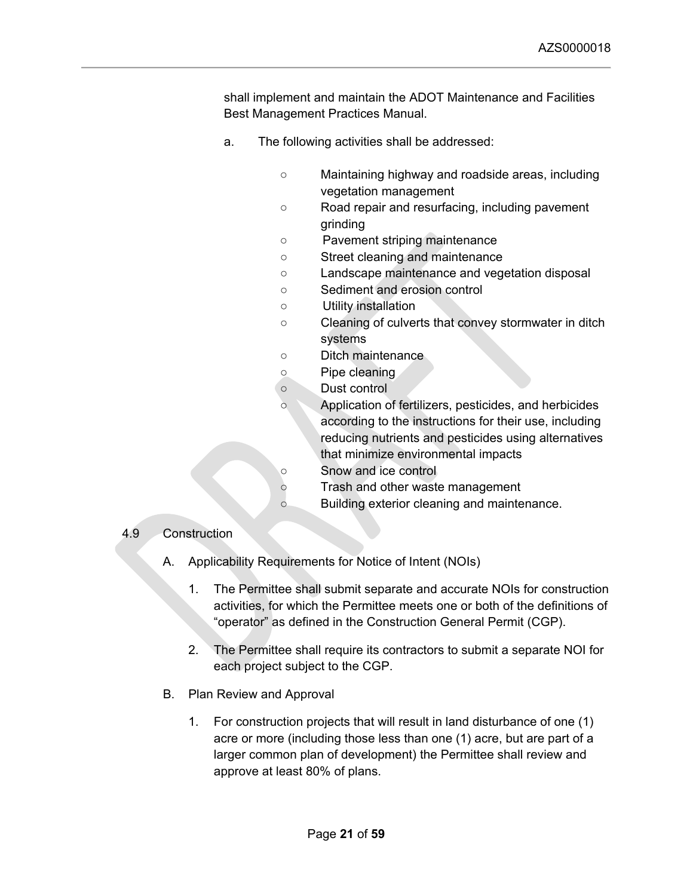shall implement and maintain the ADOT Maintenance and Facilities Best Management Practices Manual.

a. The following activities shall be addressed:

- Maintaining highway and roadside areas, including vegetation management
- Road repair and resurfacing, including pavement grinding
- Pavement striping maintenance
- Street cleaning and maintenance
- Landscape maintenance and vegetation disposal
- Sediment and erosion control
- Utility installation
- Cleaning of culverts that convey stormwater in ditch systems
- Ditch maintenance
- Pipe cleaning
- Dust control
- Application of fertilizers, pesticides, and herbicides according to the instructions for their use, including reducing nutrients and pesticides using alternatives that minimize environmental impacts
- Snow and ice control
- Trash and other waste management
- Building exterior cleaning and maintenance.

## 4.9 Construction

A. Applicability Requirements for Notice of Intent (NOIs)

1. The Permittee shall submit separate and accurate NOIs for construction activities, for which the Permittee meets one or both of the definitions of "operator" as defined in the Construction General Permit (CGP).

2. The Permittee shall require its contractors to submit a separate NOI for each project subject to the CGP.

B. Plan Review and Approval

1. For construction projects that will result in land disturbance of one (1) acre or more (including those less than one (1) acre, but are part of a larger common plan of development) the Permittee shall review and approve at least 80% of plans.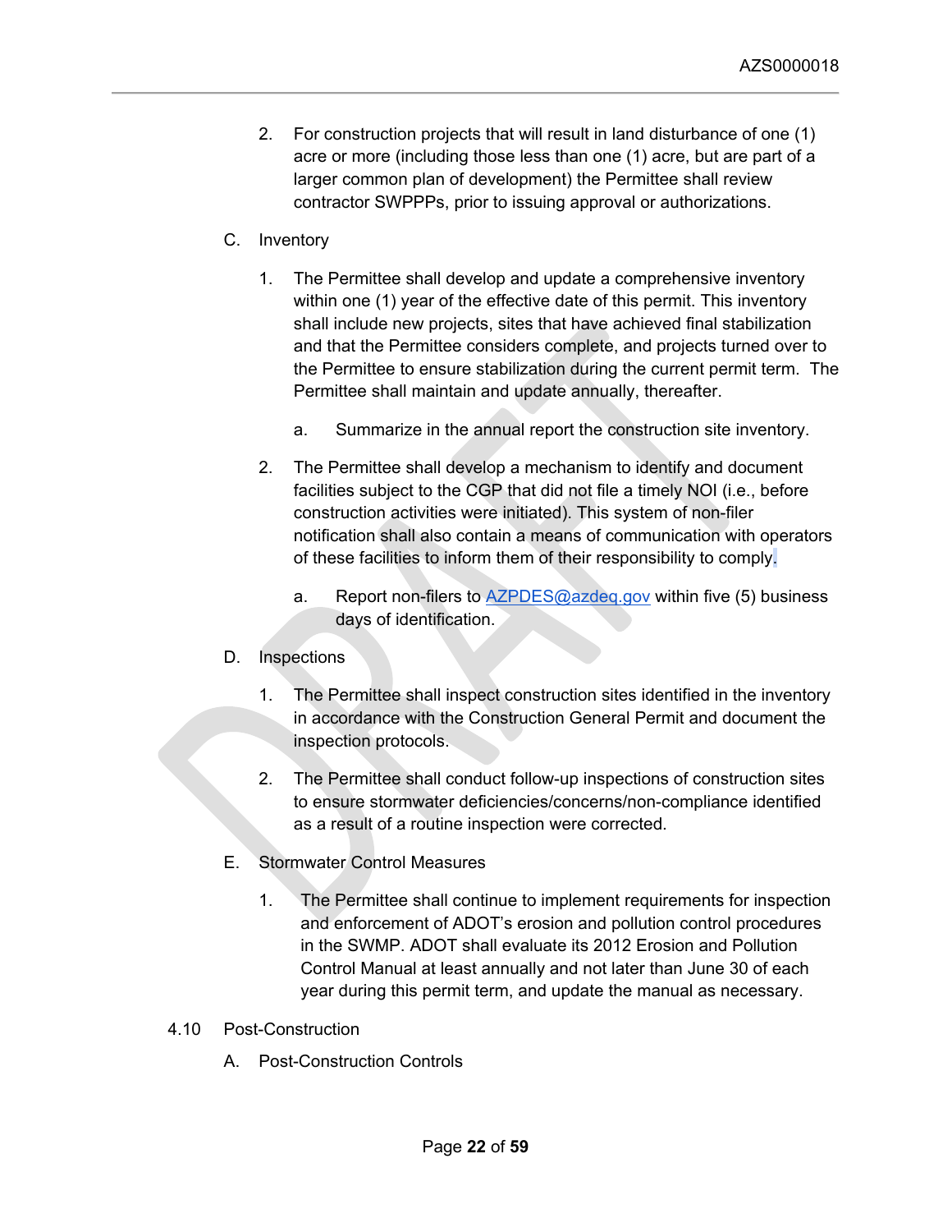2. For construction projects that will result in land disturbance of one (1) acre or more (including those less than one (1) acre, but are part of a larger common plan of development) the Permittee shall review contractor SWPPPs, prior to issuing approval or authorizations.

C. Inventory

1. The Permittee shall develop and update a comprehensive inventory within one (1) year of the effective date of this permit. This inventory shall include new projects, sites that have achieved final stabilization and that the Permittee considers complete, and projects turned over to the Permittee to ensure stabilization during the current permit term. The Permittee shall maintain and update annually, thereafter.

   a. Summarize in the annual report the construction site inventory.

2. The Permittee shall develop a mechanism to identify and document facilities subject to the CGP that did not file a timely NOI (i.e., before construction activities were initiated). This system of non-filer notification shall also contain a means of communication with operators of these facilities to inform them of their responsibility to comply.

   a. Report non-filers to AZPDES@azdeq.gov within five (5) business days of identification.

D. Inspections

1. The Permittee shall inspect construction sites identified in the inventory in accordance with the Construction General Permit and document the inspection protocols.

2. The Permittee shall conduct follow-up inspections of construction sites to ensure stormwater deficiencies/concerns/non-compliance identified as a result of a routine inspection were corrected.

E. Stormwater Control Measures

1. The Permittee shall continue to implement requirements for inspection and enforcement of ADOT's erosion and pollution control procedures in the SWMP. ADOT shall evaluate its 2012 Erosion and Pollution Control Manual at least annually and not later than June 30 of each year during this permit term, and update the manual as necessary.

## 4.10 Post-Construction

A. Post-Construction Controls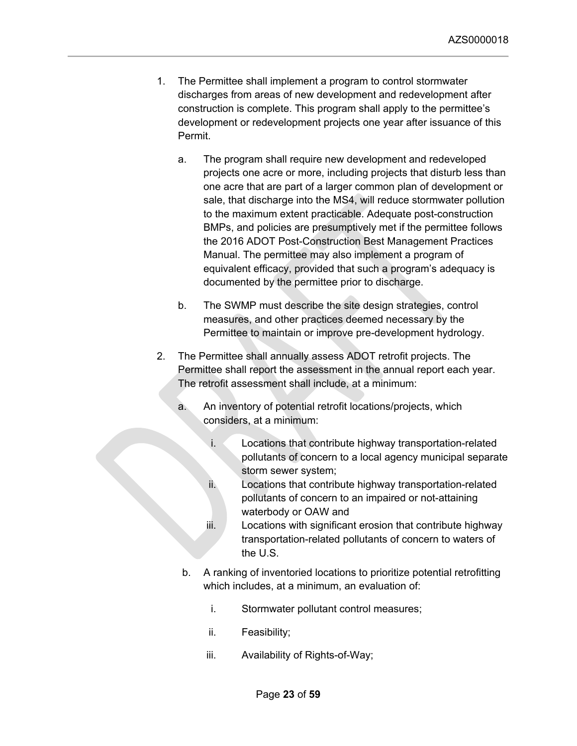1. The Permittee shall implement a program to control stormwater discharges from areas of new development and redevelopment after construction is complete. This program shall apply to the permittee's development or redevelopment projects one year after issuance of this Permit.

   a. The program shall require new development and redeveloped projects one acre or more, including projects that disturb less than one acre that are part of a larger common plan of development or sale, that discharge into the MS4, will reduce stormwater pollution to the maximum extent practicable. Adequate post-construction BMPs, and policies are presumptively met if the permittee follows the 2016 ADOT Post-Construction Best Management Practices Manual. The permittee may also implement a program of equivalent efficacy, provided that such a program's adequacy is documented by the permittee prior to discharge.

   b. The SWMP must describe the site design strategies, control measures, and other practices deemed necessary by the Permittee to maintain or improve pre-development hydrology.

2. The Permittee shall annually assess ADOT retrofit projects. The Permittee shall report the assessment in the annual report each year. The retrofit assessment shall include, at a minimum:

   a. An inventory of potential retrofit locations/projects, which considers, at a minimum:

      i. Locations that contribute highway transportation-related pollutants of concern to a local agency municipal separate storm sewer system;
      ii. Locations that contribute highway transportation-related pollutants of concern to an impaired or not-attaining waterbody or OAW and
      iii. Locations with significant erosion that contribute highway transportation-related pollutants of concern to waters of the U.S.

   b. A ranking of inventoried locations to prioritize potential retrofitting which includes, at a minimum, an evaluation of:

      i. Stormwater pollutant control measures;

      ii. Feasibility;

      iii. Availability of Rights-of-Way;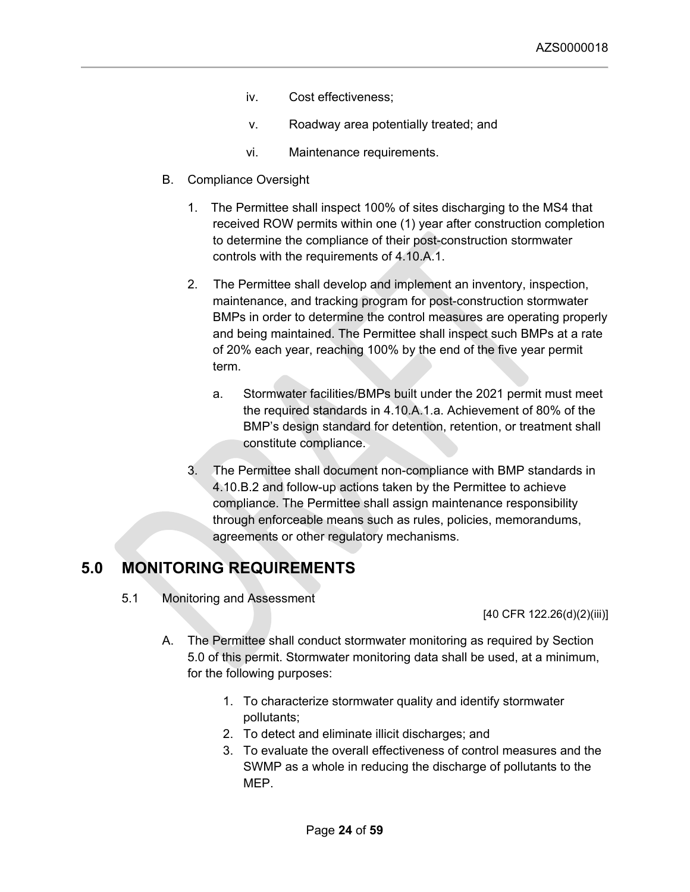iv. Cost effectiveness;

v. Roadway area potentially treated; and

vi. Maintenance requirements.

B. Compliance Oversight

1. The Permittee shall inspect 100% of sites discharging to the MS4 that received ROW permits within one (1) year after construction completion to determine the compliance of their post-construction stormwater controls with the requirements of 4.10.A.1.

2. The Permittee shall develop and implement an inventory, inspection, maintenance, and tracking program for post-construction stormwater BMPs in order to determine the control measures are operating properly and being maintained. The Permittee shall inspect such BMPs at a rate of 20% each year, reaching 100% by the end of the five year permit term.

   a. Stormwater facilities/BMPs built under the 2021 permit must meet the required standards in 4.10.A.1.a. Achievement of 80% of the BMP's design standard for detention, retention, or treatment shall constitute compliance.

3. The Permittee shall document non-compliance with BMP standards in 4.10.B.2 and follow-up actions taken by the Permittee to achieve compliance. The Permittee shall assign maintenance responsibility through enforceable means such as rules, policies, memorandums, agreements or other regulatory mechanisms.

# 5.0 MONITORING REQUIREMENTS

5.1 Monitoring and Assessment

[40 CFR 122.26(d)(2)(iii)]

A. The Permittee shall conduct stormwater monitoring as required by Section 5.0 of this permit. Stormwater monitoring data shall be used, at a minimum, for the following purposes:

1. To characterize stormwater quality and identify stormwater pollutants;
2. To detect and eliminate illicit discharges; and
3. To evaluate the overall effectiveness of control measures and the SWMP as a whole in reducing the discharge of pollutants to the MEP.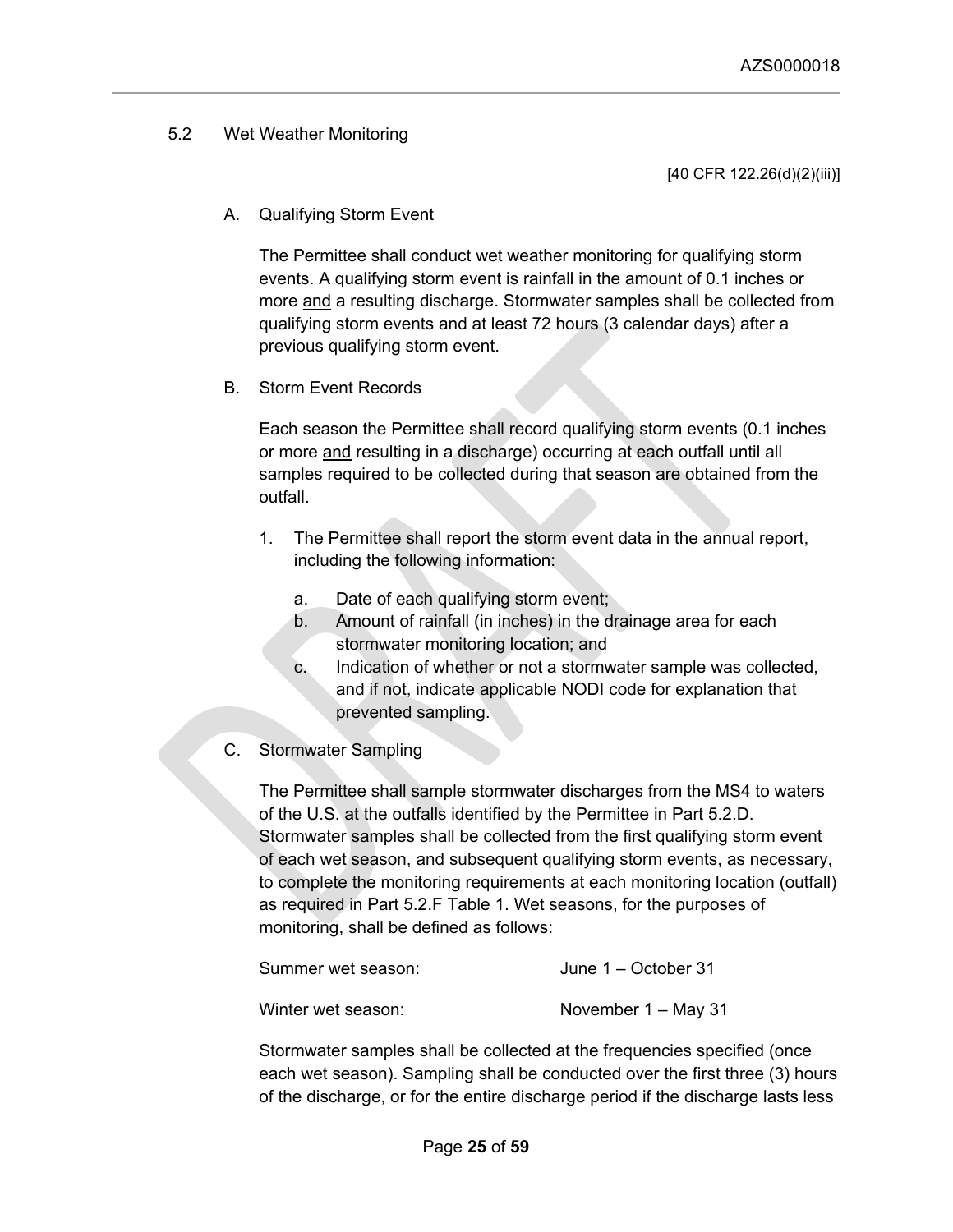## 5.2 Wet Weather Monitoring

[40 CFR 122.26(d)(2)(iii)]

### A. Qualifying Storm Event

The Permittee shall conduct wet weather monitoring for qualifying storm events. A qualifying storm event is rainfall in the amount of 0.1 inches or more and a resulting discharge. Stormwater samples shall be collected from qualifying storm events and at least 72 hours (3 calendar days) after a previous qualifying storm event.

### B. Storm Event Records

Each season the Permittee shall record qualifying storm events (0.1 inches or more and resulting in a discharge) occurring at each outfall until all samples required to be collected during that season are obtained from the outfall.

1. The Permittee shall report the storm event data in the annual report, including the following information:
   a. Date of each qualifying storm event;
   b. Amount of rainfall (in inches) in the drainage area for each stormwater monitoring location; and
   c. Indication of whether or not a stormwater sample was collected, and if not, indicate applicable NODI code for explanation that prevented sampling.

### C. Stormwater Sampling

The Permittee shall sample stormwater discharges from the MS4 to waters of the U.S. at the outfalls identified by the Permittee in Part 5.2.D. Stormwater samples shall be collected from the first qualifying storm event of each wet season, and subsequent qualifying storm events, as necessary, to complete the monitoring requirements at each monitoring location (outfall) as required in Part 5.2.F Table 1. Wet seasons, for the purposes of monitoring, shall be defined as follows:

| | |
|---|---|
| Summer wet season: | June 1 – October 31 |
| Winter wet season: | November 1 – May 31 |

Stormwater samples shall be collected at the frequencies specified (once each wet season). Sampling shall be conducted over the first three (3) hours of the discharge, or for the entire discharge period if the discharge lasts less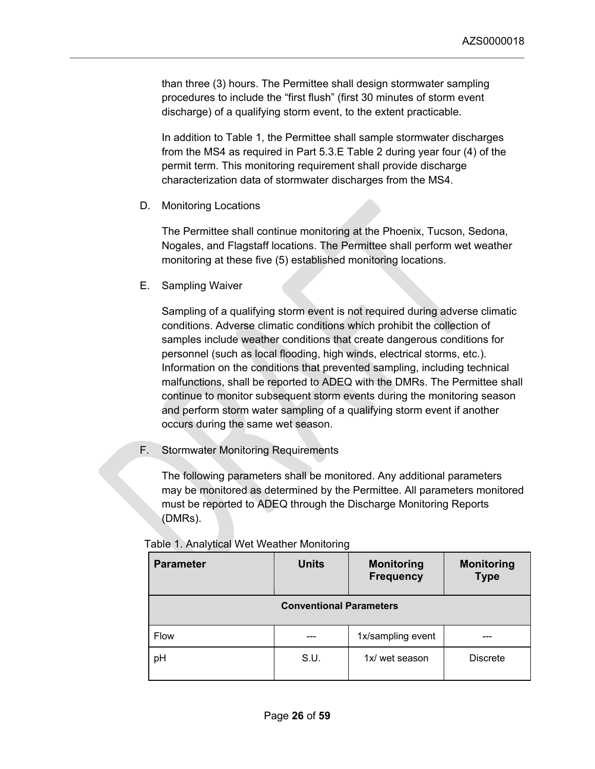than three (3) hours. The Permittee shall design stormwater sampling procedures to include the “first flush” (first 30 minutes of storm event discharge) of a qualifying storm event, to the extent practicable.

In addition to Table 1, the Permittee shall sample stormwater discharges from the MS4 as required in Part 5.3.E Table 2 during year four (4) of the permit term. This monitoring requirement shall provide discharge characterization data of stormwater discharges from the MS4.

D. Monitoring Locations

The Permittee shall continue monitoring at the Phoenix, Tucson, Sedona, Nogales, and Flagstaff locations. The Permittee shall perform wet weather monitoring at these five (5) established monitoring locations.

E. Sampling Waiver

Sampling of a qualifying storm event is not required during adverse climatic conditions. Adverse climatic conditions which prohibit the collection of samples include weather conditions that create dangerous conditions for personnel (such as local flooding, high winds, electrical storms, etc.). Information on the conditions that prevented sampling, including technical malfunctions, shall be reported to ADEQ with the DMRs. The Permittee shall continue to monitor subsequent storm events during the monitoring season and perform storm water sampling of a qualifying storm event if another occurs during the same wet season.

F. Stormwater Monitoring Requirements

The following parameters shall be monitored. Any additional parameters may be monitored as determined by the Permittee. All parameters monitored must be reported to ADEQ through the Discharge Monitoring Reports (DMRs).

Table 1. Analytical Wet Weather Monitoring

| Parameter | Units | Monitoring Frequency | Monitoring Type |
|---|---|---|---|
| **Conventional Parameters** | | | |
| Flow | --- | 1x/sampling event | --- |
| pH | S.U. | 1x/ wet season | Discrete |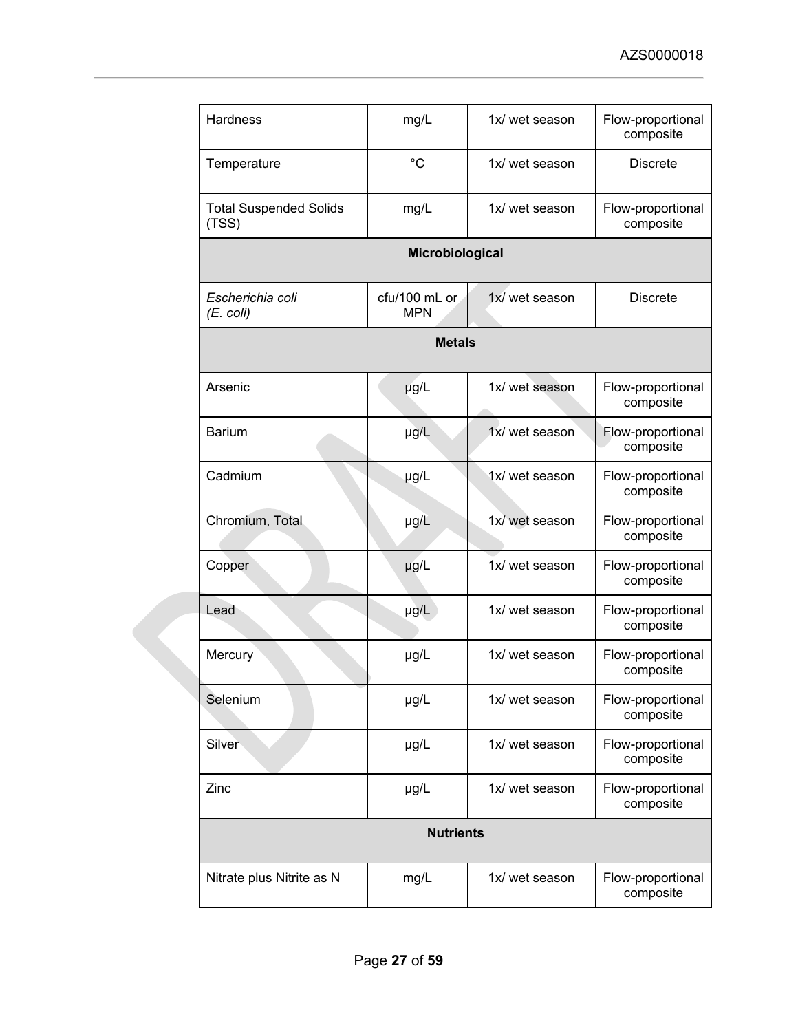| | | | |
|---|---|---|---|
| Hardness | mg/L | 1x/ wet season | Flow-proportional composite |
| Temperature | °C | 1x/ wet season | Discrete |
| Total Suspended Solids (TSS) | mg/L | 1x/ wet season | Flow-proportional composite |
| **Microbiological** | | | |
| *Escherichia coli (E. coli)* | cfu/100 mL or MPN | 1x/ wet season | Discrete |
| **Metals** | | | |
| Arsenic | µg/L | 1x/ wet season | Flow-proportional composite |
| Barium | µg/L | 1x/ wet season | Flow-proportional composite |
| Cadmium | µg/L | 1x/ wet season | Flow-proportional composite |
| Chromium, Total | µg/L | 1x/ wet season | Flow-proportional composite |
| Copper | µg/L | 1x/ wet season | Flow-proportional composite |
| Lead | µg/L | 1x/ wet season | Flow-proportional composite |
| Mercury | µg/L | 1x/ wet season | Flow-proportional composite |
| Selenium | µg/L | 1x/ wet season | Flow-proportional composite |
| Silver | µg/L | 1x/ wet season | Flow-proportional composite |
| Zinc | µg/L | 1x/ wet season | Flow-proportional composite |
| **Nutrients** | | | |
| Nitrate plus Nitrite as N | mg/L | 1x/ wet season | Flow-proportional composite |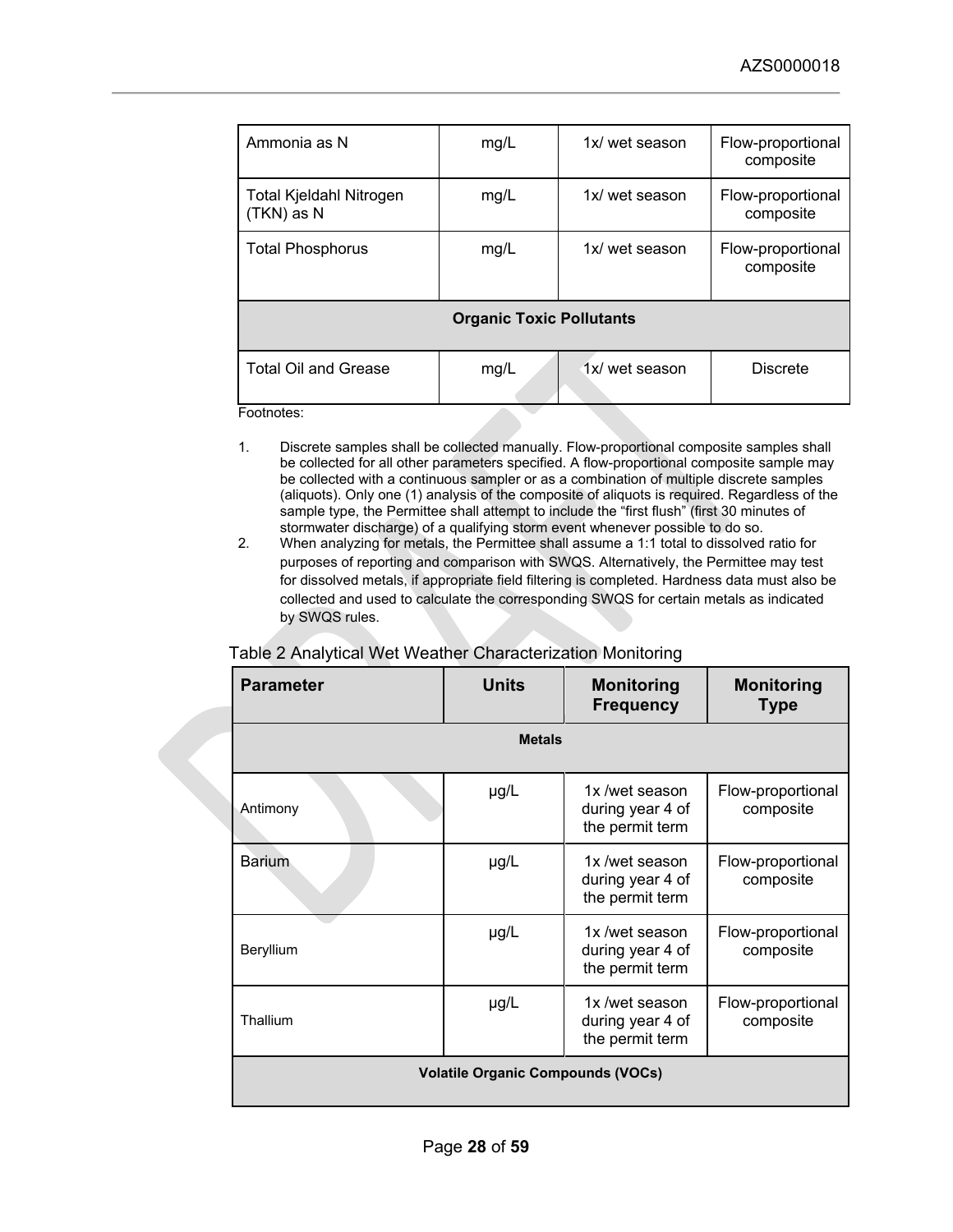| Ammonia as N | mg/L | 1x/ wet season | Flow-proportional composite |
|---|---|---|---|
| Total Kjeldahl Nitrogen (TKN) as N | mg/L | 1x/ wet season | Flow-proportional composite |
| Total Phosphorus | mg/L | 1x/ wet season | Flow-proportional composite |
| **Organic Toxic Pollutants** | | | |
| Total Oil and Grease | mg/L | 1x/ wet season | Discrete |

Footnotes:

1. Discrete samples shall be collected manually. Flow-proportional composite samples shall be collected for all other parameters specified. A flow-proportional composite sample may be collected with a continuous sampler or as a combination of multiple discrete samples (aliquots). Only one (1) analysis of the composite of aliquots is required. Regardless of the sample type, the Permittee shall attempt to include the "first flush" (first 30 minutes of stormwater discharge) of a qualifying storm event whenever possible to do so.
2. When analyzing for metals, the Permittee shall assume a 1:1 total to dissolved ratio for purposes of reporting and comparison with SWQS. Alternatively, the Permittee may test for dissolved metals, if appropriate field filtering is completed. Hardness data must also be collected and used to calculate the corresponding SWQS for certain metals as indicated by SWQS rules.

Table 2 Analytical Wet Weather Characterization Monitoring

| Parameter | Units | Monitoring Frequency | Monitoring Type |
|---|---|---|---|
| **Metals** | | | |
| Antimony | µg/L | 1x /wet season during year 4 of the permit term | Flow-proportional composite |
| Barium | µg/L | 1x /wet season during year 4 of the permit term | Flow-proportional composite |
| Beryllium | µg/L | 1x /wet season during year 4 of the permit term | Flow-proportional composite |
| Thallium | µg/L | 1x /wet season during year 4 of the permit term | Flow-proportional composite |
| **Volatile Organic Compounds (VOCs)** | | | |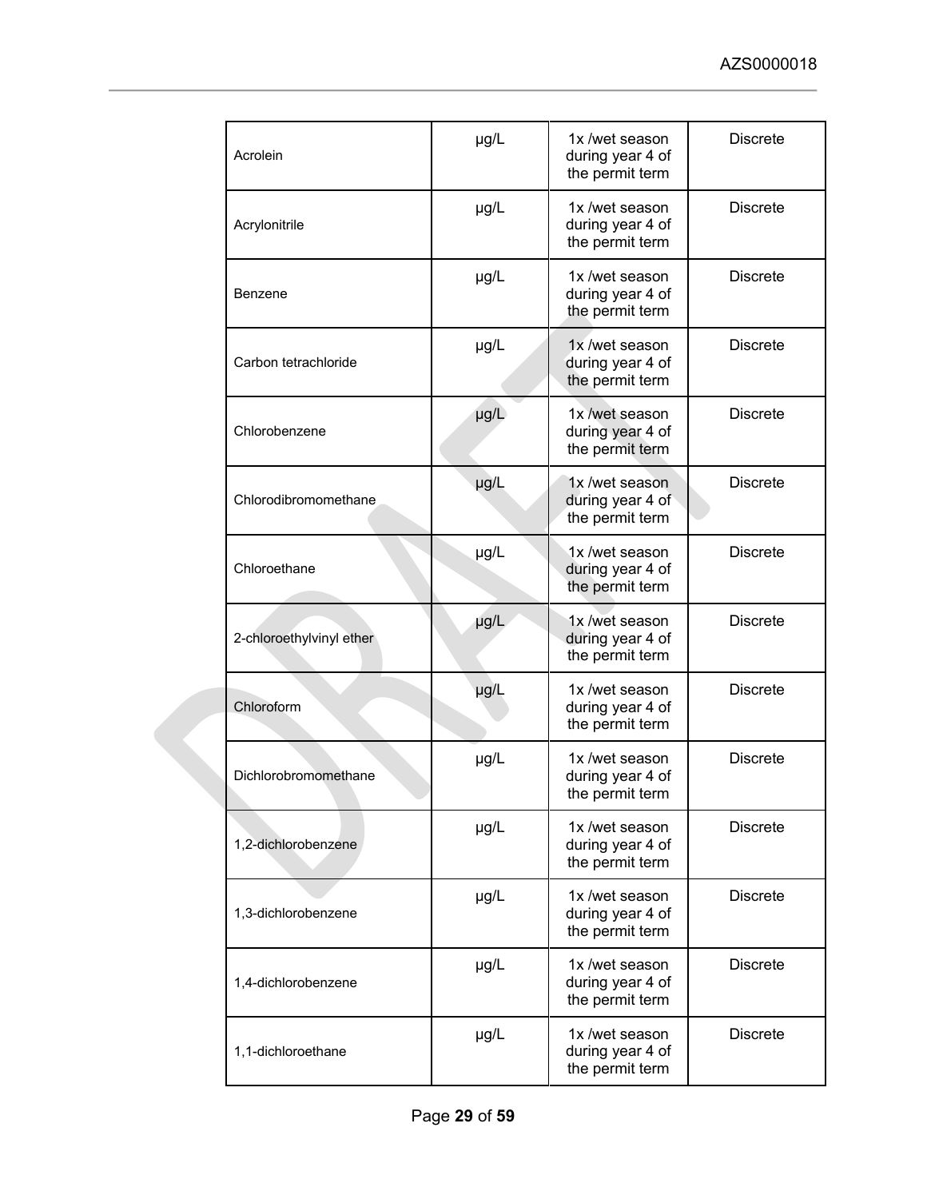| | | | |
|---|---|---|---|
| Acrolein | µg/L | 1x /wet season during year 4 of the permit term | Discrete |
| Acrylonitrile | µg/L | 1x /wet season during year 4 of the permit term | Discrete |
| Benzene | µg/L | 1x /wet season during year 4 of the permit term | Discrete |
| Carbon tetrachloride | µg/L | 1x /wet season during year 4 of the permit term | Discrete |
| Chlorobenzene | µg/L | 1x /wet season during year 4 of the permit term | Discrete |
| Chlorodibromomethane | µg/L | 1x /wet season during year 4 of the permit term | Discrete |
| Chloroethane | µg/L | 1x /wet season during year 4 of the permit term | Discrete |
| 2-chloroethylvinyl ether | µg/L | 1x /wet season during year 4 of the permit term | Discrete |
| Chloroform | µg/L | 1x /wet season during year 4 of the permit term | Discrete |
| Dichlorobromomethane | µg/L | 1x /wet season during year 4 of the permit term | Discrete |
| 1,2-dichlorobenzene | µg/L | 1x /wet season during year 4 of the permit term | Discrete |
| 1,3-dichlorobenzene | µg/L | 1x /wet season during year 4 of the permit term | Discrete |
| 1,4-dichlorobenzene | µg/L | 1x /wet season during year 4 of the permit term | Discrete |
| 1,1-dichloroethane | µg/L | 1x /wet season during year 4 of the permit term | Discrete |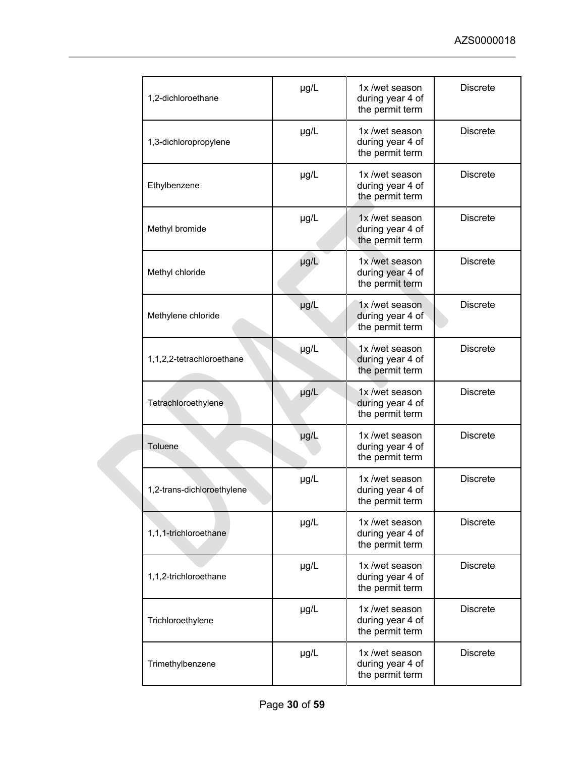| | | | |
|---|---|---|---|
| 1,2-dichloroethane | µg/L | 1x /wet season during year 4 of the permit term | Discrete |
| 1,3-dichloropropylene | µg/L | 1x /wet season during year 4 of the permit term | Discrete |
| Ethylbenzene | µg/L | 1x /wet season during year 4 of the permit term | Discrete |
| Methyl bromide | µg/L | 1x /wet season during year 4 of the permit term | Discrete |
| Methyl chloride | µg/L | 1x /wet season during year 4 of the permit term | Discrete |
| Methylene chloride | µg/L | 1x /wet season during year 4 of the permit term | Discrete |
| 1,1,2,2-tetrachloroethane | µg/L | 1x /wet season during year 4 of the permit term | Discrete |
| Tetrachloroethylene | µg/L | 1x /wet season during year 4 of the permit term | Discrete |
| Toluene | µg/L | 1x /wet season during year 4 of the permit term | Discrete |
| 1,2-trans-dichloroethylene | µg/L | 1x /wet season during year 4 of the permit term | Discrete |
| 1,1,1-trichloroethane | µg/L | 1x /wet season during year 4 of the permit term | Discrete |
| 1,1,2-trichloroethane | µg/L | 1x /wet season during year 4 of the permit term | Discrete |
| Trichloroethylene | µg/L | 1x /wet season during year 4 of the permit term | Discrete |
| Trimethylbenzene | µg/L | 1x /wet season during year 4 of the permit term | Discrete |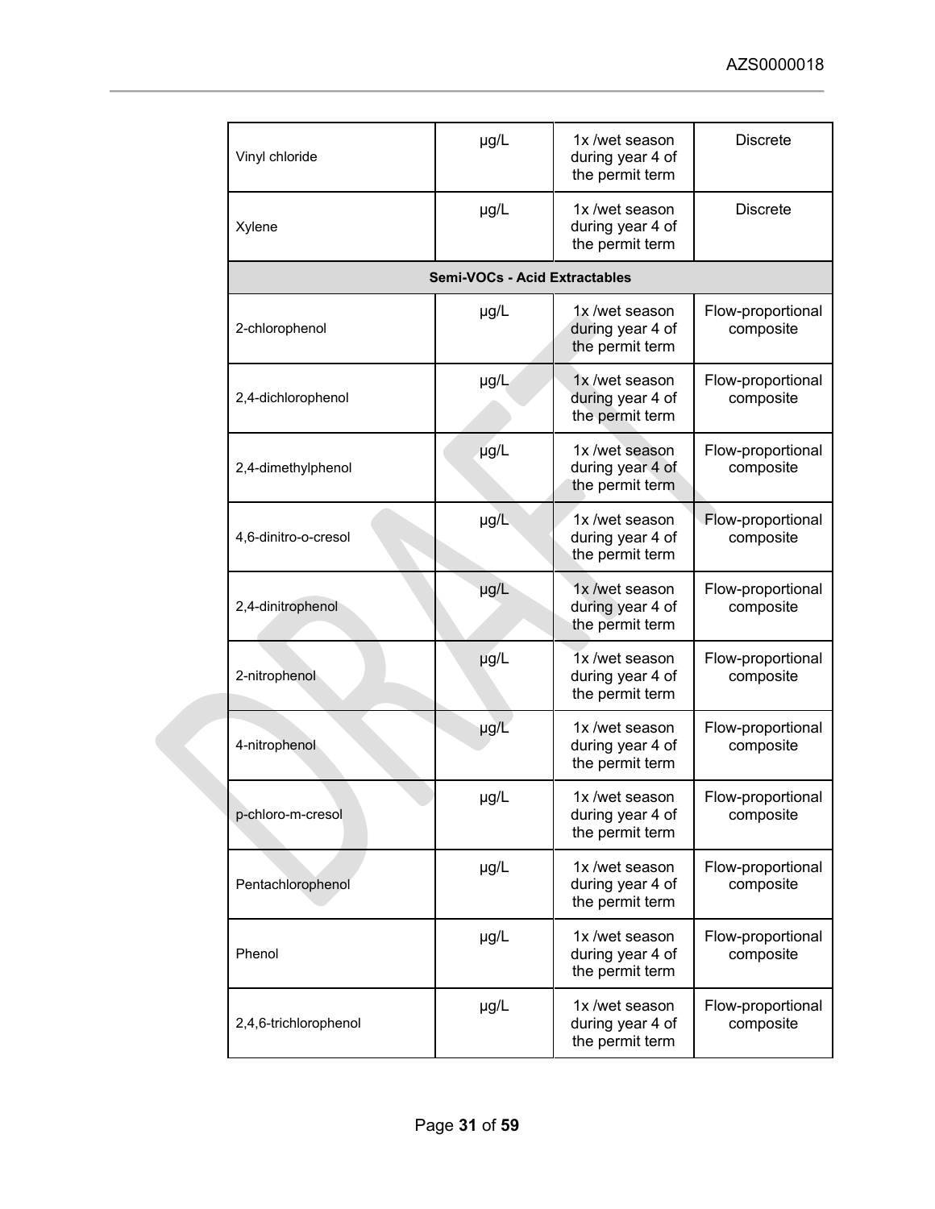| Vinyl chloride | μg/L | 1x /wet season during year 4 of the permit term | Discrete |
|---|---|---|---|
| Xylene | μg/L | 1x /wet season during year 4 of the permit term | Discrete |
| **Semi-VOCs - Acid Extractables** | | | |
| 2-chlorophenol | μg/L | 1x /wet season during year 4 of the permit term | Flow-proportional composite |
| 2,4-dichlorophenol | μg/L | 1x /wet season during year 4 of the permit term | Flow-proportional composite |
| 2,4-dimethylphenol | μg/L | 1x /wet season during year 4 of the permit term | Flow-proportional composite |
| 4,6-dinitro-o-cresol | μg/L | 1x /wet season during year 4 of the permit term | Flow-proportional composite |
| 2,4-dinitrophenol | μg/L | 1x /wet season during year 4 of the permit term | Flow-proportional composite |
| 2-nitrophenol | μg/L | 1x /wet season during year 4 of the permit term | Flow-proportional composite |
| 4-nitrophenol | μg/L | 1x /wet season during year 4 of the permit term | Flow-proportional composite |
| p-chloro-m-cresol | μg/L | 1x /wet season during year 4 of the permit term | Flow-proportional composite |
| Pentachlorophenol | μg/L | 1x /wet season during year 4 of the permit term | Flow-proportional composite |
| Phenol | μg/L | 1x /wet season during year 4 of the permit term | Flow-proportional composite |
| 2,4,6-trichlorophenol | μg/L | 1x /wet season during year 4 of the permit term | Flow-proportional composite |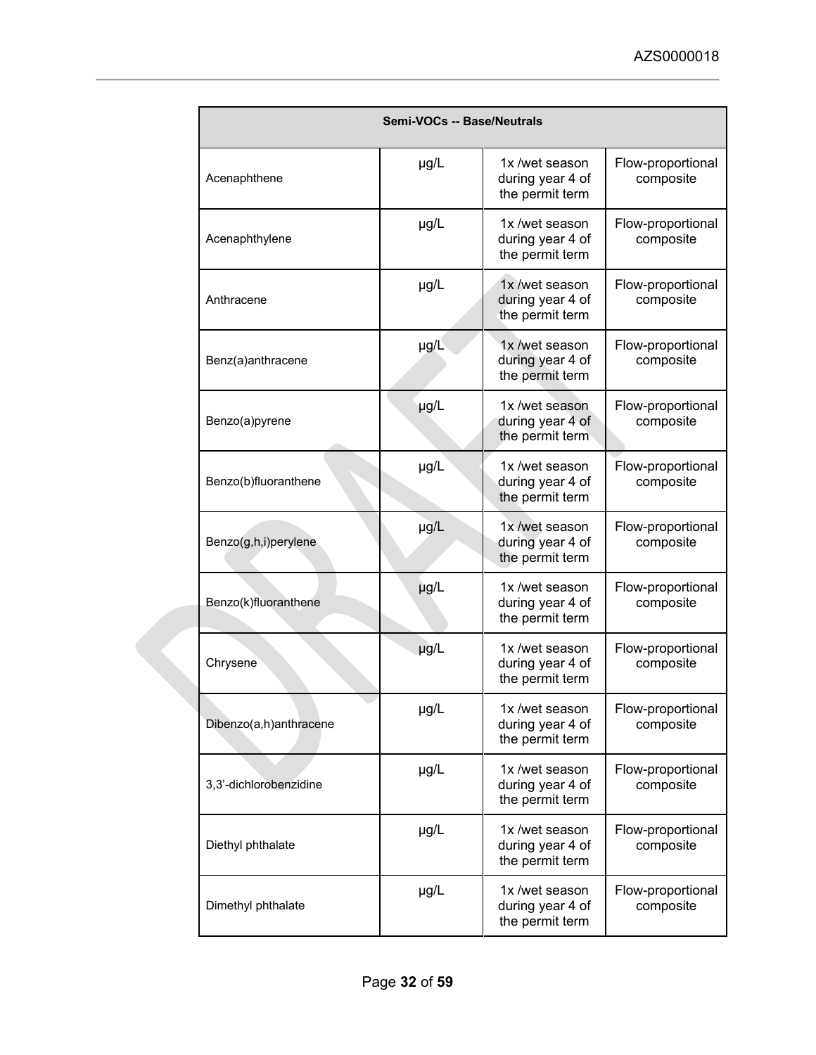| Semi-VOCs -- Base/Neutrals | | | |
|---|---|---|---|
| Acenaphthene | µg/L | 1x /wet season during year 4 of the permit term | Flow-proportional composite |
| Acenaphthylene | µg/L | 1x /wet season during year 4 of the permit term | Flow-proportional composite |
| Anthracene | µg/L | 1x /wet season during year 4 of the permit term | Flow-proportional composite |
| Benz(a)anthracene | µg/L | 1x /wet season during year 4 of the permit term | Flow-proportional composite |
| Benzo(a)pyrene | µg/L | 1x /wet season during year 4 of the permit term | Flow-proportional composite |
| Benzo(b)fluoranthene | µg/L | 1x /wet season during year 4 of the permit term | Flow-proportional composite |
| Benzo(g,h,i)perylene | µg/L | 1x /wet season during year 4 of the permit term | Flow-proportional composite |
| Benzo(k)fluoranthene | µg/L | 1x /wet season during year 4 of the permit term | Flow-proportional composite |
| Chrysene | µg/L | 1x /wet season during year 4 of the permit term | Flow-proportional composite |
| Dibenzo(a,h)anthracene | µg/L | 1x /wet season during year 4 of the permit term | Flow-proportional composite |
| 3,3'-dichlorobenzidine | µg/L | 1x /wet season during year 4 of the permit term | Flow-proportional composite |
| Diethyl phthalate | µg/L | 1x /wet season during year 4 of the permit term | Flow-proportional composite |
| Dimethyl phthalate | µg/L | 1x /wet season during year 4 of the permit term | Flow-proportional composite |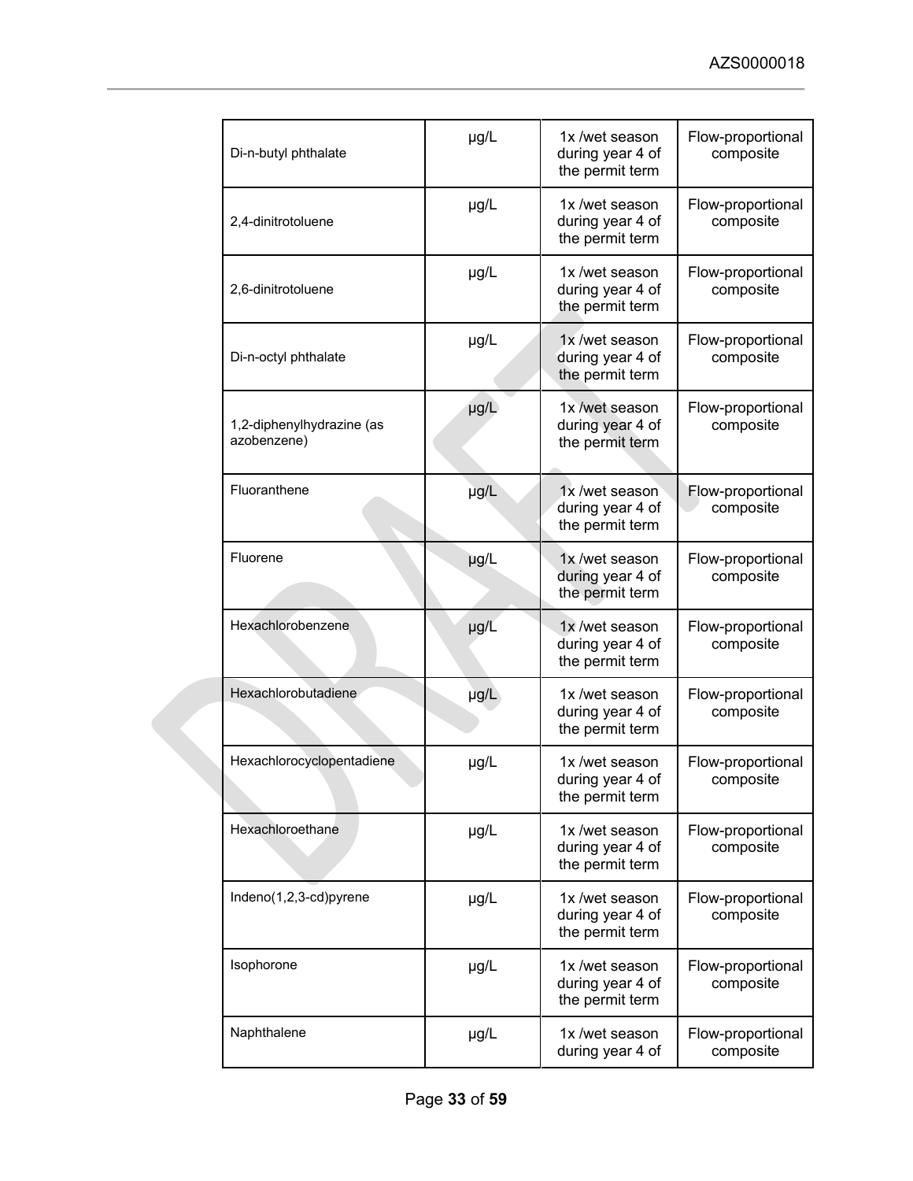| Di-n-butyl phthalate | μg/L | 1x /wet season during year 4 of the permit term | Flow-proportional composite |
|---|---|---|---|
| 2,4-dinitrotoluene | μg/L | 1x /wet season during year 4 of the permit term | Flow-proportional composite |
| 2,6-dinitrotoluene | μg/L | 1x /wet season during year 4 of the permit term | Flow-proportional composite |
| Di-n-octyl phthalate | μg/L | 1x /wet season during year 4 of the permit term | Flow-proportional composite |
| 1,2-diphenylhydrazine (as azobenzene) | μg/L | 1x /wet season during year 4 of the permit term | Flow-proportional composite |
| Fluoranthene | μg/L | 1x /wet season during year 4 of the permit term | Flow-proportional composite |
| Fluorene | μg/L | 1x /wet season during year 4 of the permit term | Flow-proportional composite |
| Hexachlorobenzene | μg/L | 1x /wet season during year 4 of the permit term | Flow-proportional composite |
| Hexachlorobutadiene | μg/L | 1x /wet season during year 4 of the permit term | Flow-proportional composite |
| Hexachlorocyclopentadiene | μg/L | 1x /wet season during year 4 of the permit term | Flow-proportional composite |
| Hexachloroethane | μg/L | 1x /wet season during year 4 of the permit term | Flow-proportional composite |
| Indeno(1,2,3-cd)pyrene | μg/L | 1x /wet season during year 4 of the permit term | Flow-proportional composite |
| Isophorone | μg/L | 1x /wet season during year 4 of the permit term | Flow-proportional composite |
| Naphthalene | μg/L | 1x /wet season during year 4 of | Flow-proportional composite |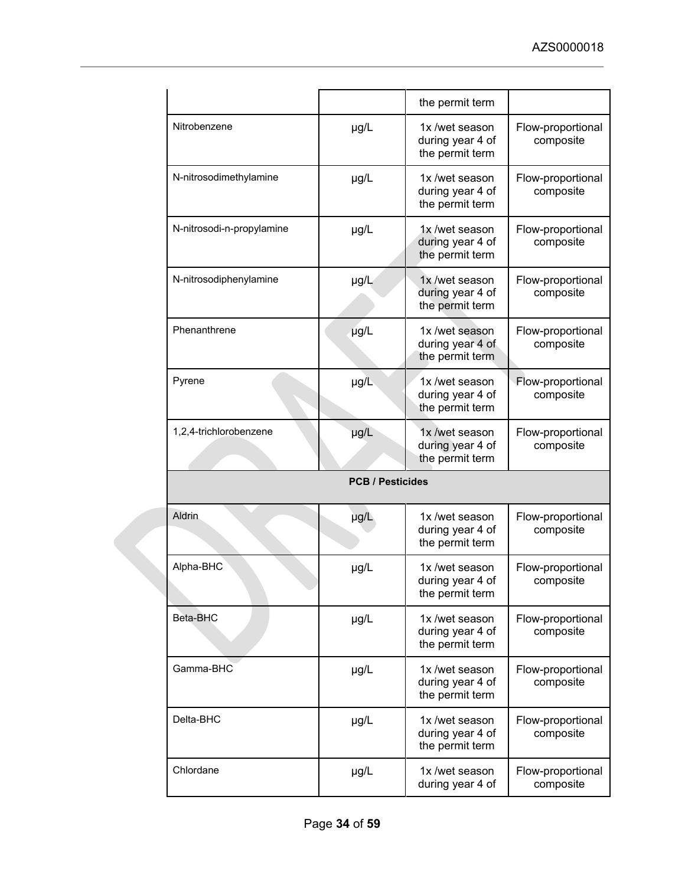| | | the permit term | |
|---|---|---|---|
| Nitrobenzene | μg/L | 1x /wet season during year 4 of the permit term | Flow-proportional composite |
| N-nitrosodimethylamine | μg/L | 1x /wet season during year 4 of the permit term | Flow-proportional composite |
| N-nitrosodi-n-propylamine | μg/L | 1x /wet season during year 4 of the permit term | Flow-proportional composite |
| N-nitrosodiphenylamine | μg/L | 1x /wet season during year 4 of the permit term | Flow-proportional composite |
| Phenanthrene | μg/L | 1x /wet season during year 4 of the permit term | Flow-proportional composite |
| Pyrene | μg/L | 1x /wet season during year 4 of the permit term | Flow-proportional composite |
| 1,2,4-trichlorobenzene | μg/L | 1x /wet season during year 4 of the permit term | Flow-proportional composite |
| **PCB / Pesticides** | | | |
| Aldrin | μg/L | 1x /wet season during year 4 of the permit term | Flow-proportional composite |
| Alpha-BHC | μg/L | 1x /wet season during year 4 of the permit term | Flow-proportional composite |
| Beta-BHC | μg/L | 1x /wet season during year 4 of the permit term | Flow-proportional composite |
| Gamma-BHC | μg/L | 1x /wet season during year 4 of the permit term | Flow-proportional composite |
| Delta-BHC | μg/L | 1x /wet season during year 4 of the permit term | Flow-proportional composite |
| Chlordane | μg/L | 1x /wet season during year 4 of | Flow-proportional composite |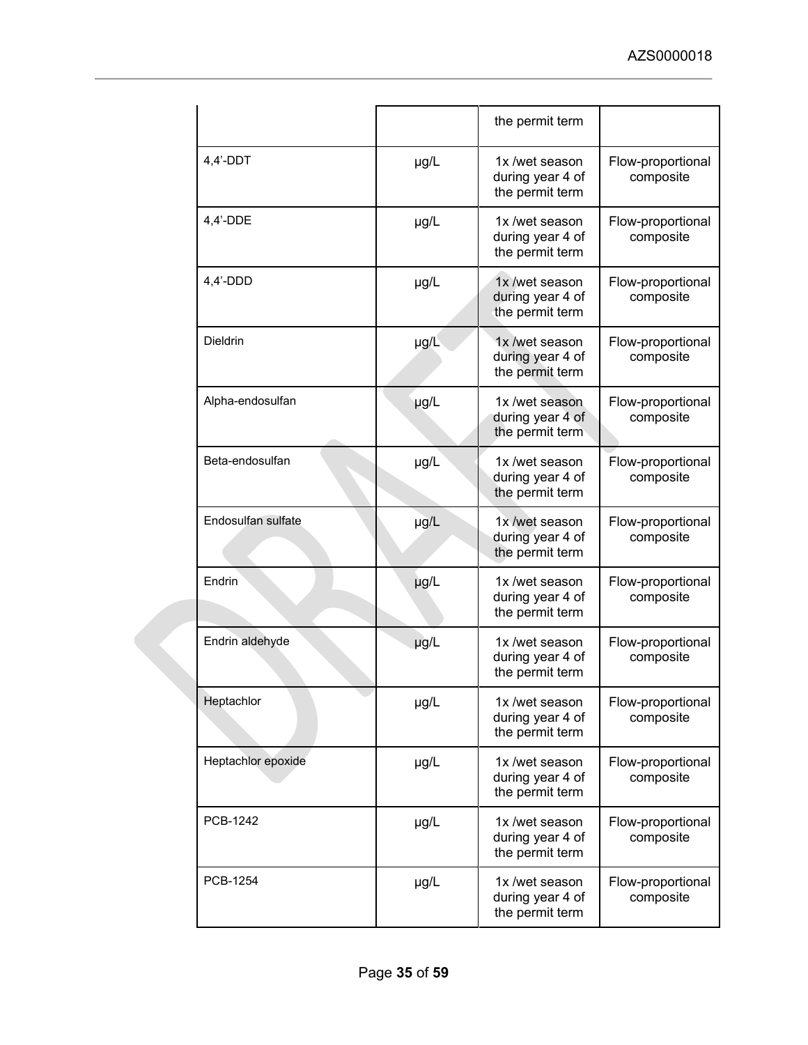| | | the permit term | |
|---|---|---|---|
| 4,4'-DDT | µg/L | 1x /wet season during year 4 of the permit term | Flow-proportional composite |
| 4,4'-DDE | µg/L | 1x /wet season during year 4 of the permit term | Flow-proportional composite |
| 4,4'-DDD | µg/L | 1x /wet season during year 4 of the permit term | Flow-proportional composite |
| Dieldrin | µg/L | 1x /wet season during year 4 of the permit term | Flow-proportional composite |
| Alpha-endosulfan | µg/L | 1x /wet season during year 4 of the permit term | Flow-proportional composite |
| Beta-endosulfan | µg/L | 1x /wet season during year 4 of the permit term | Flow-proportional composite |
| Endosulfan sulfate | µg/L | 1x /wet season during year 4 of the permit term | Flow-proportional composite |
| Endrin | µg/L | 1x /wet season during year 4 of the permit term | Flow-proportional composite |
| Endrin aldehyde | µg/L | 1x /wet season during year 4 of the permit term | Flow-proportional composite |
| Heptachlor | µg/L | 1x /wet season during year 4 of the permit term | Flow-proportional composite |
| Heptachlor epoxide | µg/L | 1x /wet season during year 4 of the permit term | Flow-proportional composite |
| PCB-1242 | µg/L | 1x /wet season during year 4 of the permit term | Flow-proportional composite |
| PCB-1254 | µg/L | 1x /wet season during year 4 of the permit term | Flow-proportional composite |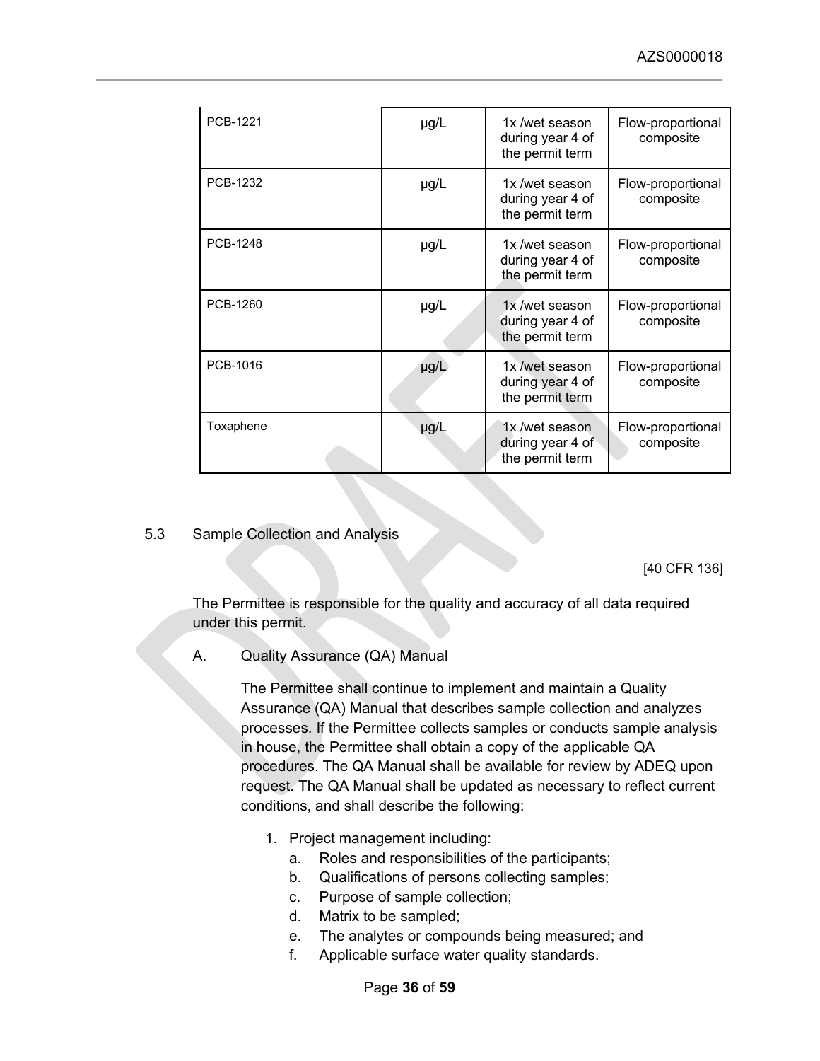| PCB-1221 | μg/L | 1x /wet season during year 4 of the permit term | Flow-proportional composite |
|---|---|---|---|
| PCB-1232 | μg/L | 1x /wet season during year 4 of the permit term | Flow-proportional composite |
| PCB-1248 | μg/L | 1x /wet season during year 4 of the permit term | Flow-proportional composite |
| PCB-1260 | μg/L | 1x /wet season during year 4 of the permit term | Flow-proportional composite |
| PCB-1016 | μg/L | 1x /wet season during year 4 of the permit term | Flow-proportional composite |
| Toxaphene | μg/L | 1x /wet season during year 4 of the permit term | Flow-proportional composite |

## 5.3 Sample Collection and Analysis

[40 CFR 136]

The Permittee is responsible for the quality and accuracy of all data required under this permit.

A. Quality Assurance (QA) Manual

The Permittee shall continue to implement and maintain a Quality Assurance (QA) Manual that describes sample collection and analyzes processes. If the Permittee collects samples or conducts sample analysis in house, the Permittee shall obtain a copy of the applicable QA procedures. The QA Manual shall be available for review by ADEQ upon request. The QA Manual shall be updated as necessary to reflect current conditions, and shall describe the following:

1. Project management including:
   a. Roles and responsibilities of the participants;
   b. Qualifications of persons collecting samples;
   c. Purpose of sample collection;
   d. Matrix to be sampled;
   e. The analytes or compounds being measured; and
   f. Applicable surface water quality standards.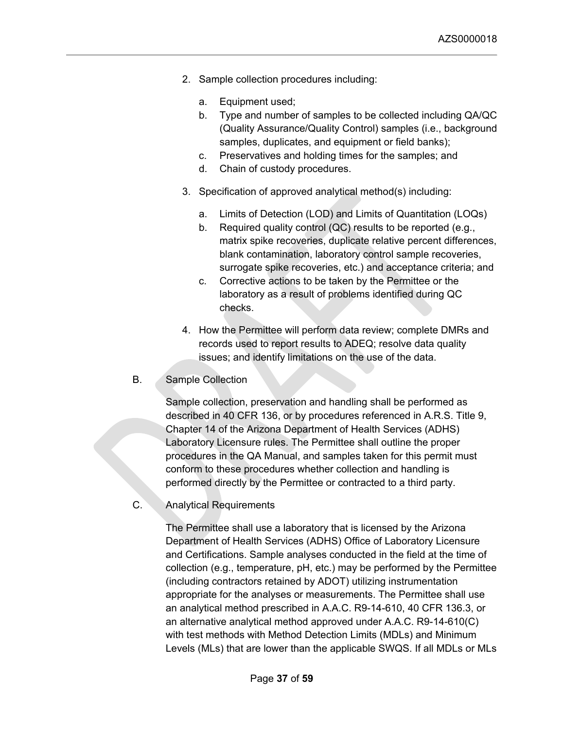2. Sample collection procedures including:

   a. Equipment used;
   b. Type and number of samples to be collected including QA/QC (Quality Assurance/Quality Control) samples (i.e., background samples, duplicates, and equipment or field banks);
   c. Preservatives and holding times for the samples; and
   d. Chain of custody procedures.

3. Specification of approved analytical method(s) including:

   a. Limits of Detection (LOD) and Limits of Quantitation (LOQs)
   b. Required quality control (QC) results to be reported (e.g., matrix spike recoveries, duplicate relative percent differences, blank contamination, laboratory control sample recoveries, surrogate spike recoveries, etc.) and acceptance criteria; and
   c. Corrective actions to be taken by the Permittee or the laboratory as a result of problems identified during QC checks.

4. How the Permittee will perform data review; complete DMRs and records used to report results to ADEQ; resolve data quality issues; and identify limitations on the use of the data.

B. Sample Collection

Sample collection, preservation and handling shall be performed as described in 40 CFR 136, or by procedures referenced in A.R.S. Title 9, Chapter 14 of the Arizona Department of Health Services (ADHS) Laboratory Licensure rules. The Permittee shall outline the proper procedures in the QA Manual, and samples taken for this permit must conform to these procedures whether collection and handling is performed directly by the Permittee or contracted to a third party.

C. Analytical Requirements

The Permittee shall use a laboratory that is licensed by the Arizona Department of Health Services (ADHS) Office of Laboratory Licensure and Certifications. Sample analyses conducted in the field at the time of collection (e.g., temperature, pH, etc.) may be performed by the Permittee (including contractors retained by ADOT) utilizing instrumentation appropriate for the analyses or measurements. The Permittee shall use an analytical method prescribed in A.A.C. R9-14-610, 40 CFR 136.3, or an alternative analytical method approved under A.A.C. R9-14-610(C) with test methods with Method Detection Limits (MDLs) and Minimum Levels (MLs) that are lower than the applicable SWQS. If all MDLs or MLs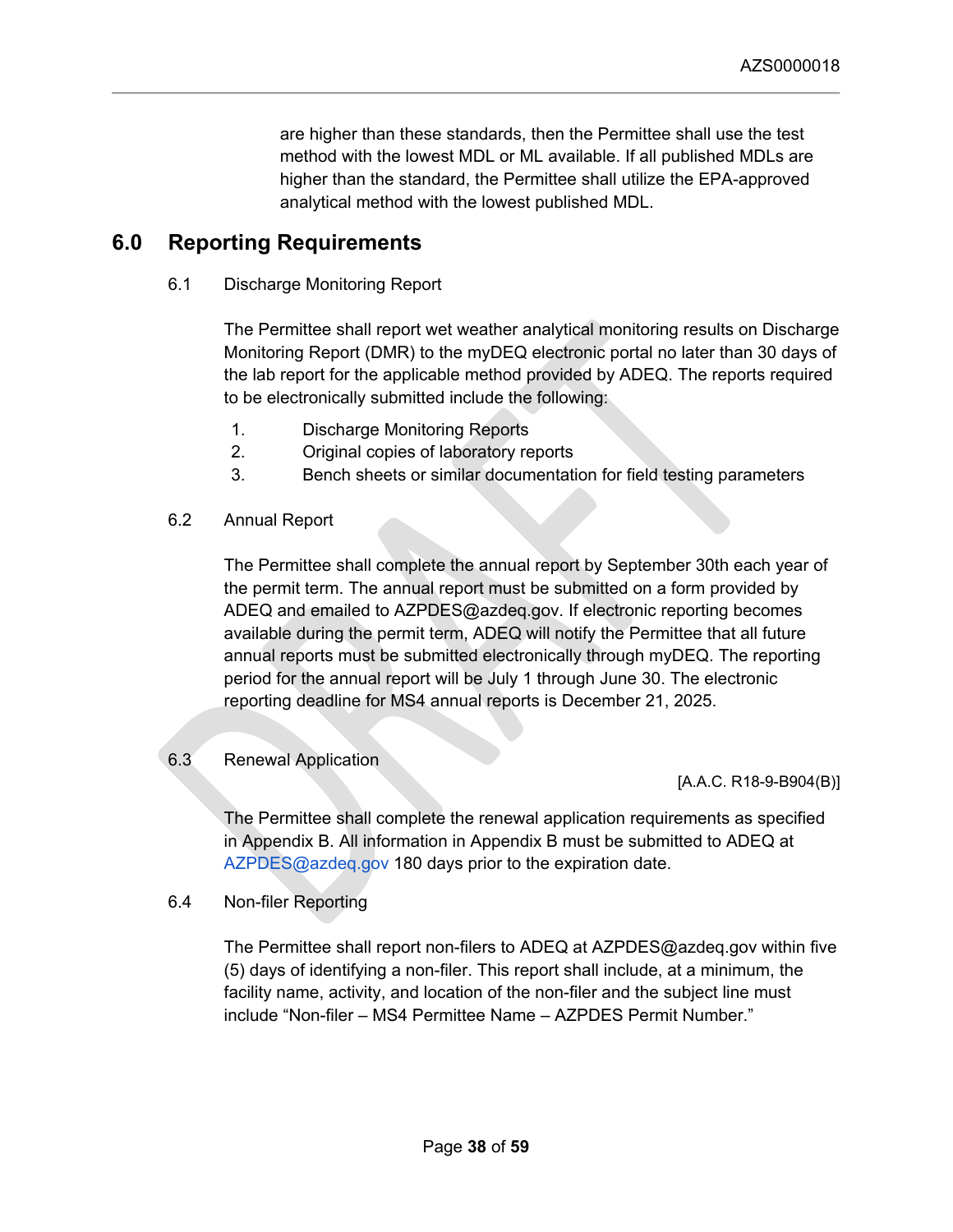are higher than these standards, then the Permittee shall use the test method with the lowest MDL or ML available. If all published MDLs are higher than the standard, the Permittee shall utilize the EPA-approved analytical method with the lowest published MDL.

# 6.0 Reporting Requirements

## 6.1 Discharge Monitoring Report

The Permittee shall report wet weather analytical monitoring results on Discharge Monitoring Report (DMR) to the myDEQ electronic portal no later than 30 days of the lab report for the applicable method provided by ADEQ. The reports required to be electronically submitted include the following:

1. Discharge Monitoring Reports
2. Original copies of laboratory reports
3. Bench sheets or similar documentation for field testing parameters

## 6.2 Annual Report

The Permittee shall complete the annual report by September 30th each year of the permit term. The annual report must be submitted on a form provided by ADEQ and emailed to AZPDES@azdeq.gov. If electronic reporting becomes available during the permit term, ADEQ will notify the Permittee that all future annual reports must be submitted electronically through myDEQ. The reporting period for the annual report will be July 1 through June 30. The electronic reporting deadline for MS4 annual reports is December 21, 2025.

## 6.3 Renewal Application

[A.A.C. R18-9-B904(B)]

The Permittee shall complete the renewal application requirements as specified in Appendix B. All information in Appendix B must be submitted to ADEQ at AZPDES@azdeq.gov 180 days prior to the expiration date.

## 6.4 Non-filer Reporting

The Permittee shall report non-filers to ADEQ at AZPDES@azdeq.gov within five (5) days of identifying a non-filer. This report shall include, at a minimum, the facility name, activity, and location of the non-filer and the subject line must include "Non-filer – MS4 Permittee Name – AZPDES Permit Number."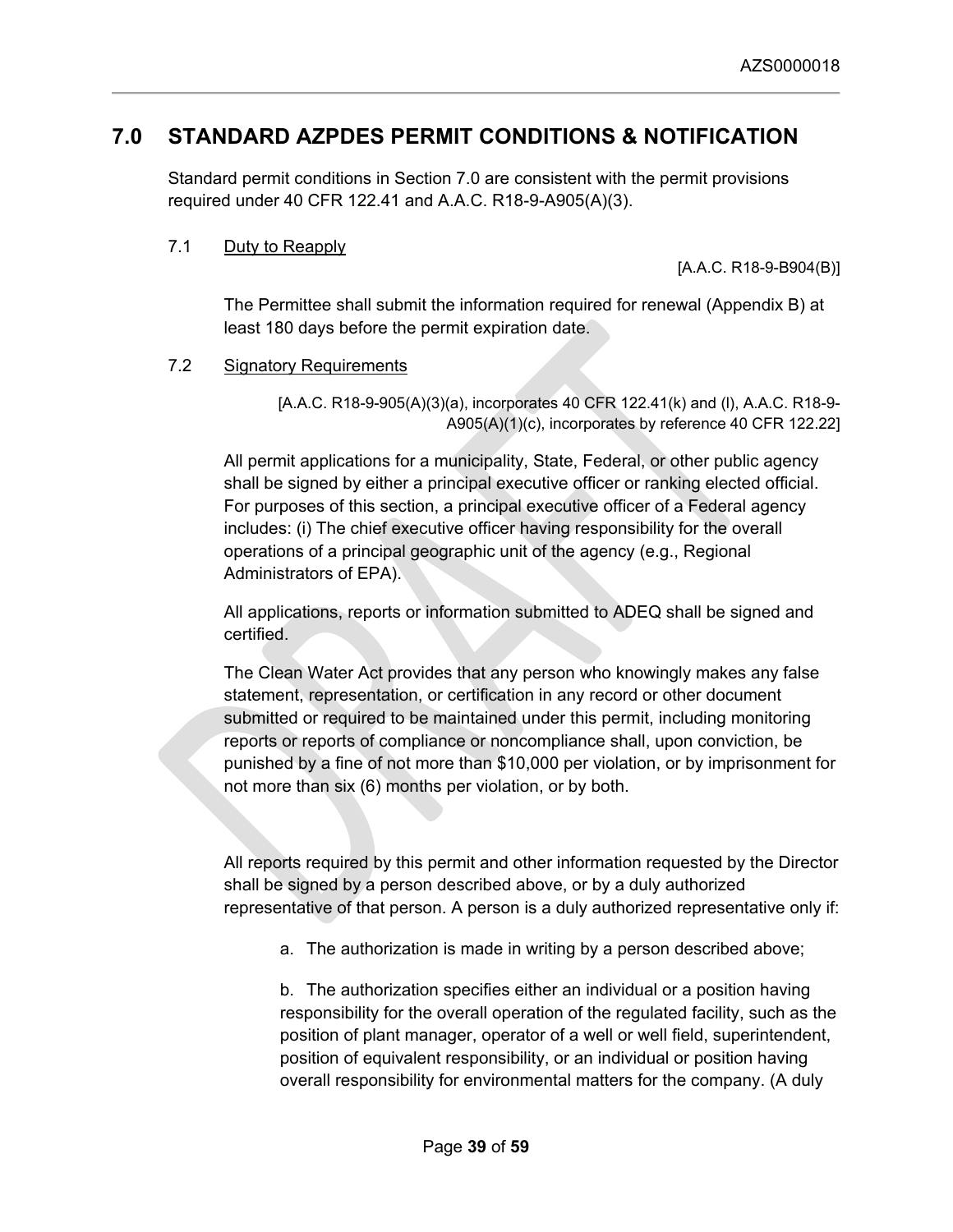## 7.0 STANDARD AZPDES PERMIT CONDITIONS & NOTIFICATION

Standard permit conditions in Section 7.0 are consistent with the permit provisions required under 40 CFR 122.41 and A.A.C. R18-9-A905(A)(3).

### 7.1 Duty to Reapply

[A.A.C. R18-9-B904(B)]

The Permittee shall submit the information required for renewal (Appendix B) at least 180 days before the permit expiration date.

### 7.2 Signatory Requirements

[A.A.C. R18-9-905(A)(3)(a), incorporates 40 CFR 122.41(k) and (l), A.A.C. R18-9-A905(A)(1)(c), incorporates by reference 40 CFR 122.22]

All permit applications for a municipality, State, Federal, or other public agency shall be signed by either a principal executive officer or ranking elected official. For purposes of this section, a principal executive officer of a Federal agency includes: (i) The chief executive officer having responsibility for the overall operations of a principal geographic unit of the agency (e.g., Regional Administrators of EPA).

All applications, reports or information submitted to ADEQ shall be signed and certified.

The Clean Water Act provides that any person who knowingly makes any false statement, representation, or certification in any record or other document submitted or required to be maintained under this permit, including monitoring reports or reports of compliance or noncompliance shall, upon conviction, be punished by a fine of not more than $10,000 per violation, or by imprisonment for not more than six (6) months per violation, or by both.

All reports required by this permit and other information requested by the Director shall be signed by a person described above, or by a duly authorized representative of that person. A person is a duly authorized representative only if:

a. The authorization is made in writing by a person described above;

b. The authorization specifies either an individual or a position having responsibility for the overall operation of the regulated facility, such as the position of plant manager, operator of a well or well field, superintendent, position of equivalent responsibility, or an individual or position having overall responsibility for environmental matters for the company. (A duly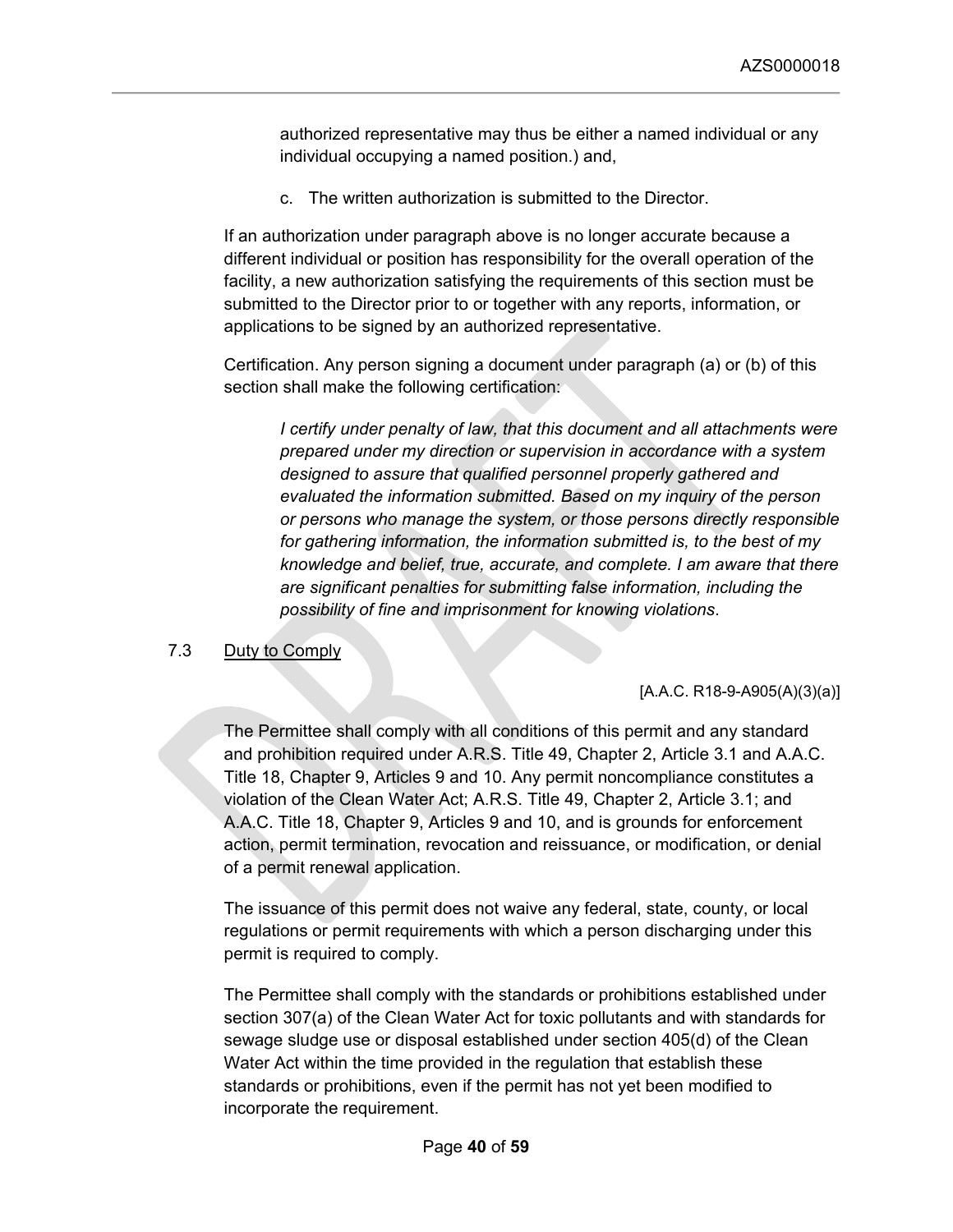authorized representative may thus be either a named individual or any individual occupying a named position.) and,

c. The written authorization is submitted to the Director.

If an authorization under paragraph above is no longer accurate because a different individual or position has responsibility for the overall operation of the facility, a new authorization satisfying the requirements of this section must be submitted to the Director prior to or together with any reports, information, or applications to be signed by an authorized representative.

Certification. Any person signing a document under paragraph (a) or (b) of this section shall make the following certification:

*I certify under penalty of law, that this document and all attachments were prepared under my direction or supervision in accordance with a system designed to assure that qualified personnel properly gathered and evaluated the information submitted. Based on my inquiry of the person or persons who manage the system, or those persons directly responsible for gathering information, the information submitted is, to the best of my knowledge and belief, true, accurate, and complete. I am aware that there are significant penalties for submitting false information, including the possibility of fine and imprisonment for knowing violations*.

### 7.3 Duty to Comply

[A.A.C. R18-9-A905(A)(3)(a)]

The Permittee shall comply with all conditions of this permit and any standard and prohibition required under A.R.S. Title 49, Chapter 2, Article 3.1 and A.A.C. Title 18, Chapter 9, Articles 9 and 10. Any permit noncompliance constitutes a violation of the Clean Water Act; A.R.S. Title 49, Chapter 2, Article 3.1; and A.A.C. Title 18, Chapter 9, Articles 9 and 10, and is grounds for enforcement action, permit termination, revocation and reissuance, or modification, or denial of a permit renewal application.

The issuance of this permit does not waive any federal, state, county, or local regulations or permit requirements with which a person discharging under this permit is required to comply.

The Permittee shall comply with the standards or prohibitions established under section 307(a) of the Clean Water Act for toxic pollutants and with standards for sewage sludge use or disposal established under section 405(d) of the Clean Water Act within the time provided in the regulation that establish these standards or prohibitions, even if the permit has not yet been modified to incorporate the requirement.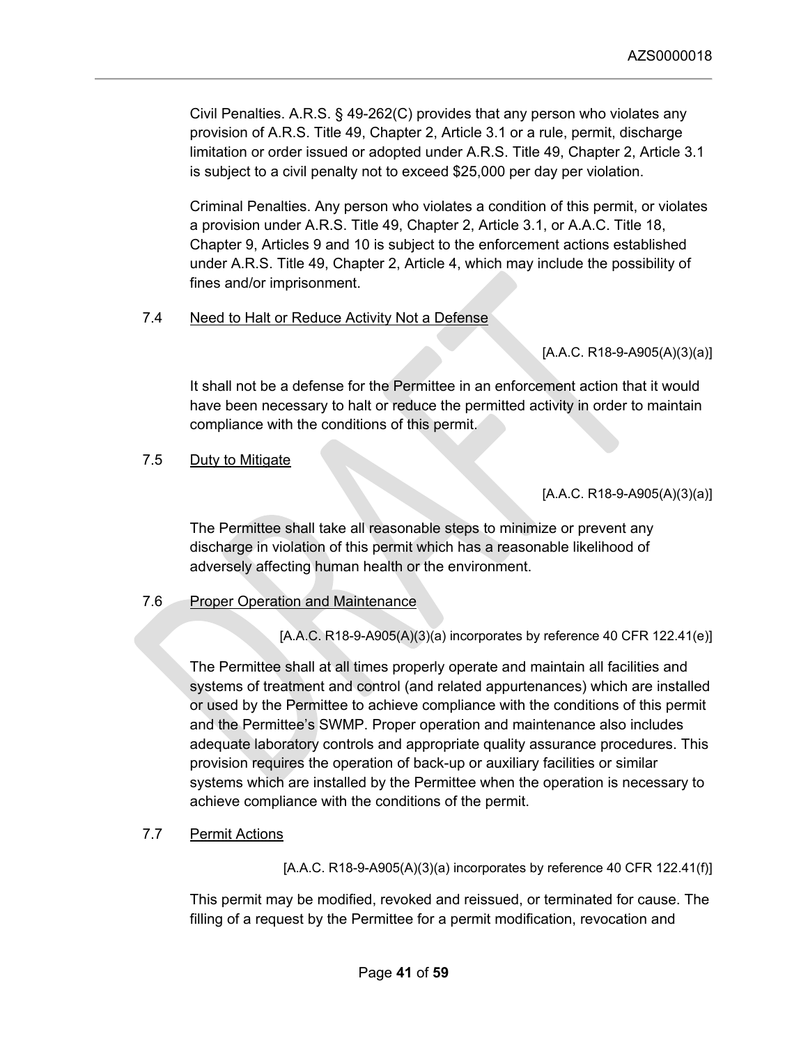Civil Penalties. A.R.S. § 49-262(C) provides that any person who violates any provision of A.R.S. Title 49, Chapter 2, Article 3.1 or a rule, permit, discharge limitation or order issued or adopted under A.R.S. Title 49, Chapter 2, Article 3.1 is subject to a civil penalty not to exceed $25,000 per day per violation.

Criminal Penalties. Any person who violates a condition of this permit, or violates a provision under A.R.S. Title 49, Chapter 2, Article 3.1, or A.A.C. Title 18, Chapter 9, Articles 9 and 10 is subject to the enforcement actions established under A.R.S. Title 49, Chapter 2, Article 4, which may include the possibility of fines and/or imprisonment.

7.4 Need to Halt or Reduce Activity Not a Defense

[A.A.C. R18-9-A905(A)(3)(a)]

It shall not be a defense for the Permittee in an enforcement action that it would have been necessary to halt or reduce the permitted activity in order to maintain compliance with the conditions of this permit.

7.5 Duty to Mitigate

[A.A.C. R18-9-A905(A)(3)(a)]

The Permittee shall take all reasonable steps to minimize or prevent any discharge in violation of this permit which has a reasonable likelihood of adversely affecting human health or the environment.

7.6 Proper Operation and Maintenance

[A.A.C. R18-9-A905(A)(3)(a) incorporates by reference 40 CFR 122.41(e)]

The Permittee shall at all times properly operate and maintain all facilities and systems of treatment and control (and related appurtenances) which are installed or used by the Permittee to achieve compliance with the conditions of this permit and the Permittee's SWMP. Proper operation and maintenance also includes adequate laboratory controls and appropriate quality assurance procedures. This provision requires the operation of back-up or auxiliary facilities or similar systems which are installed by the Permittee when the operation is necessary to achieve compliance with the conditions of the permit.

7.7 Permit Actions

[A.A.C. R18-9-A905(A)(3)(a) incorporates by reference 40 CFR 122.41(f)]

This permit may be modified, revoked and reissued, or terminated for cause. The filling of a request by the Permittee for a permit modification, revocation and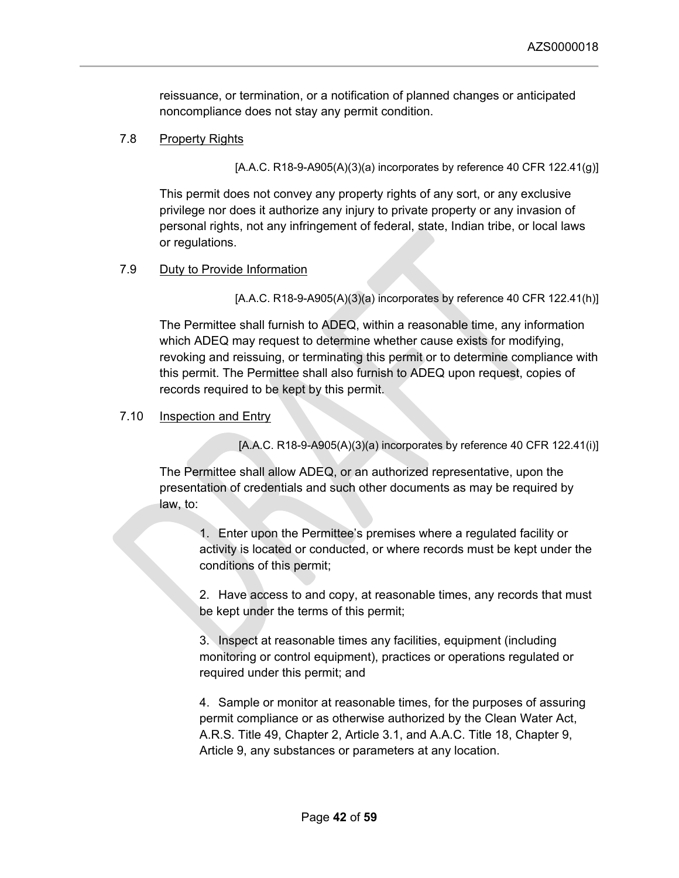reissuance, or termination, or a notification of planned changes or anticipated noncompliance does not stay any permit condition.

7.8 Property Rights

[A.A.C. R18-9-A905(A)(3)(a) incorporates by reference 40 CFR 122.41(g)]

This permit does not convey any property rights of any sort, or any exclusive privilege nor does it authorize any injury to private property or any invasion of personal rights, not any infringement of federal, state, Indian tribe, or local laws or regulations.

7.9 Duty to Provide Information

[A.A.C. R18-9-A905(A)(3)(a) incorporates by reference 40 CFR 122.41(h)]

The Permittee shall furnish to ADEQ, within a reasonable time, any information which ADEQ may request to determine whether cause exists for modifying, revoking and reissuing, or terminating this permit or to determine compliance with this permit. The Permittee shall also furnish to ADEQ upon request, copies of records required to be kept by this permit.

7.10 Inspection and Entry

[A.A.C. R18-9-A905(A)(3)(a) incorporates by reference 40 CFR 122.41(i)]

The Permittee shall allow ADEQ, or an authorized representative, upon the presentation of credentials and such other documents as may be required by law, to:

1. Enter upon the Permittee's premises where a regulated facility or activity is located or conducted, or where records must be kept under the conditions of this permit;

2. Have access to and copy, at reasonable times, any records that must be kept under the terms of this permit;

3. Inspect at reasonable times any facilities, equipment (including monitoring or control equipment), practices or operations regulated or required under this permit; and

4. Sample or monitor at reasonable times, for the purposes of assuring permit compliance or as otherwise authorized by the Clean Water Act, A.R.S. Title 49, Chapter 2, Article 3.1, and A.A.C. Title 18, Chapter 9, Article 9, any substances or parameters at any location.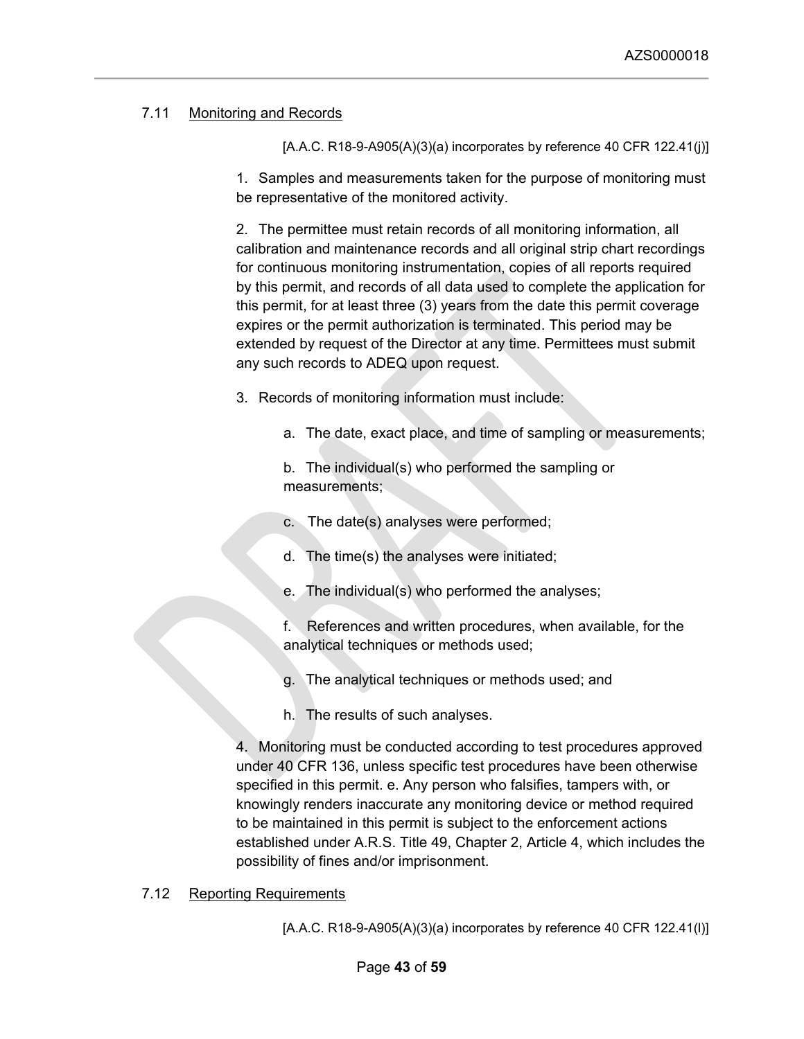## 7.11 Monitoring and Records

[A.A.C. R18-9-A905(A)(3)(a) incorporates by reference 40 CFR 122.41(j)]

1. Samples and measurements taken for the purpose of monitoring must be representative of the monitored activity.

2. The permittee must retain records of all monitoring information, all calibration and maintenance records and all original strip chart recordings for continuous monitoring instrumentation, copies of all reports required by this permit, and records of all data used to complete the application for this permit, for at least three (3) years from the date this permit coverage expires or the permit authorization is terminated. This period may be extended by request of the Director at any time. Permittees must submit any such records to ADEQ upon request.

3. Records of monitoring information must include:

a. The date, exact place, and time of sampling or measurements;

b. The individual(s) who performed the sampling or measurements;

c. The date(s) analyses were performed;

d. The time(s) the analyses were initiated;

e. The individual(s) who performed the analyses;

f. References and written procedures, when available, for the analytical techniques or methods used;

g. The analytical techniques or methods used; and

h. The results of such analyses.

4. Monitoring must be conducted according to test procedures approved under 40 CFR 136, unless specific test procedures have been otherwise specified in this permit. e. Any person who falsifies, tampers with, or knowingly renders inaccurate any monitoring device or method required to be maintained in this permit is subject to the enforcement actions established under A.R.S. Title 49, Chapter 2, Article 4, which includes the possibility of fines and/or imprisonment.

## 7.12 Reporting Requirements

[A.A.C. R18-9-A905(A)(3)(a) incorporates by reference 40 CFR 122.41(l)]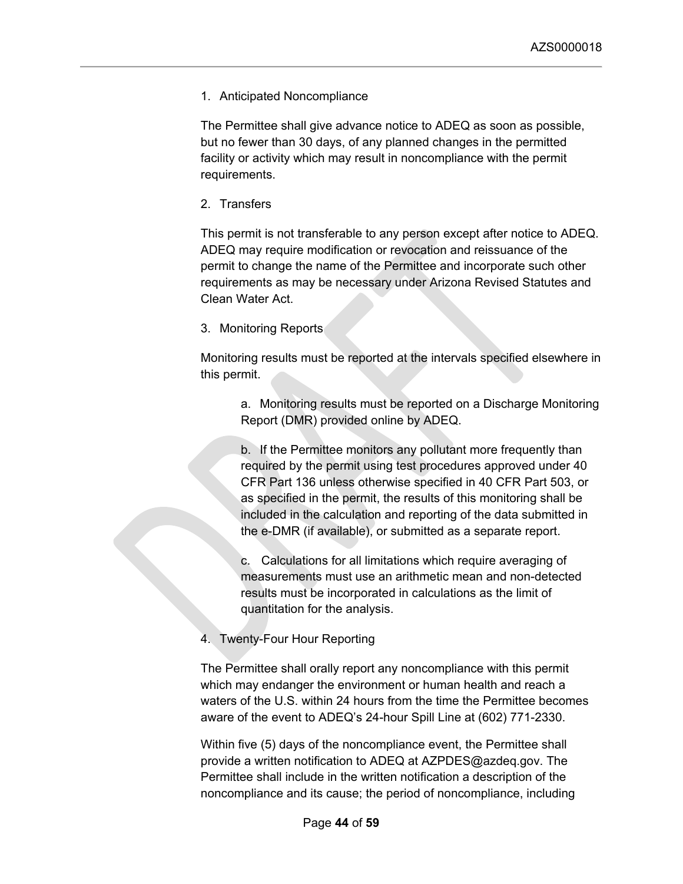1. Anticipated Noncompliance

The Permittee shall give advance notice to ADEQ as soon as possible, but no fewer than 30 days, of any planned changes in the permitted facility or activity which may result in noncompliance with the permit requirements.

2. Transfers

This permit is not transferable to any person except after notice to ADEQ. ADEQ may require modification or revocation and reissuance of the permit to change the name of the Permittee and incorporate such other requirements as may be necessary under Arizona Revised Statutes and Clean Water Act.

3. Monitoring Reports

Monitoring results must be reported at the intervals specified elsewhere in this permit.

  a. Monitoring results must be reported on a Discharge Monitoring Report (DMR) provided online by ADEQ.

  b. If the Permittee monitors any pollutant more frequently than required by the permit using test procedures approved under 40 CFR Part 136 unless otherwise specified in 40 CFR Part 503, or as specified in the permit, the results of this monitoring shall be included in the calculation and reporting of the data submitted in the e-DMR (if available), or submitted as a separate report.

  c. Calculations for all limitations which require averaging of measurements must use an arithmetic mean and non-detected results must be incorporated in calculations as the limit of quantitation for the analysis.

4. Twenty-Four Hour Reporting

The Permittee shall orally report any noncompliance with this permit which may endanger the environment or human health and reach a waters of the U.S. within 24 hours from the time the Permittee becomes aware of the event to ADEQ's 24-hour Spill Line at (602) 771-2330.

Within five (5) days of the noncompliance event, the Permittee shall provide a written notification to ADEQ at AZPDES@azdeq.gov. The Permittee shall include in the written notification a description of the noncompliance and its cause; the period of noncompliance, including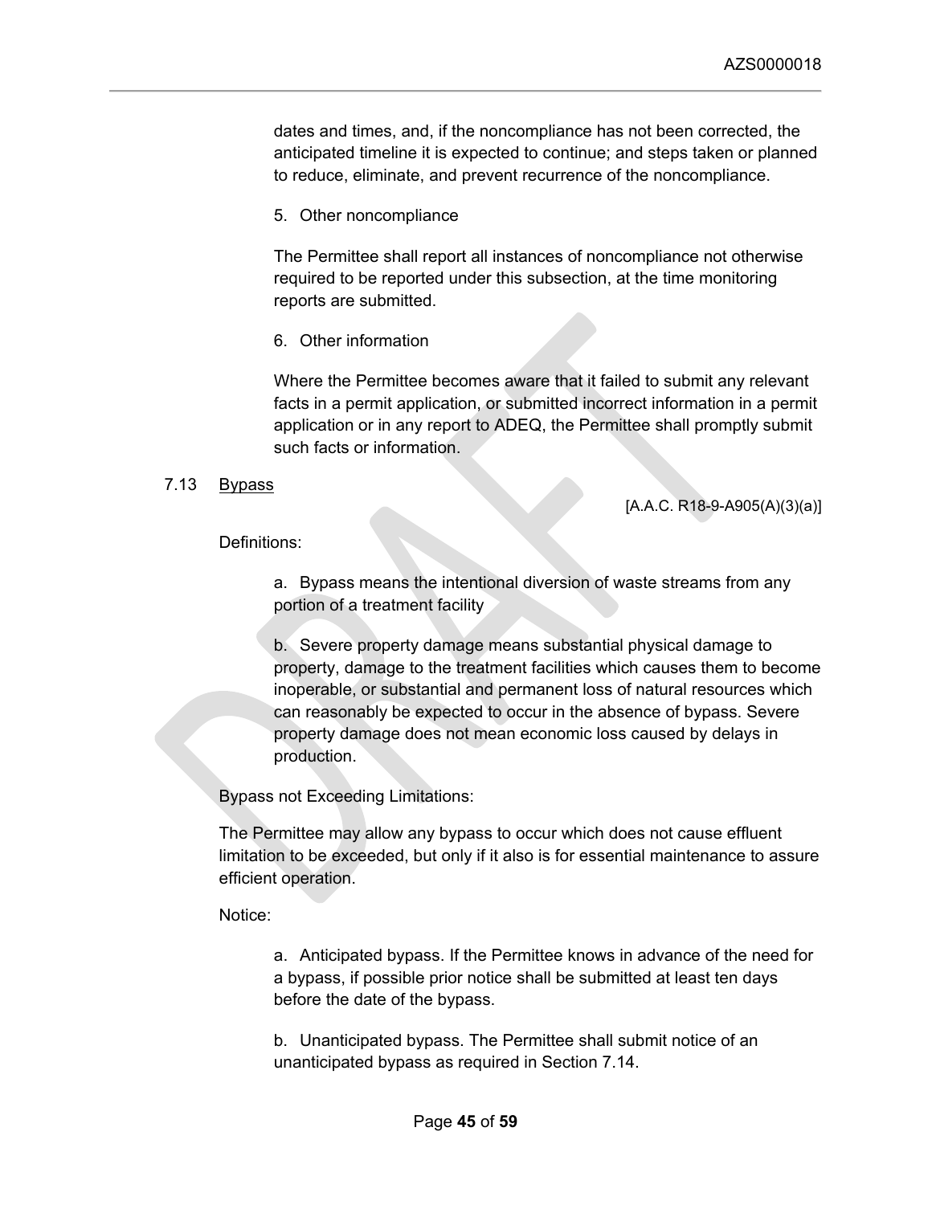dates and times, and, if the noncompliance has not been corrected, the anticipated timeline it is expected to continue; and steps taken or planned to reduce, eliminate, and prevent recurrence of the noncompliance.

5. Other noncompliance

The Permittee shall report all instances of noncompliance not otherwise required to be reported under this subsection, at the time monitoring reports are submitted.

6. Other information

Where the Permittee becomes aware that it failed to submit any relevant facts in a permit application, or submitted incorrect information in a permit application or in any report to ADEQ, the Permittee shall promptly submit such facts or information.

### 7.13 Bypass

[A.A.C. R18-9-A905(A)(3)(a)]

Definitions:

a. Bypass means the intentional diversion of waste streams from any portion of a treatment facility

b. Severe property damage means substantial physical damage to property, damage to the treatment facilities which causes them to become inoperable, or substantial and permanent loss of natural resources which can reasonably be expected to occur in the absence of bypass. Severe property damage does not mean economic loss caused by delays in production.

Bypass not Exceeding Limitations:

The Permittee may allow any bypass to occur which does not cause effluent limitation to be exceeded, but only if it also is for essential maintenance to assure efficient operation.

Notice:

a. Anticipated bypass. If the Permittee knows in advance of the need for a bypass, if possible prior notice shall be submitted at least ten days before the date of the bypass.

b. Unanticipated bypass. The Permittee shall submit notice of an unanticipated bypass as required in Section 7.14.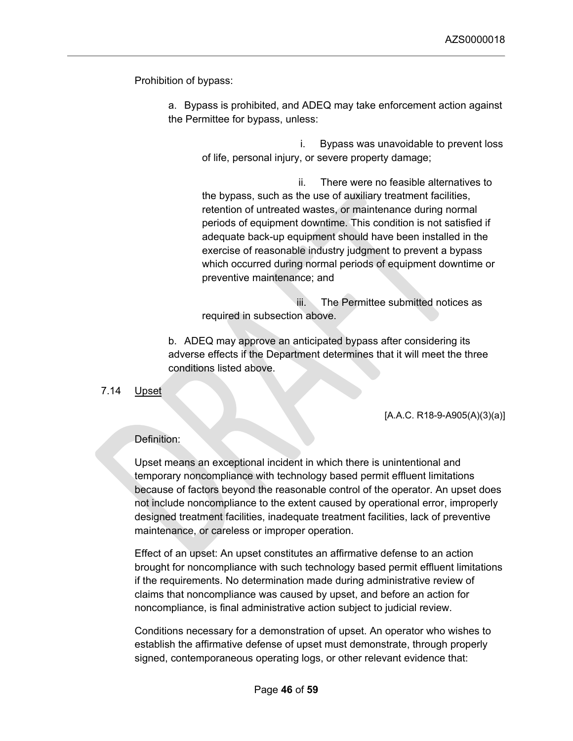Prohibition of bypass:

a. Bypass is prohibited, and ADEQ may take enforcement action against the Permittee for bypass, unless:

i. Bypass was unavoidable to prevent loss of life, personal injury, or severe property damage;

ii. There were no feasible alternatives to the bypass, such as the use of auxiliary treatment facilities, retention of untreated wastes, or maintenance during normal periods of equipment downtime. This condition is not satisfied if adequate back-up equipment should have been installed in the exercise of reasonable industry judgment to prevent a bypass which occurred during normal periods of equipment downtime or preventive maintenance; and

iii. The Permittee submitted notices as required in subsection above.

b. ADEQ may approve an anticipated bypass after considering its adverse effects if the Department determines that it will meet the three conditions listed above.

## 7.14 Upset

[A.A.C. R18-9-A905(A)(3)(a)]

Definition:

Upset means an exceptional incident in which there is unintentional and temporary noncompliance with technology based permit effluent limitations because of factors beyond the reasonable control of the operator. An upset does not include noncompliance to the extent caused by operational error, improperly designed treatment facilities, inadequate treatment facilities, lack of preventive maintenance, or careless or improper operation.

Effect of an upset: An upset constitutes an affirmative defense to an action brought for noncompliance with such technology based permit effluent limitations if the requirements. No determination made during administrative review of claims that noncompliance was caused by upset, and before an action for noncompliance, is final administrative action subject to judicial review.

Conditions necessary for a demonstration of upset. An operator who wishes to establish the affirmative defense of upset must demonstrate, through properly signed, contemporaneous operating logs, or other relevant evidence that: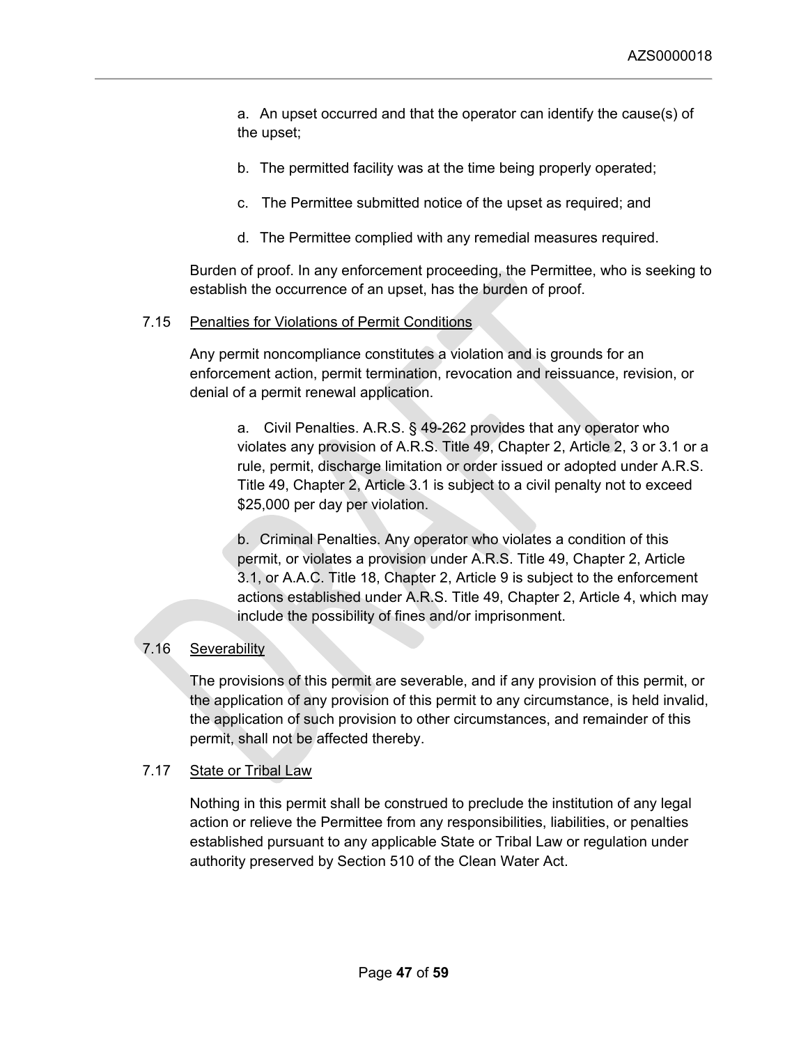a. An upset occurred and that the operator can identify the cause(s) of the upset;

b. The permitted facility was at the time being properly operated;

c. The Permittee submitted notice of the upset as required; and

d. The Permittee complied with any remedial measures required.

Burden of proof. In any enforcement proceeding, the Permittee, who is seeking to establish the occurrence of an upset, has the burden of proof.

7.15 Penalties for Violations of Permit Conditions

Any permit noncompliance constitutes a violation and is grounds for an enforcement action, permit termination, revocation and reissuance, revision, or denial of a permit renewal application.

a. Civil Penalties. A.R.S. § 49-262 provides that any operator who violates any provision of A.R.S. Title 49, Chapter 2, Article 2, 3 or 3.1 or a rule, permit, discharge limitation or order issued or adopted under A.R.S. Title 49, Chapter 2, Article 3.1 is subject to a civil penalty not to exceed $25,000 per day per violation.

b. Criminal Penalties. Any operator who violates a condition of this permit, or violates a provision under A.R.S. Title 49, Chapter 2, Article 3.1, or A.A.C. Title 18, Chapter 2, Article 9 is subject to the enforcement actions established under A.R.S. Title 49, Chapter 2, Article 4, which may include the possibility of fines and/or imprisonment.

7.16 Severability

The provisions of this permit are severable, and if any provision of this permit, or the application of any provision of this permit to any circumstance, is held invalid, the application of such provision to other circumstances, and remainder of this permit, shall not be affected thereby.

7.17 State or Tribal Law

Nothing in this permit shall be construed to preclude the institution of any legal action or relieve the Permittee from any responsibilities, liabilities, or penalties established pursuant to any applicable State or Tribal Law or regulation under authority preserved by Section 510 of the Clean Water Act.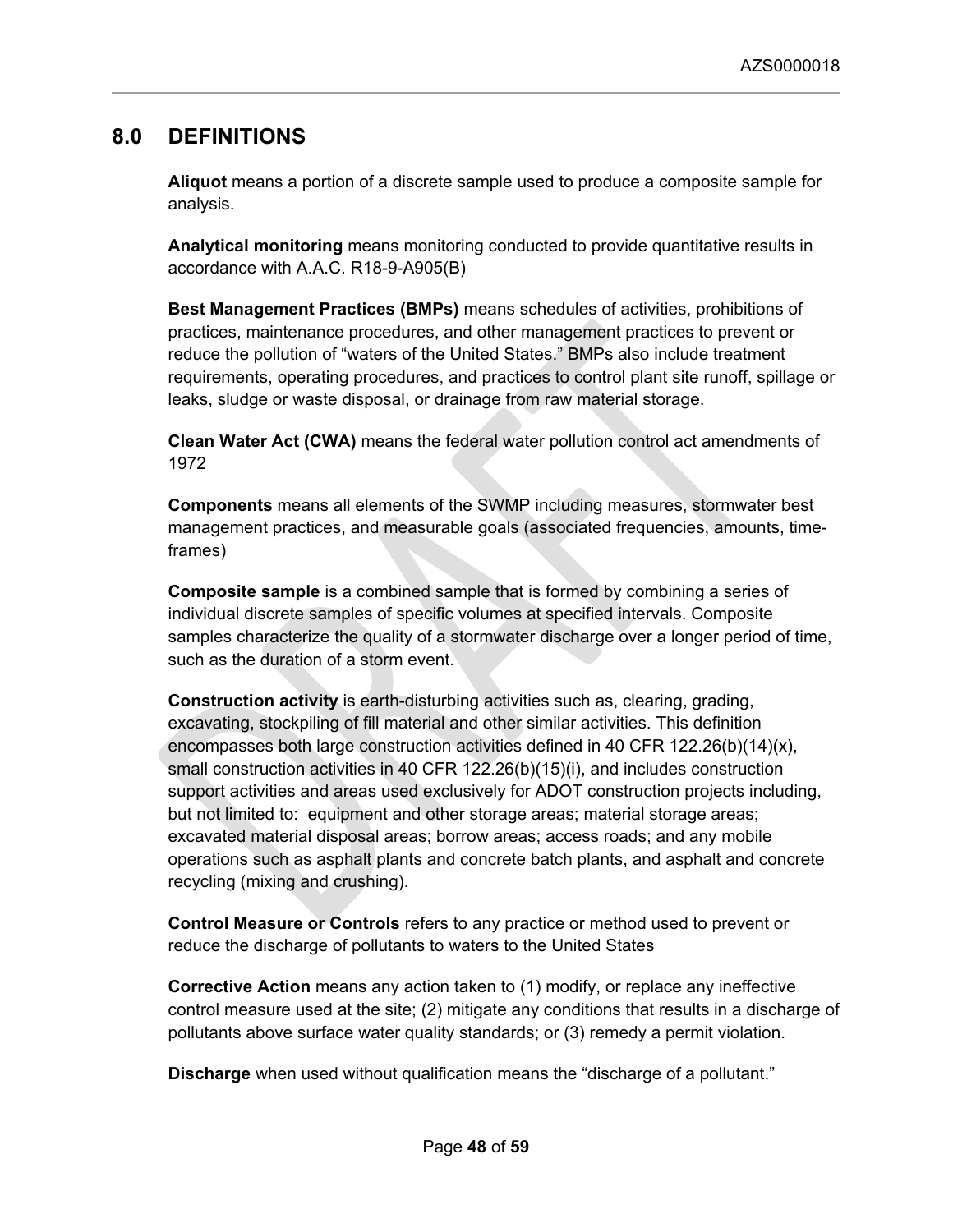## 8.0 DEFINITIONS

**Aliquot** means a portion of a discrete sample used to produce a composite sample for analysis.

**Analytical monitoring** means monitoring conducted to provide quantitative results in accordance with A.A.C. R18-9-A905(B)

**Best Management Practices (BMPs)** means schedules of activities, prohibitions of practices, maintenance procedures, and other management practices to prevent or reduce the pollution of "waters of the United States." BMPs also include treatment requirements, operating procedures, and practices to control plant site runoff, spillage or leaks, sludge or waste disposal, or drainage from raw material storage.

**Clean Water Act (CWA)** means the federal water pollution control act amendments of 1972

**Components** means all elements of the SWMP including measures, stormwater best management practices, and measurable goals (associated frequencies, amounts, time-frames)

**Composite sample** is a combined sample that is formed by combining a series of individual discrete samples of specific volumes at specified intervals. Composite samples characterize the quality of a stormwater discharge over a longer period of time, such as the duration of a storm event.

**Construction activity** is earth-disturbing activities such as, clearing, grading, excavating, stockpiling of fill material and other similar activities. This definition encompasses both large construction activities defined in 40 CFR 122.26(b)(14)(x), small construction activities in 40 CFR 122.26(b)(15)(i), and includes construction support activities and areas used exclusively for ADOT construction projects including, but not limited to: equipment and other storage areas; material storage areas; excavated material disposal areas; borrow areas; access roads; and any mobile operations such as asphalt plants and concrete batch plants, and asphalt and concrete recycling (mixing and crushing).

**Control Measure or Controls** refers to any practice or method used to prevent or reduce the discharge of pollutants to waters to the United States

**Corrective Action** means any action taken to (1) modify, or replace any ineffective control measure used at the site; (2) mitigate any conditions that results in a discharge of pollutants above surface water quality standards; or (3) remedy a permit violation.

**Discharge** when used without qualification means the "discharge of a pollutant."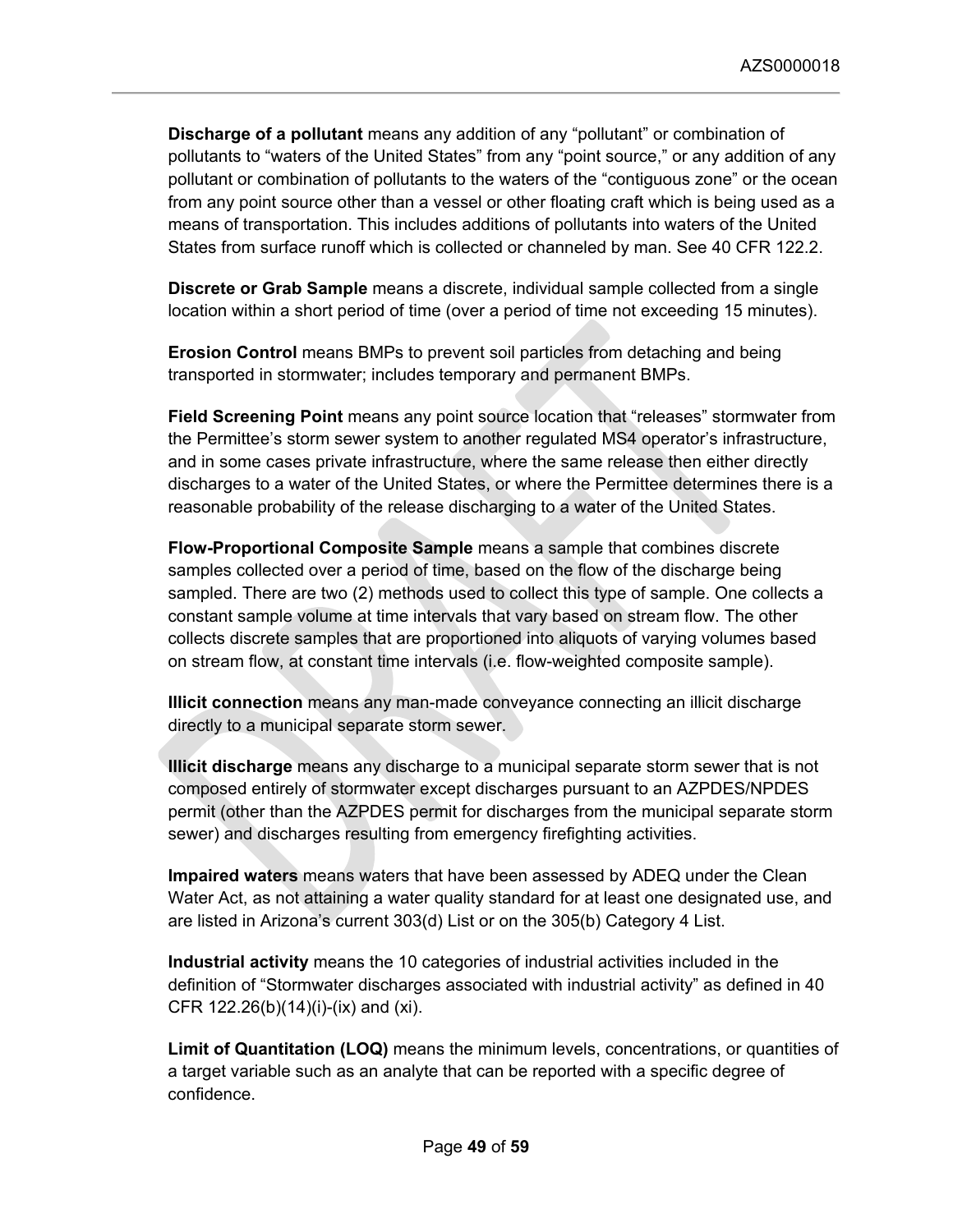**Discharge of a pollutant** means any addition of any “pollutant” or combination of pollutants to “waters of the United States” from any “point source,” or any addition of any pollutant or combination of pollutants to the waters of the “contiguous zone” or the ocean from any point source other than a vessel or other floating craft which is being used as a means of transportation. This includes additions of pollutants into waters of the United States from surface runoff which is collected or channeled by man. See 40 CFR 122.2.

**Discrete or Grab Sample** means a discrete, individual sample collected from a single location within a short period of time (over a period of time not exceeding 15 minutes).

**Erosion Control** means BMPs to prevent soil particles from detaching and being transported in stormwater; includes temporary and permanent BMPs.

**Field Screening Point** means any point source location that “releases” stormwater from the Permittee’s storm sewer system to another regulated MS4 operator’s infrastructure, and in some cases private infrastructure, where the same release then either directly discharges to a water of the United States, or where the Permittee determines there is a reasonable probability of the release discharging to a water of the United States.

**Flow-Proportional Composite Sample** means a sample that combines discrete samples collected over a period of time, based on the flow of the discharge being sampled. There are two (2) methods used to collect this type of sample. One collects a constant sample volume at time intervals that vary based on stream flow. The other collects discrete samples that are proportioned into aliquots of varying volumes based on stream flow, at constant time intervals (i.e. flow-weighted composite sample).

**Illicit connection** means any man-made conveyance connecting an illicit discharge directly to a municipal separate storm sewer.

**Illicit discharge** means any discharge to a municipal separate storm sewer that is not composed entirely of stormwater except discharges pursuant to an AZPDES/NPDES permit (other than the AZPDES permit for discharges from the municipal separate storm sewer) and discharges resulting from emergency firefighting activities.

**Impaired waters** means waters that have been assessed by ADEQ under the Clean Water Act, as not attaining a water quality standard for at least one designated use, and are listed in Arizona’s current 303(d) List or on the 305(b) Category 4 List.

**Industrial activity** means the 10 categories of industrial activities included in the definition of “Stormwater discharges associated with industrial activity” as defined in 40 CFR 122.26(b)(14)(i)-(ix) and (xi).

**Limit of Quantitation (LOQ)** means the minimum levels, concentrations, or quantities of a target variable such as an analyte that can be reported with a specific degree of confidence.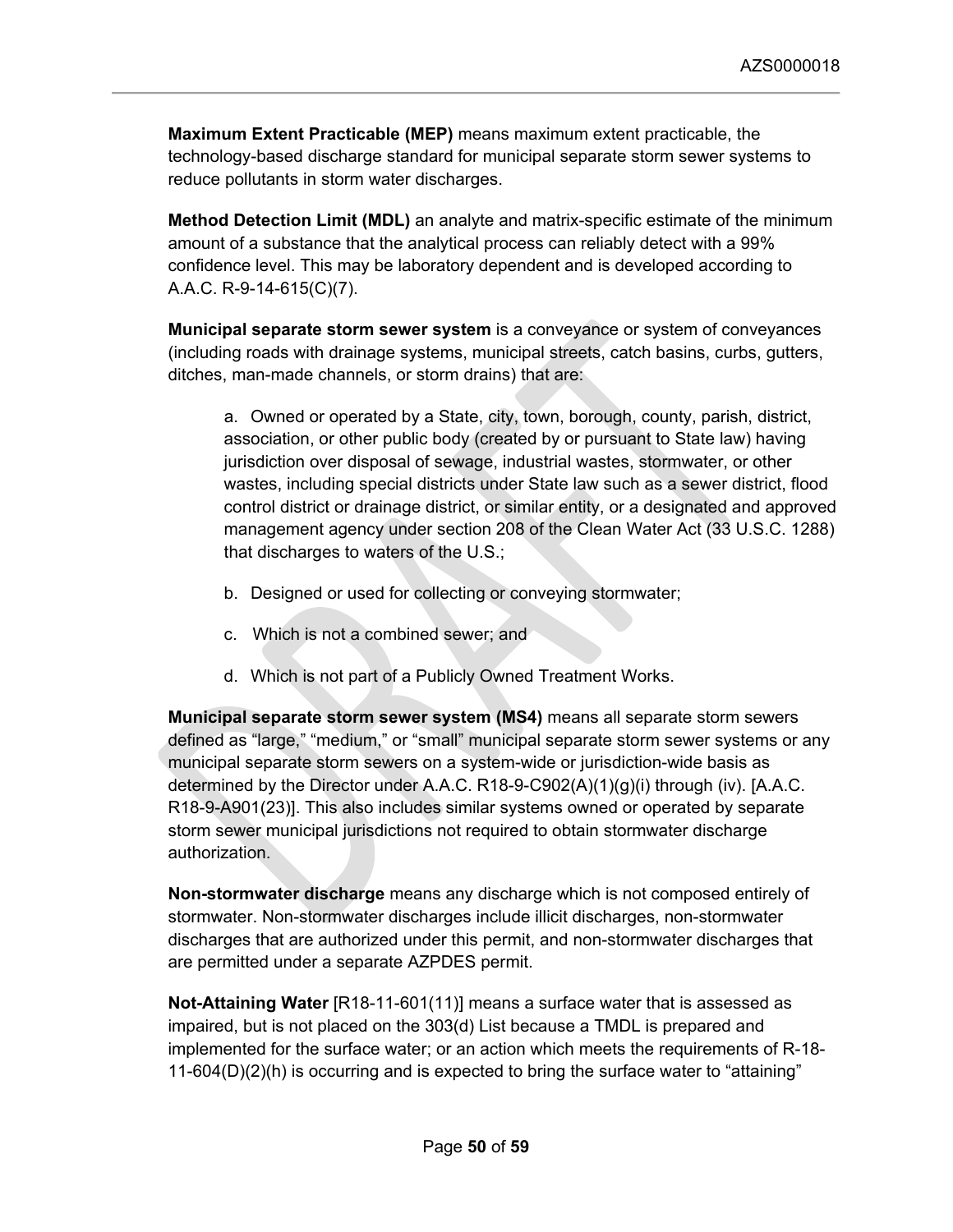**Maximum Extent Practicable (MEP)** means maximum extent practicable, the technology-based discharge standard for municipal separate storm sewer systems to reduce pollutants in storm water discharges.

**Method Detection Limit (MDL)** an analyte and matrix-specific estimate of the minimum amount of a substance that the analytical process can reliably detect with a 99% confidence level. This may be laboratory dependent and is developed according to A.A.C. R-9-14-615(C)(7).

**Municipal separate storm sewer system** is a conveyance or system of conveyances (including roads with drainage systems, municipal streets, catch basins, curbs, gutters, ditches, man-made channels, or storm drains) that are:

a. Owned or operated by a State, city, town, borough, county, parish, district, association, or other public body (created by or pursuant to State law) having jurisdiction over disposal of sewage, industrial wastes, stormwater, or other wastes, including special districts under State law such as a sewer district, flood control district or drainage district, or similar entity, or a designated and approved management agency under section 208 of the Clean Water Act (33 U.S.C. 1288) that discharges to waters of the U.S.;

b. Designed or used for collecting or conveying stormwater;

c. Which is not a combined sewer; and

d. Which is not part of a Publicly Owned Treatment Works.

**Municipal separate storm sewer system (MS4)** means all separate storm sewers defined as "large," "medium," or "small" municipal separate storm sewer systems or any municipal separate storm sewers on a system-wide or jurisdiction-wide basis as determined by the Director under A.A.C. R18-9-C902(A)(1)(g)(i) through (iv). [A.A.C. R18-9-A901(23)]. This also includes similar systems owned or operated by separate storm sewer municipal jurisdictions not required to obtain stormwater discharge authorization.

**Non-stormwater discharge** means any discharge which is not composed entirely of stormwater. Non-stormwater discharges include illicit discharges, non-stormwater discharges that are authorized under this permit, and non-stormwater discharges that are permitted under a separate AZPDES permit.

**Not-Attaining Water** [R18-11-601(11)] means a surface water that is assessed as impaired, but is not placed on the 303(d) List because a TMDL is prepared and implemented for the surface water; or an action which meets the requirements of R-18-11-604(D)(2)(h) is occurring and is expected to bring the surface water to "attaining"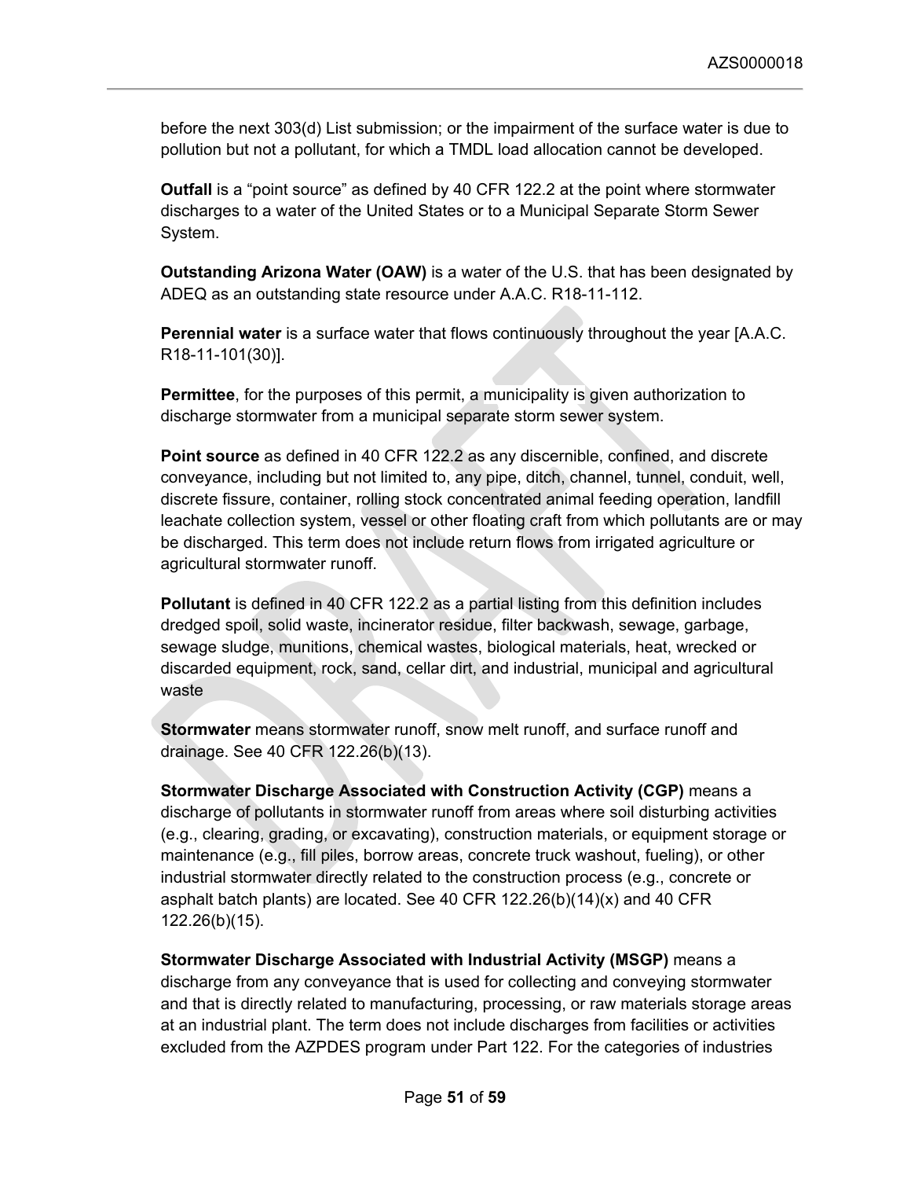before the next 303(d) List submission; or the impairment of the surface water is due to pollution but not a pollutant, for which a TMDL load allocation cannot be developed.

**Outfall** is a “point source” as defined by 40 CFR 122.2 at the point where stormwater discharges to a water of the United States or to a Municipal Separate Storm Sewer System.

**Outstanding Arizona Water (OAW)** is a water of the U.S. that has been designated by ADEQ as an outstanding state resource under A.A.C. R18-11-112.

**Perennial water** is a surface water that flows continuously throughout the year [A.A.C. R18-11-101(30)].

**Permittee**, for the purposes of this permit, a municipality is given authorization to discharge stormwater from a municipal separate storm sewer system.

**Point source** as defined in 40 CFR 122.2 as any discernible, confined, and discrete conveyance, including but not limited to, any pipe, ditch, channel, tunnel, conduit, well, discrete fissure, container, rolling stock concentrated animal feeding operation, landfill leachate collection system, vessel or other floating craft from which pollutants are or may be discharged. This term does not include return flows from irrigated agriculture or agricultural stormwater runoff.

**Pollutant** is defined in 40 CFR 122.2 as a partial listing from this definition includes dredged spoil, solid waste, incinerator residue, filter backwash, sewage, garbage, sewage sludge, munitions, chemical wastes, biological materials, heat, wrecked or discarded equipment, rock, sand, cellar dirt, and industrial, municipal and agricultural waste

**Stormwater** means stormwater runoff, snow melt runoff, and surface runoff and drainage. See 40 CFR 122.26(b)(13).

**Stormwater Discharge Associated with Construction Activity (CGP)** means a discharge of pollutants in stormwater runoff from areas where soil disturbing activities (e.g., clearing, grading, or excavating), construction materials, or equipment storage or maintenance (e.g., fill piles, borrow areas, concrete truck washout, fueling), or other industrial stormwater directly related to the construction process (e.g., concrete or asphalt batch plants) are located. See 40 CFR 122.26(b)(14)(x) and 40 CFR 122.26(b)(15).

**Stormwater Discharge Associated with Industrial Activity (MSGP)** means a discharge from any conveyance that is used for collecting and conveying stormwater and that is directly related to manufacturing, processing, or raw materials storage areas at an industrial plant. The term does not include discharges from facilities or activities excluded from the AZPDES program under Part 122. For the categories of industries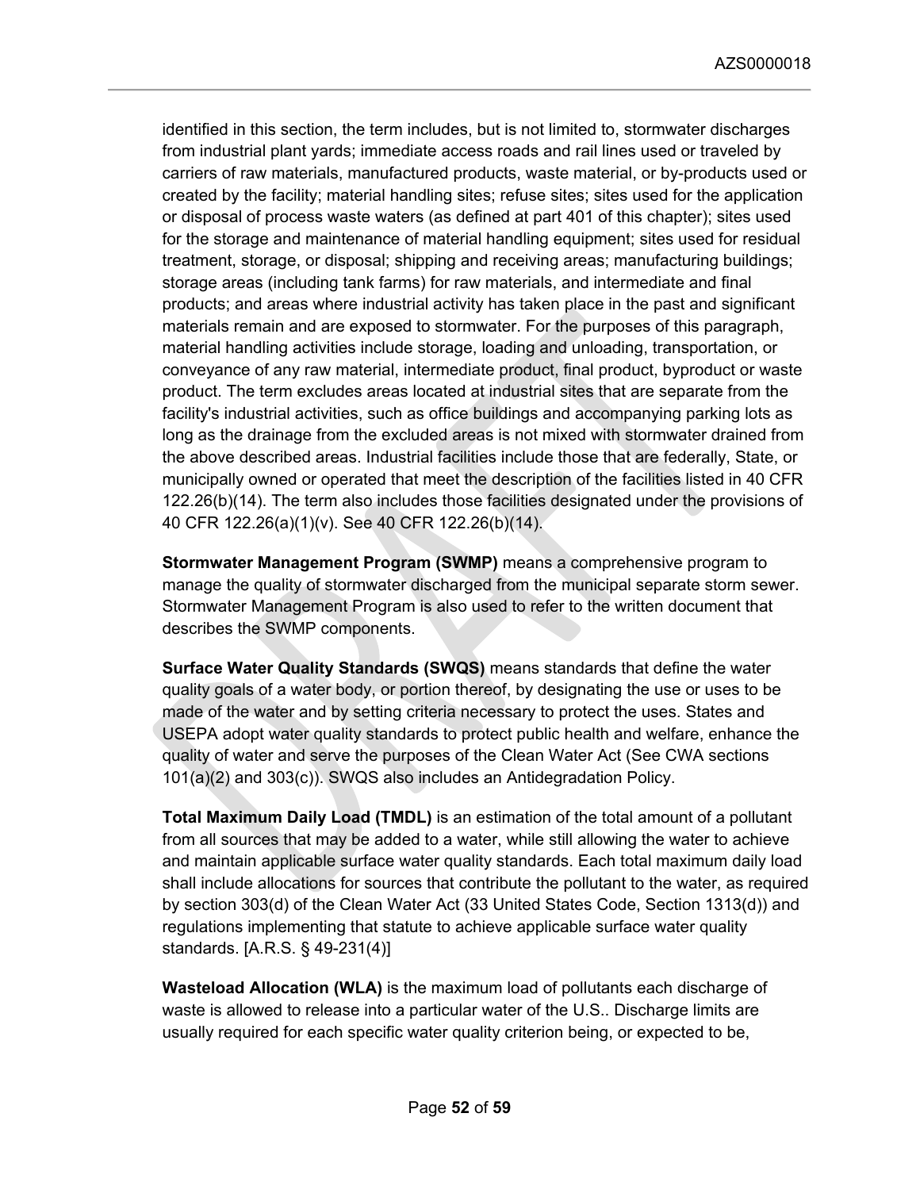identified in this section, the term includes, but is not limited to, stormwater discharges from industrial plant yards; immediate access roads and rail lines used or traveled by carriers of raw materials, manufactured products, waste material, or by-products used or created by the facility; material handling sites; refuse sites; sites used for the application or disposal of process waste waters (as defined at part 401 of this chapter); sites used for the storage and maintenance of material handling equipment; sites used for residual treatment, storage, or disposal; shipping and receiving areas; manufacturing buildings; storage areas (including tank farms) for raw materials, and intermediate and final products; and areas where industrial activity has taken place in the past and significant materials remain and are exposed to stormwater. For the purposes of this paragraph, material handling activities include storage, loading and unloading, transportation, or conveyance of any raw material, intermediate product, final product, byproduct or waste product. The term excludes areas located at industrial sites that are separate from the facility's industrial activities, such as office buildings and accompanying parking lots as long as the drainage from the excluded areas is not mixed with stormwater drained from the above described areas. Industrial facilities include those that are federally, State, or municipally owned or operated that meet the description of the facilities listed in 40 CFR 122.26(b)(14). The term also includes those facilities designated under the provisions of 40 CFR 122.26(a)(1)(v). See 40 CFR 122.26(b)(14).

**Stormwater Management Program (SWMP)** means a comprehensive program to manage the quality of stormwater discharged from the municipal separate storm sewer. Stormwater Management Program is also used to refer to the written document that describes the SWMP components.

**Surface Water Quality Standards (SWQS)** means standards that define the water quality goals of a water body, or portion thereof, by designating the use or uses to be made of the water and by setting criteria necessary to protect the uses. States and USEPA adopt water quality standards to protect public health and welfare, enhance the quality of water and serve the purposes of the Clean Water Act (See CWA sections 101(a)(2) and 303(c)). SWQS also includes an Antidegradation Policy.

**Total Maximum Daily Load (TMDL)** is an estimation of the total amount of a pollutant from all sources that may be added to a water, while still allowing the water to achieve and maintain applicable surface water quality standards. Each total maximum daily load shall include allocations for sources that contribute the pollutant to the water, as required by section 303(d) of the Clean Water Act (33 United States Code, Section 1313(d)) and regulations implementing that statute to achieve applicable surface water quality standards. [A.R.S. § 49-231(4)]

**Wasteload Allocation (WLA)** is the maximum load of pollutants each discharge of waste is allowed to release into a particular water of the U.S.. Discharge limits are usually required for each specific water quality criterion being, or expected to be,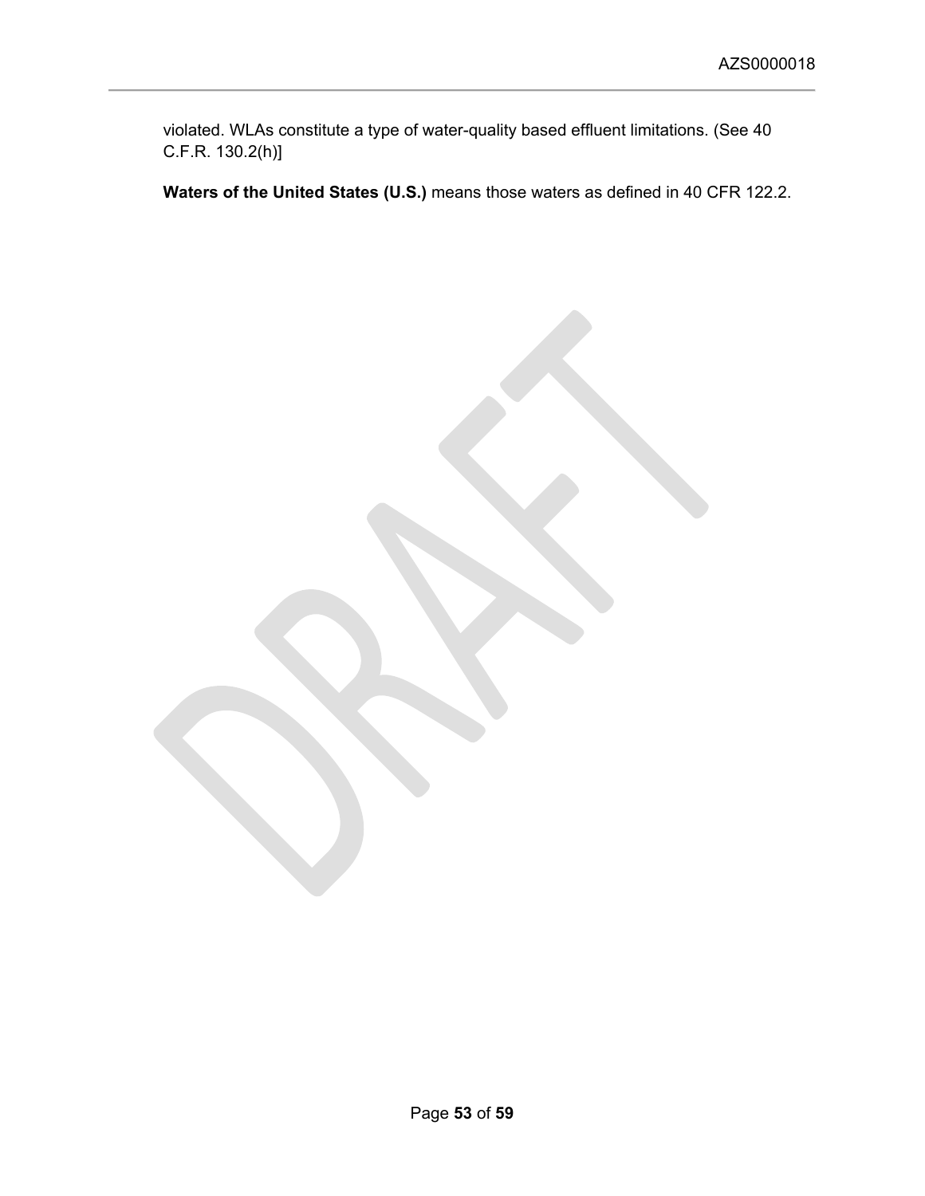violated. WLAs constitute a type of water-quality based effluent limitations. (See 40 C.F.R. 130.2(h)]

**Waters of the United States (U.S.)** means those waters as defined in 40 CFR 122.2.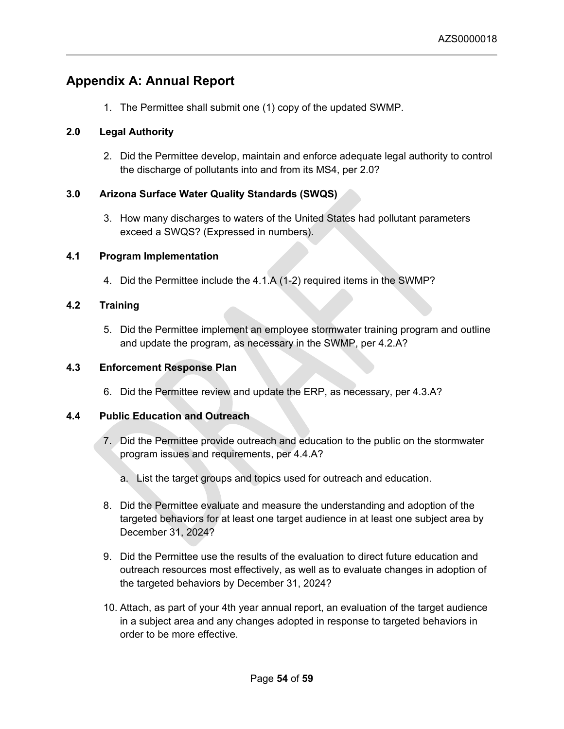## Appendix A: Annual Report

1. The Permittee shall submit one (1) copy of the updated SWMP.

### 2.0 Legal Authority

2. Did the Permittee develop, maintain and enforce adequate legal authority to control the discharge of pollutants into and from its MS4, per 2.0?

### 3.0 Arizona Surface Water Quality Standards (SWQS)

3. How many discharges to waters of the United States had pollutant parameters exceed a SWQS? (Expressed in numbers).

### 4.1 Program Implementation

4. Did the Permittee include the 4.1.A (1-2) required items in the SWMP?

### 4.2 Training

5. Did the Permittee implement an employee stormwater training program and outline and update the program, as necessary in the SWMP, per 4.2.A?

### 4.3 Enforcement Response Plan

6. Did the Permittee review and update the ERP, as necessary, per 4.3.A?

### 4.4 Public Education and Outreach

7. Did the Permittee provide outreach and education to the public on the stormwater program issues and requirements, per 4.4.A?
   a. List the target groups and topics used for outreach and education.
8. Did the Permittee evaluate and measure the understanding and adoption of the targeted behaviors for at least one target audience in at least one subject area by December 31, 2024?
9. Did the Permittee use the results of the evaluation to direct future education and outreach resources most effectively, as well as to evaluate changes in adoption of the targeted behaviors by December 31, 2024?
10. Attach, as part of your 4th year annual report, an evaluation of the target audience in a subject area and any changes adopted in response to targeted behaviors in order to be more effective.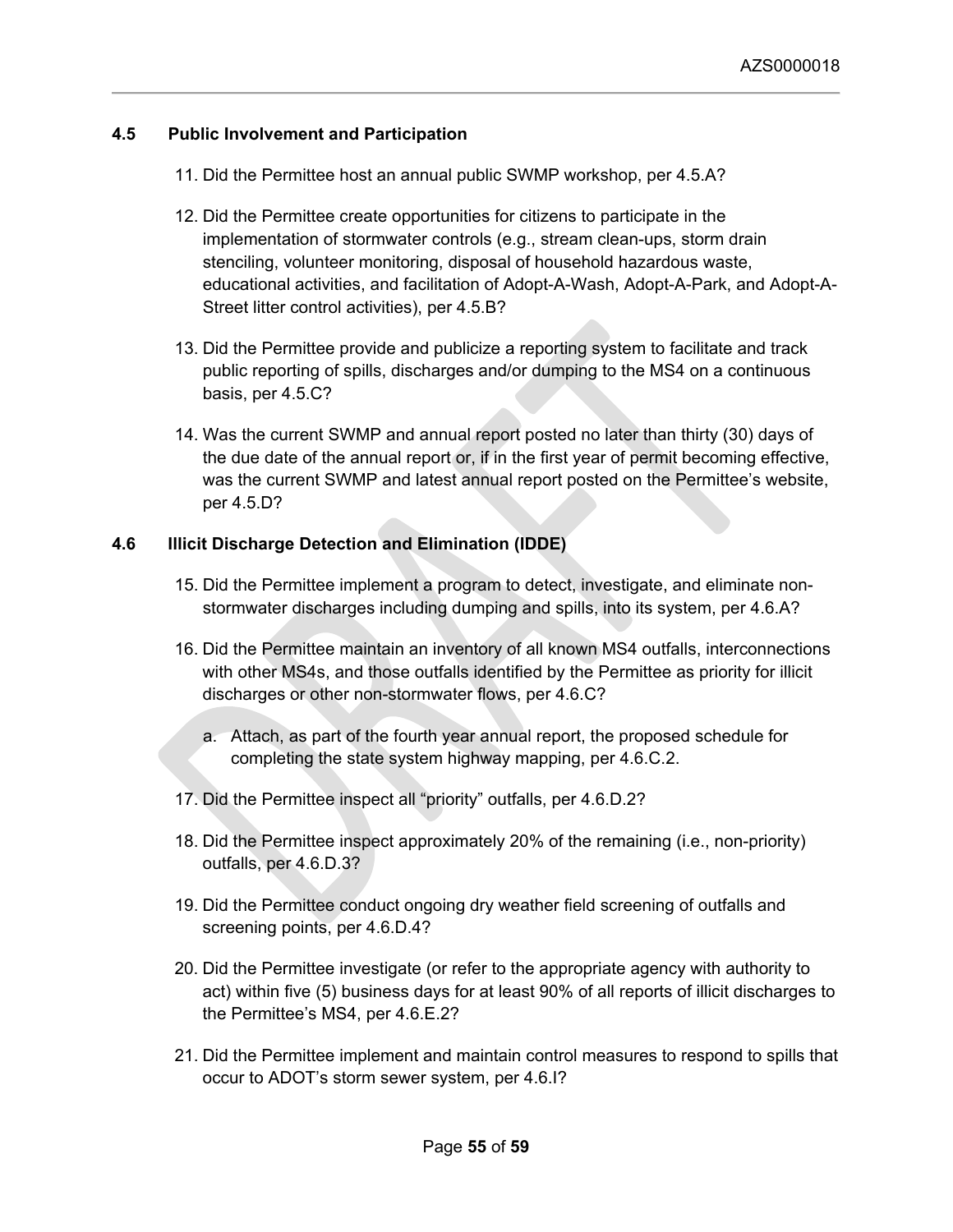### 4.5 Public Involvement and Participation

11. Did the Permittee host an annual public SWMP workshop, per 4.5.A?

12. Did the Permittee create opportunities for citizens to participate in the implementation of stormwater controls (e.g., stream clean-ups, storm drain stenciling, volunteer monitoring, disposal of household hazardous waste, educational activities, and facilitation of Adopt-A-Wash, Adopt-A-Park, and Adopt-A-Street litter control activities), per 4.5.B?

13. Did the Permittee provide and publicize a reporting system to facilitate and track public reporting of spills, discharges and/or dumping to the MS4 on a continuous basis, per 4.5.C?

14. Was the current SWMP and annual report posted no later than thirty (30) days of the due date of the annual report or, if in the first year of permit becoming effective, was the current SWMP and latest annual report posted on the Permittee's website, per 4.5.D?

### 4.6 Illicit Discharge Detection and Elimination (IDDE)

15. Did the Permittee implement a program to detect, investigate, and eliminate non-stormwater discharges including dumping and spills, into its system, per 4.6.A?

16. Did the Permittee maintain an inventory of all known MS4 outfalls, interconnections with other MS4s, and those outfalls identified by the Permittee as priority for illicit discharges or other non-stormwater flows, per 4.6.C?

    a. Attach, as part of the fourth year annual report, the proposed schedule for completing the state system highway mapping, per 4.6.C.2.

17. Did the Permittee inspect all "priority" outfalls, per 4.6.D.2?

18. Did the Permittee inspect approximately 20% of the remaining (i.e., non-priority) outfalls, per 4.6.D.3?

19. Did the Permittee conduct ongoing dry weather field screening of outfalls and screening points, per 4.6.D.4?

20. Did the Permittee investigate (or refer to the appropriate agency with authority to act) within five (5) business days for at least 90% of all reports of illicit discharges to the Permittee's MS4, per 4.6.E.2?

21. Did the Permittee implement and maintain control measures to respond to spills that occur to ADOT's storm sewer system, per 4.6.I?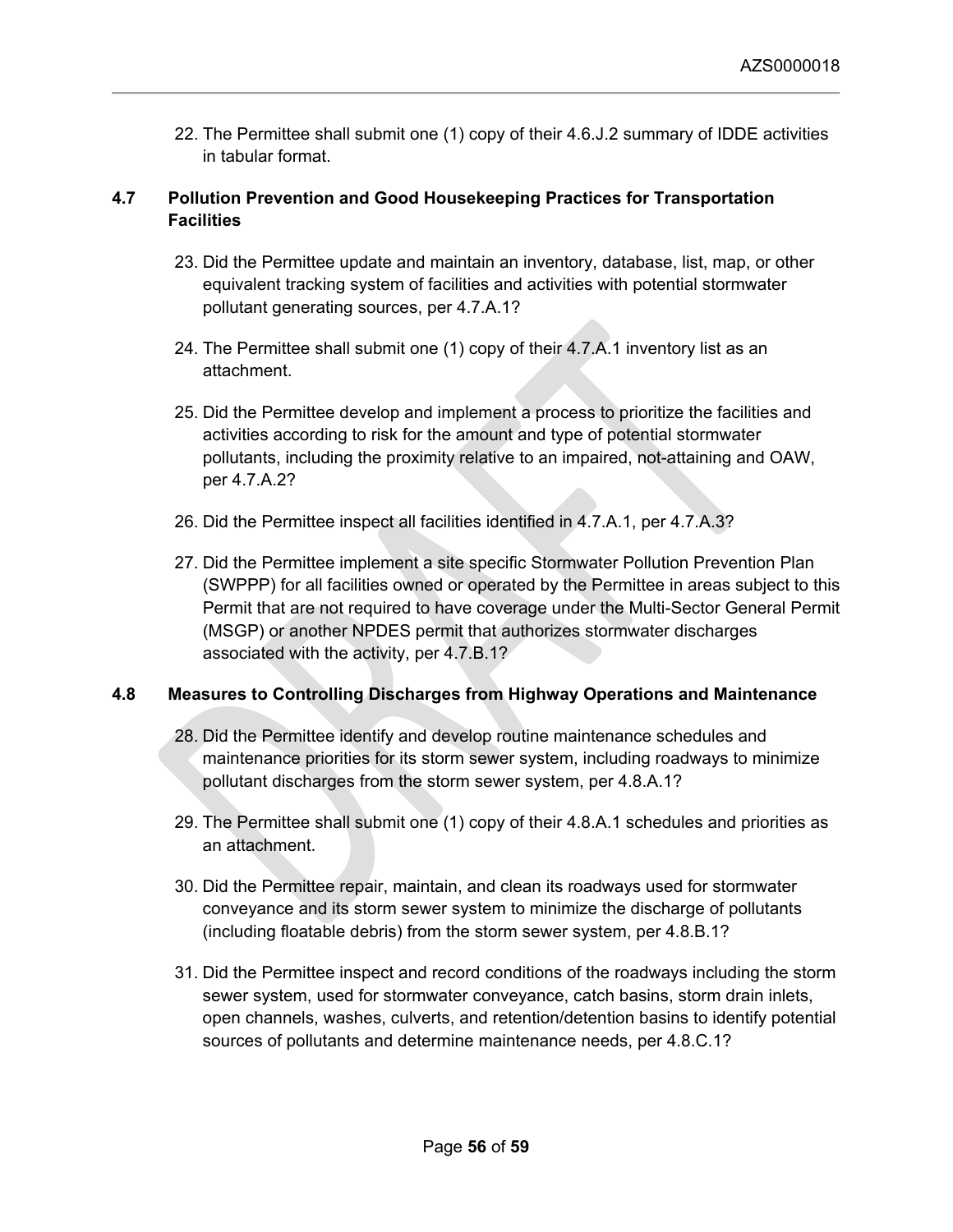22. The Permittee shall submit one (1) copy of their 4.6.J.2 summary of IDDE activities in tabular format.

## 4.7 Pollution Prevention and Good Housekeeping Practices for Transportation Facilities

23. Did the Permittee update and maintain an inventory, database, list, map, or other equivalent tracking system of facilities and activities with potential stormwater pollutant generating sources, per 4.7.A.1?

24. The Permittee shall submit one (1) copy of their 4.7.A.1 inventory list as an attachment.

25. Did the Permittee develop and implement a process to prioritize the facilities and activities according to risk for the amount and type of potential stormwater pollutants, including the proximity relative to an impaired, not-attaining and OAW, per 4.7.A.2?

26. Did the Permittee inspect all facilities identified in 4.7.A.1, per 4.7.A.3?

27. Did the Permittee implement a site specific Stormwater Pollution Prevention Plan (SWPPP) for all facilities owned or operated by the Permittee in areas subject to this Permit that are not required to have coverage under the Multi-Sector General Permit (MSGP) or another NPDES permit that authorizes stormwater discharges associated with the activity, per 4.7.B.1?

## 4.8 Measures to Controlling Discharges from Highway Operations and Maintenance

28. Did the Permittee identify and develop routine maintenance schedules and maintenance priorities for its storm sewer system, including roadways to minimize pollutant discharges from the storm sewer system, per 4.8.A.1?

29. The Permittee shall submit one (1) copy of their 4.8.A.1 schedules and priorities as an attachment.

30. Did the Permittee repair, maintain, and clean its roadways used for stormwater conveyance and its storm sewer system to minimize the discharge of pollutants (including floatable debris) from the storm sewer system, per 4.8.B.1?

31. Did the Permittee inspect and record conditions of the roadways including the storm sewer system, used for stormwater conveyance, catch basins, storm drain inlets, open channels, washes, culverts, and retention/detention basins to identify potential sources of pollutants and determine maintenance needs, per 4.8.C.1?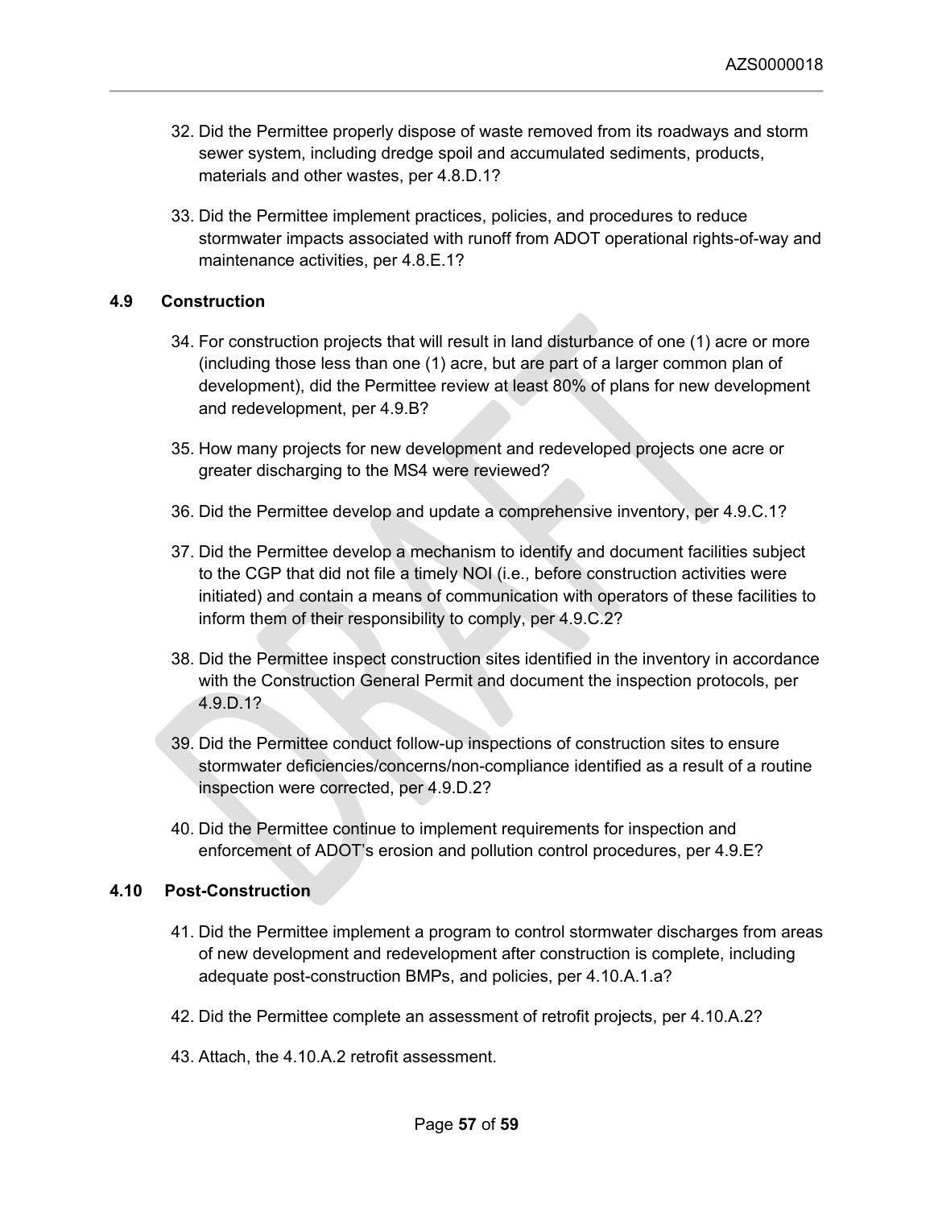32. Did the Permittee properly dispose of waste removed from its roadways and storm sewer system, including dredge spoil and accumulated sediments, products, materials and other wastes, per 4.8.D.1?

33. Did the Permittee implement practices, policies, and procedures to reduce stormwater impacts associated with runoff from ADOT operational rights-of-way and maintenance activities, per 4.8.E.1?

### 4.9 Construction

34. For construction projects that will result in land disturbance of one (1) acre or more (including those less than one (1) acre, but are part of a larger common plan of development), did the Permittee review at least 80% of plans for new development and redevelopment, per 4.9.B?

35. How many projects for new development and redeveloped projects one acre or greater discharging to the MS4 were reviewed?

36. Did the Permittee develop and update a comprehensive inventory, per 4.9.C.1?

37. Did the Permittee develop a mechanism to identify and document facilities subject to the CGP that did not file a timely NOI (i.e., before construction activities were initiated) and contain a means of communication with operators of these facilities to inform them of their responsibility to comply, per 4.9.C.2?

38. Did the Permittee inspect construction sites identified in the inventory in accordance with the Construction General Permit and document the inspection protocols, per 4.9.D.1?

39. Did the Permittee conduct follow-up inspections of construction sites to ensure stormwater deficiencies/concerns/non-compliance identified as a result of a routine inspection were corrected, per 4.9.D.2?

40. Did the Permittee continue to implement requirements for inspection and enforcement of ADOT's erosion and pollution control procedures, per 4.9.E?

### 4.10 Post-Construction

41. Did the Permittee implement a program to control stormwater discharges from areas of new development and redevelopment after construction is complete, including adequate post-construction BMPs, and policies, per 4.10.A.1.a?

42. Did the Permittee complete an assessment of retrofit projects, per 4.10.A.2?

43. Attach, the 4.10.A.2 retrofit assessment.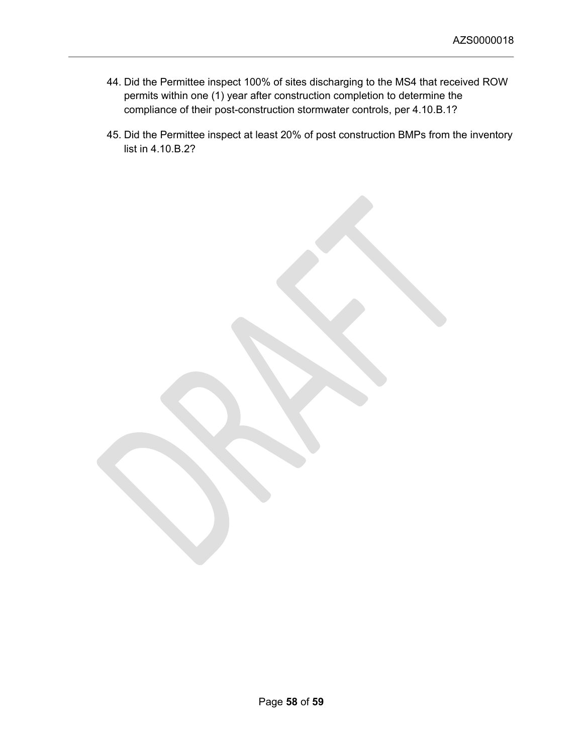44. Did the Permittee inspect 100% of sites discharging to the MS4 that received ROW permits within one (1) year after construction completion to determine the compliance of their post-construction stormwater controls, per 4.10.B.1?

45. Did the Permittee inspect at least 20% of post construction BMPs from the inventory list in 4.10.B.2?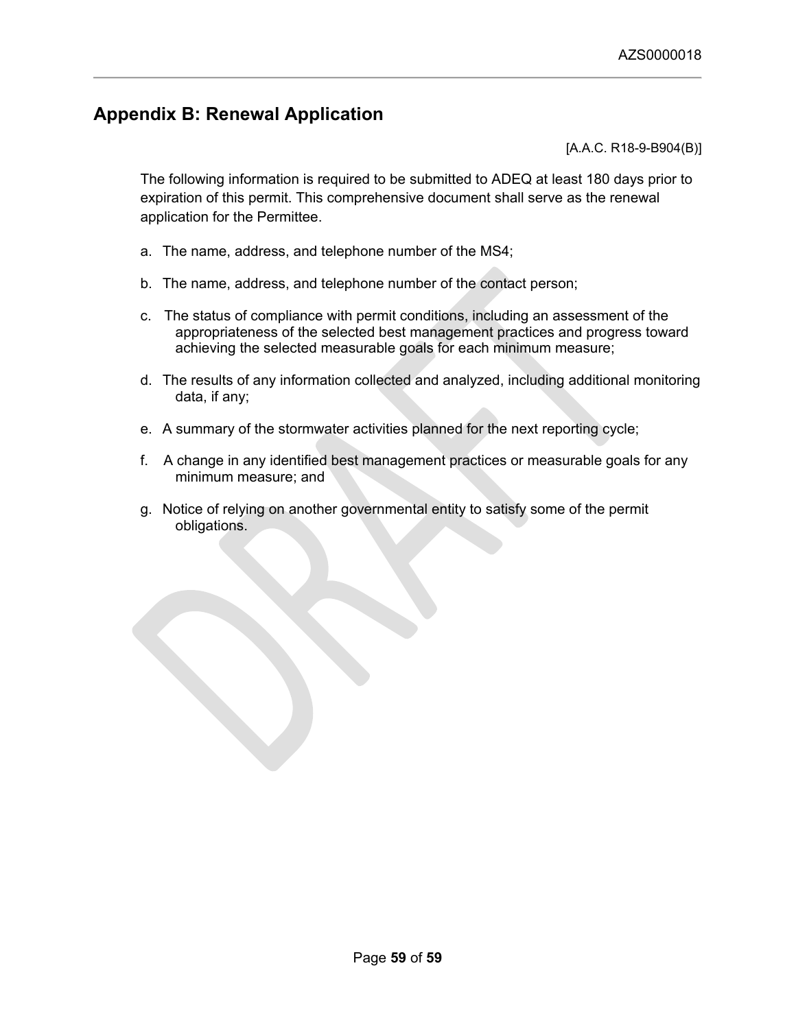## Appendix B: Renewal Application

[A.A.C. R18-9-B904(B)]

The following information is required to be submitted to ADEQ at least 180 days prior to expiration of this permit. This comprehensive document shall serve as the renewal application for the Permittee.

a. The name, address, and telephone number of the MS4;

b. The name, address, and telephone number of the contact person;

c. The status of compliance with permit conditions, including an assessment of the appropriateness of the selected best management practices and progress toward achieving the selected measurable goals for each minimum measure;

d. The results of any information collected and analyzed, including additional monitoring data, if any;

e. A summary of the stormwater activities planned for the next reporting cycle;

f. A change in any identified best management practices or measurable goals for any minimum measure; and

g. Notice of relying on another governmental entity to satisfy some of the permit obligations.